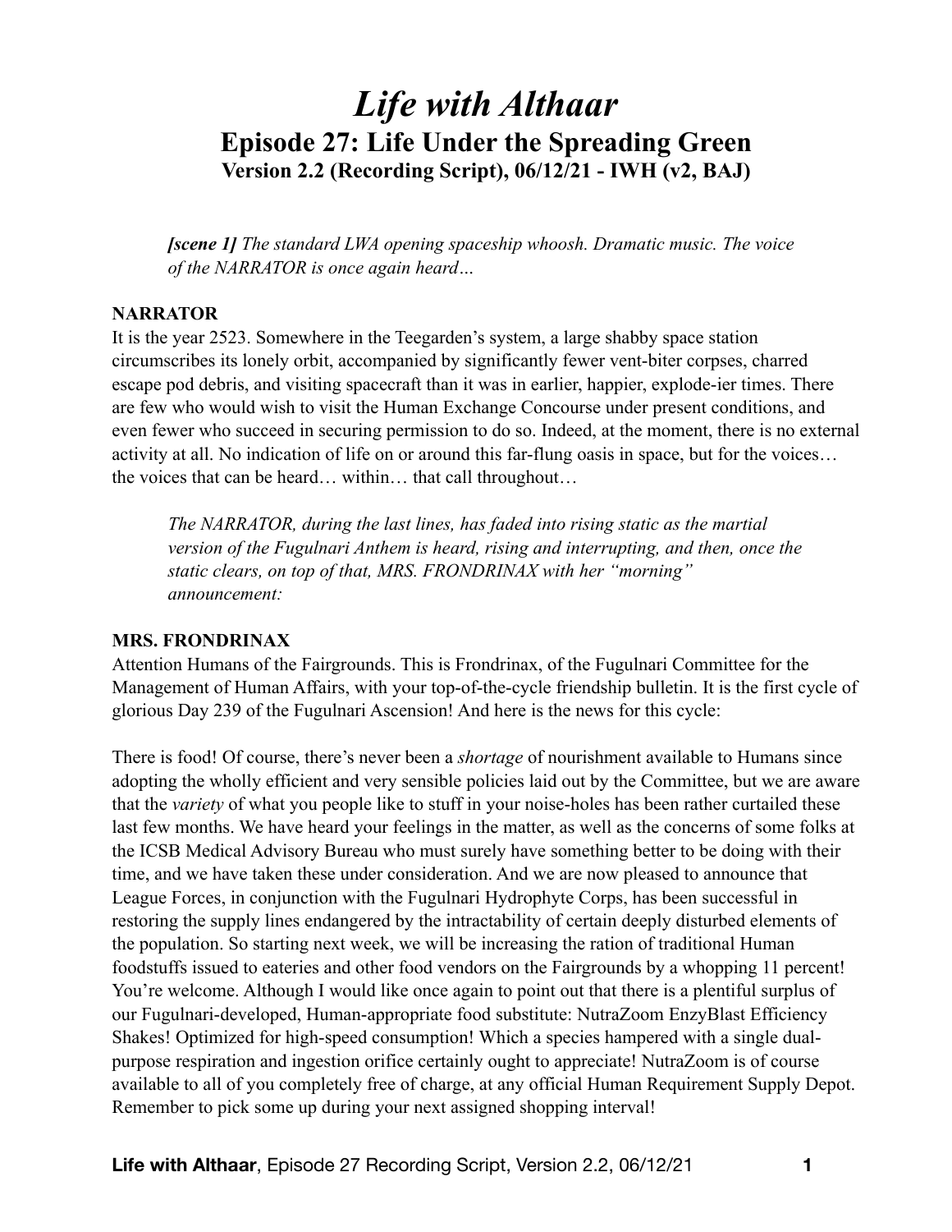# *Life with Althaar*

## Episode 27: Life Under the Spreading Green

### Version 2.2 (Recording Script), 06/12/21 - IWH (v2, BAJ)

> ***[scene 1]*** *The standard LWA opening spaceship whoosh. Dramatic music. The voice of the NARRATOR is once again heard…*

**NARRATOR**

It is the year 2523. Somewhere in the Teegarden's system, a large shabby space station circumscribes its lonely orbit, accompanied by significantly fewer vent-biter corpses, charred escape pod debris, and visiting spacecraft than it was in earlier, happier, explode-ier times. There are few who would wish to visit the Human Exchange Concourse under present conditions, and even fewer who succeed in securing permission to do so. Indeed, at the moment, there is no external activity at all. No indication of life on or around this far-flung oasis in space, but for the voices… the voices that can be heard… within… that call throughout…

> *The NARRATOR, during the last lines, has faded into rising static as the martial version of the Fugulnari Anthem is heard, rising and interrupting, and then, once the static clears, on top of that, MRS. FRONDRINAX with her "morning" announcement:*

**MRS. FRONDRINAX**

Attention Humans of the Fairgrounds. This is Frondrinax, of the Fugulnari Committee for the Management of Human Affairs, with your top-of-the-cycle friendship bulletin. It is the first cycle of glorious Day 239 of the Fugulnari Ascension! And here is the news for this cycle:

There is food! Of course, there's never been a *shortage* of nourishment available to Humans since adopting the wholly efficient and very sensible policies laid out by the Committee, but we are aware that the *variety* of what you people like to stuff in your noise-holes has been rather curtailed these last few months. We have heard your feelings in the matter, as well as the concerns of some folks at the ICSB Medical Advisory Bureau who must surely have something better to be doing with their time, and we have taken these under consideration. And we are now pleased to announce that League Forces, in conjunction with the Fugulnari Hydrophyte Corps, has been successful in restoring the supply lines endangered by the intractability of certain deeply disturbed elements of the population. So starting next week, we will be increasing the ration of traditional Human foodstuffs issued to eateries and other food vendors on the Fairgrounds by a whopping 11 percent! You're welcome. Although I would like once again to point out that there is a plentiful surplus of our Fugulnari-developed, Human-appropriate food substitute: NutraZoom EnzyBlast Efficiency Shakes! Optimized for high-speed consumption! Which a species hampered with a single dual-purpose respiration and ingestion orifice certainly ought to appreciate! NutraZoom is of course available to all of you completely free of charge, at any official Human Requirement Supply Depot. Remember to pick some up during your next assigned shopping interval!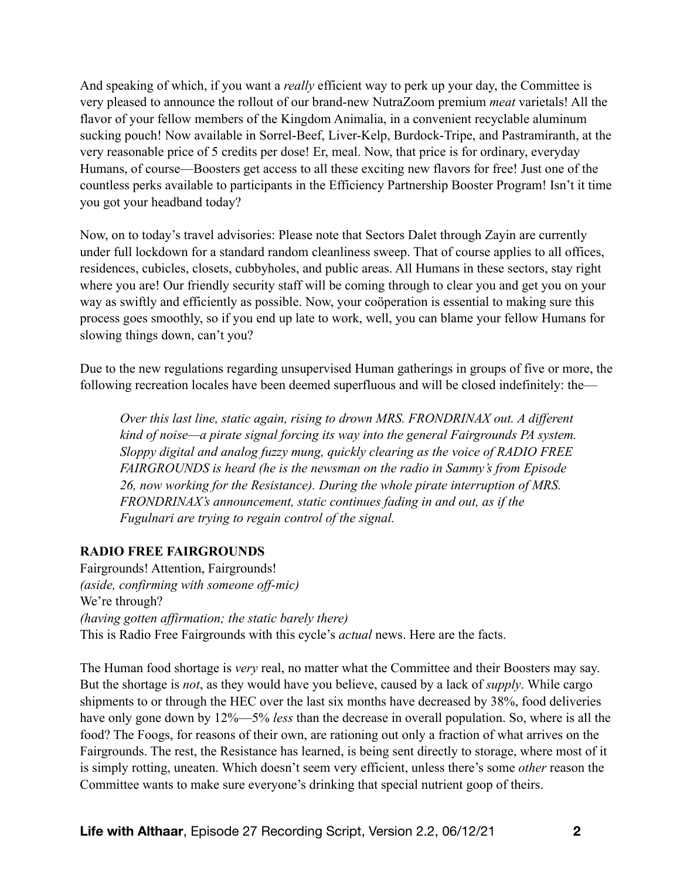And speaking of which, if you want a *really* efficient way to perk up your day, the Committee is very pleased to announce the rollout of our brand-new NutraZoom premium *meat* varietals! All the flavor of your fellow members of the Kingdom Animalia, in a convenient recyclable aluminum sucking pouch! Now available in Sorrel-Beef, Liver-Kelp, Burdock-Tripe, and Pastramiranth, at the very reasonable price of 5 credits per dose! Er, meal. Now, that price is for ordinary, everyday Humans, of course—Boosters get access to all these exciting new flavors for free! Just one of the countless perks available to participants in the Efficiency Partnership Booster Program! Isn't it time you got your headband today?

Now, on to today's travel advisories: Please note that Sectors Dalet through Zayin are currently under full lockdown for a standard random cleanliness sweep. That of course applies to all offices, residences, cubicles, closets, cubbyholes, and public areas. All Humans in these sectors, stay right where you are! Our friendly security staff will be coming through to clear you and get you on your way as swiftly and efficiently as possible. Now, your coöperation is essential to making sure this process goes smoothly, so if you end up late to work, well, you can blame your fellow Humans for slowing things down, can't you?

Due to the new regulations regarding unsupervised Human gatherings in groups of five or more, the following recreation locales have been deemed superfluous and will be closed indefinitely: the—

> *Over this last line, static again, rising to drown MRS. FRONDRINAX out. A different kind of noise—a pirate signal forcing its way into the general Fairgrounds PA system. Sloppy digital and analog fuzzy mung, quickly clearing as the voice of RADIO FREE FAIRGROUNDS is heard (he is the newsman on the radio in Sammy's from Episode 26, now working for the Resistance). During the whole pirate interruption of MRS. FRONDRINAX's announcement, static continues fading in and out, as if the Fugulnari are trying to regain control of the signal.*

**RADIO FREE FAIRGROUNDS**
Fairgrounds! Attention, Fairgrounds!
*(aside, confirming with someone off-mic)*
We're through?
*(having gotten affirmation; the static barely there)*
This is Radio Free Fairgrounds with this cycle's *actual* news. Here are the facts.

The Human food shortage is *very* real, no matter what the Committee and their Boosters may say. But the shortage is *not*, as they would have you believe, caused by a lack of *supply*. While cargo shipments to or through the HEC over the last six months have decreased by 38%, food deliveries have only gone down by 12%—5% *less* than the decrease in overall population. So, where is all the food? The Foogs, for reasons of their own, are rationing out only a fraction of what arrives on the Fairgrounds. The rest, the Resistance has learned, is being sent directly to storage, where most of it is simply rotting, uneaten. Which doesn't seem very efficient, unless there's some *other* reason the Committee wants to make sure everyone's drinking that special nutrient goop of theirs.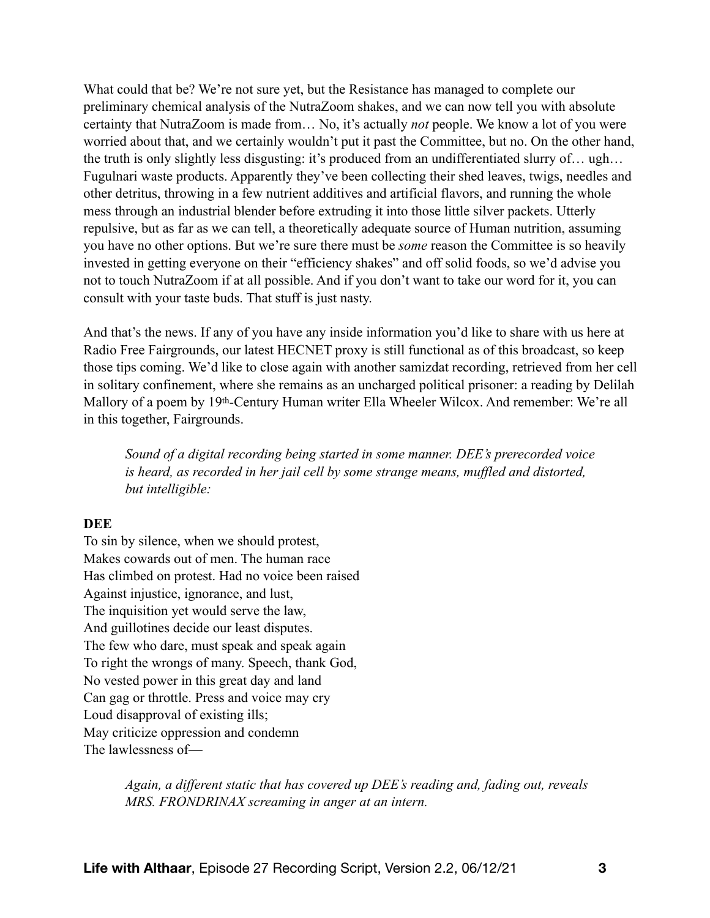What could that be? We're not sure yet, but the Resistance has managed to complete our preliminary chemical analysis of the NutraZoom shakes, and we can now tell you with absolute certainty that NutraZoom is made from… No, it's actually *not* people. We know a lot of you were worried about that, and we certainly wouldn't put it past the Committee, but no. On the other hand, the truth is only slightly less disgusting: it's produced from an undifferentiated slurry of… ugh… Fugulnari waste products. Apparently they've been collecting their shed leaves, twigs, needles and other detritus, throwing in a few nutrient additives and artificial flavors, and running the whole mess through an industrial blender before extruding it into those little silver packets. Utterly repulsive, but as far as we can tell, a theoretically adequate source of Human nutrition, assuming you have no other options. But we're sure there must be *some* reason the Committee is so heavily invested in getting everyone on their "efficiency shakes" and off solid foods, so we'd advise you not to touch NutraZoom if at all possible. And if you don't want to take our word for it, you can consult with your taste buds. That stuff is just nasty.

And that's the news. If any of you have any inside information you'd like to share with us here at Radio Free Fairgrounds, our latest HECNET proxy is still functional as of this broadcast, so keep those tips coming. We'd like to close again with another samizdat recording, retrieved from her cell in solitary confinement, where she remains as an uncharged political prisoner: a reading by Delilah Mallory of a poem by 19th-Century Human writer Ella Wheeler Wilcox. And remember: We're all in this together, Fairgrounds.

> *Sound of a digital recording being started in some manner. DEE's prerecorded voice is heard, as recorded in her jail cell by some strange means, muffled and distorted, but intelligible:*

**DEE**

To sin by silence, when we should protest,
Makes cowards out of men. The human race
Has climbed on protest. Had no voice been raised
Against injustice, ignorance, and lust,
The inquisition yet would serve the law,
And guillotines decide our least disputes.
The few who dare, must speak and speak again
To right the wrongs of many. Speech, thank God,
No vested power in this great day and land
Can gag or throttle. Press and voice may cry
Loud disapproval of existing ills;
May criticize oppression and condemn
The lawlessness of—

> *Again, a different static that has covered up DEE's reading and, fading out, reveals MRS. FRONDRINAX screaming in anger at an intern.*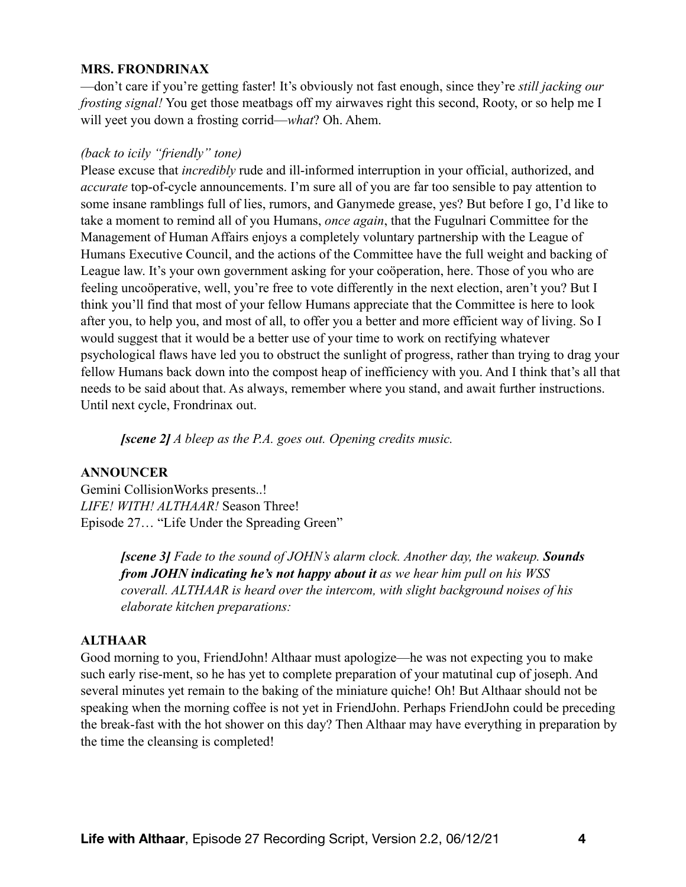**MRS. FRONDRINAX**

—don't care if you're getting faster! It's obviously not fast enough, since they're *still jacking our frosting signal!* You get those meatbags off my airwaves right this second, Rooty, or so help me I will yeet you down a frosting corrid—*what*? Oh. Ahem.

*(back to icily "friendly" tone)*

Please excuse that *incredibly* rude and ill-informed interruption in your official, authorized, and *accurate* top-of-cycle announcements. I'm sure all of you are far too sensible to pay attention to some insane ramblings full of lies, rumors, and Ganymede grease, yes? But before I go, I'd like to take a moment to remind all of you Humans, *once again*, that the Fugulnari Committee for the Management of Human Affairs enjoys a completely voluntary partnership with the League of Humans Executive Council, and the actions of the Committee have the full weight and backing of League law. It's your own government asking for your coöperation, here. Those of you who are feeling uncoöperative, well, you're free to vote differently in the next election, aren't you? But I think you'll find that most of your fellow Humans appreciate that the Committee is here to look after you, to help you, and most of all, to offer you a better and more efficient way of living. So I would suggest that it would be a better use of your time to work on rectifying whatever psychological flaws have led you to obstruct the sunlight of progress, rather than trying to drag your fellow Humans back down into the compost heap of inefficiency with you. And I think that's all that needs to be said about that. As always, remember where you stand, and await further instructions. Until next cycle, Frondrinax out.

> ***[scene 2]*** *A bleep as the P.A. goes out. Opening credits music.*

**ANNOUNCER**

Gemini CollisionWorks presents..!
*LIFE! WITH! ALTHAAR!* Season Three!
Episode 27… "Life Under the Spreading Green"

> ***[scene 3]*** *Fade to the sound of JOHN's alarm clock. Another day, the wakeup.* ***Sounds from JOHN indicating he's not happy about it*** *as we hear him pull on his WSS coverall. ALTHAAR is heard over the intercom, with slight background noises of his elaborate kitchen preparations:*

**ALTHAAR**

Good morning to you, FriendJohn! Althaar must apologize—he was not expecting you to make such early rise-ment, so he has yet to complete preparation of your matutinal cup of joseph. And several minutes yet remain to the baking of the miniature quiche! Oh! But Althaar should not be speaking when the morning coffee is not yet in FriendJohn. Perhaps FriendJohn could be preceding the break-fast with the hot shower on this day? Then Althaar may have everything in preparation by the time the cleansing is completed!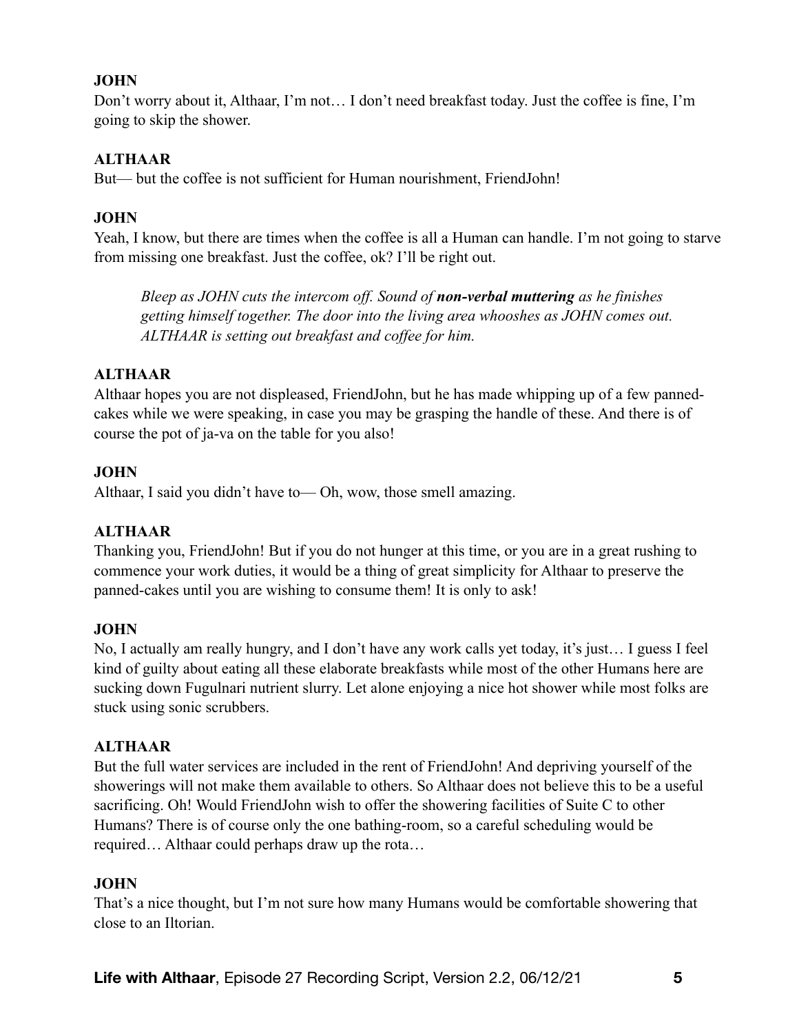**JOHN**

Don't worry about it, Althaar, I'm not… I don't need breakfast today. Just the coffee is fine, I'm going to skip the shower.

**ALTHAAR**

But— but the coffee is not sufficient for Human nourishment, FriendJohn!

**JOHN**

Yeah, I know, but there are times when the coffee is all a Human can handle. I'm not going to starve from missing one breakfast. Just the coffee, ok? I'll be right out.

> *Bleep as JOHN cuts the intercom off. Sound of* ***non-verbal muttering*** *as he finishes getting himself together. The door into the living area whooshes as JOHN comes out. ALTHAAR is setting out breakfast and coffee for him.*

**ALTHAAR**

Althaar hopes you are not displeased, FriendJohn, but he has made whipping up of a few panned-cakes while we were speaking, in case you may be grasping the handle of these. And there is of course the pot of ja-va on the table for you also!

**JOHN**

Althaar, I said you didn't have to— Oh, wow, those smell amazing.

**ALTHAAR**

Thanking you, FriendJohn! But if you do not hunger at this time, or you are in a great rushing to commence your work duties, it would be a thing of great simplicity for Althaar to preserve the panned-cakes until you are wishing to consume them! It is only to ask!

**JOHN**

No, I actually am really hungry, and I don't have any work calls yet today, it's just… I guess I feel kind of guilty about eating all these elaborate breakfasts while most of the other Humans here are sucking down Fugulnari nutrient slurry. Let alone enjoying a nice hot shower while most folks are stuck using sonic scrubbers.

**ALTHAAR**

But the full water services are included in the rent of FriendJohn! And depriving yourself of the showerings will not make them available to others. So Althaar does not believe this to be a useful sacrificing. Oh! Would FriendJohn wish to offer the showering facilities of Suite C to other Humans? There is of course only the one bathing-room, so a careful scheduling would be required… Althaar could perhaps draw up the rota…

**JOHN**

That's a nice thought, but I'm not sure how many Humans would be comfortable showering that close to an Iltorian.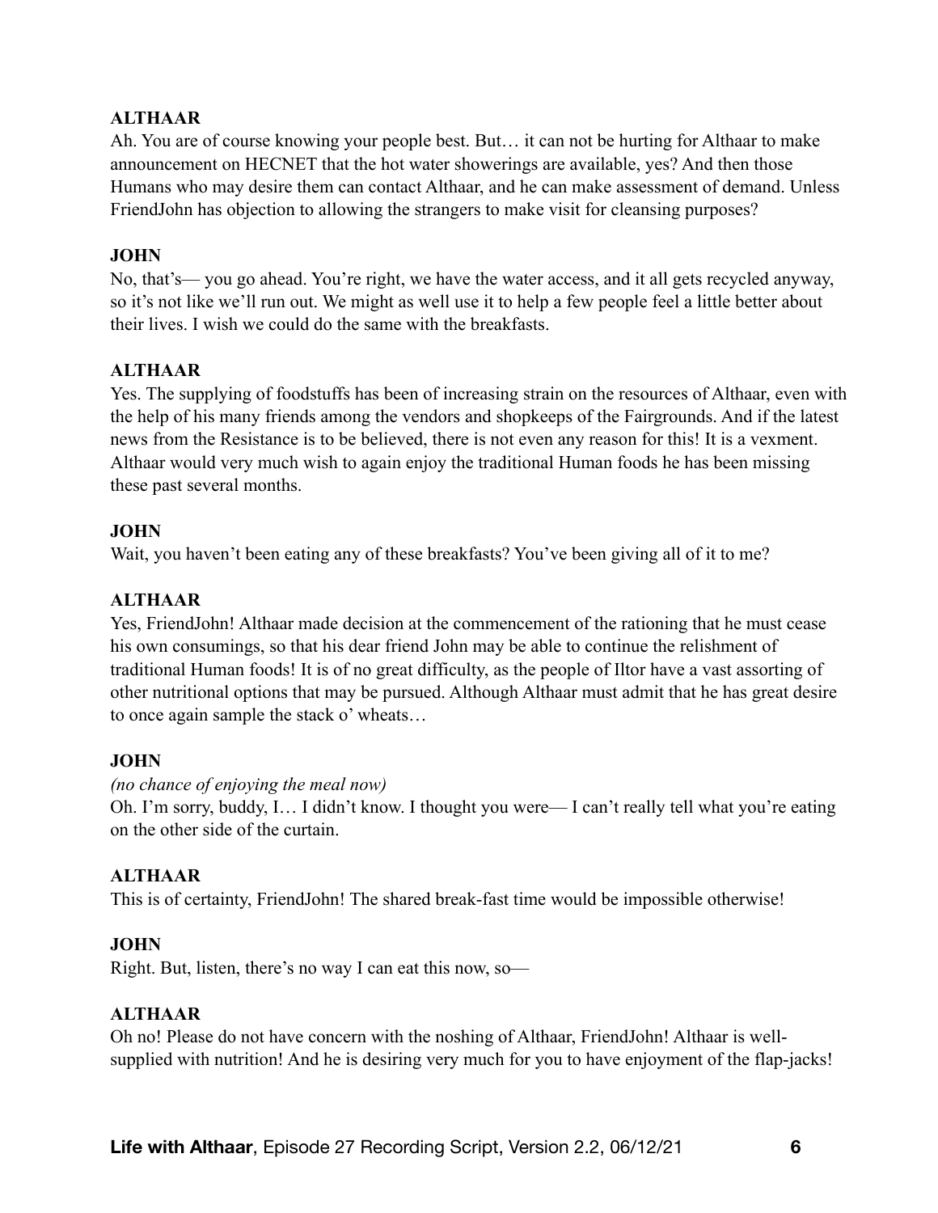**ALTHAAR**

Ah. You are of course knowing your people best. But… it can not be hurting for Althaar to make announcement on HECNET that the hot water showerings are available, yes? And then those Humans who may desire them can contact Althaar, and he can make assessment of demand. Unless FriendJohn has objection to allowing the strangers to make visit for cleansing purposes?

**JOHN**

No, that's— you go ahead. You're right, we have the water access, and it all gets recycled anyway, so it's not like we'll run out. We might as well use it to help a few people feel a little better about their lives. I wish we could do the same with the breakfasts.

**ALTHAAR**

Yes. The supplying of foodstuffs has been of increasing strain on the resources of Althaar, even with the help of his many friends among the vendors and shopkeeps of the Fairgrounds. And if the latest news from the Resistance is to be believed, there is not even any reason for this! It is a vexment. Althaar would very much wish to again enjoy the traditional Human foods he has been missing these past several months.

**JOHN**

Wait, you haven't been eating any of these breakfasts? You've been giving all of it to me?

**ALTHAAR**

Yes, FriendJohn! Althaar made decision at the commencement of the rationing that he must cease his own consumings, so that his dear friend John may be able to continue the relishment of traditional Human foods! It is of no great difficulty, as the people of Iltor have a vast assorting of other nutritional options that may be pursued. Although Althaar must admit that he has great desire to once again sample the stack o' wheats…

**JOHN**

*(no chance of enjoying the meal now)*

Oh. I'm sorry, buddy, I… I didn't know. I thought you were— I can't really tell what you're eating on the other side of the curtain.

**ALTHAAR**

This is of certainty, FriendJohn! The shared break-fast time would be impossible otherwise!

**JOHN**

Right. But, listen, there's no way I can eat this now, so—

**ALTHAAR**

Oh no! Please do not have concern with the noshing of Althaar, FriendJohn! Althaar is well-supplied with nutrition! And he is desiring very much for you to have enjoyment of the flap-jacks!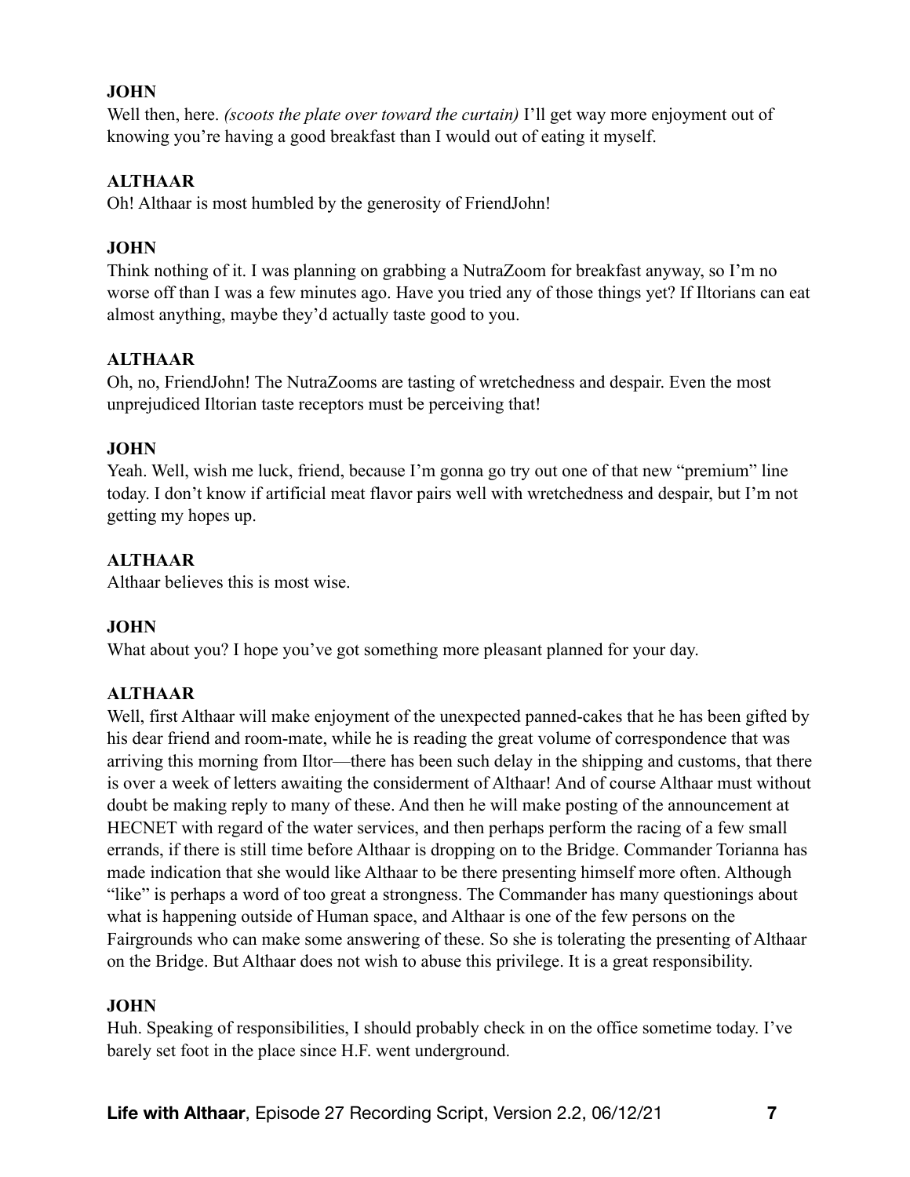**JOHN**

Well then, here. *(scoots the plate over toward the curtain)* I'll get way more enjoyment out of knowing you're having a good breakfast than I would out of eating it myself.

**ALTHAAR**

Oh! Althaar is most humbled by the generosity of FriendJohn!

**JOHN**

Think nothing of it. I was planning on grabbing a NutraZoom for breakfast anyway, so I'm no worse off than I was a few minutes ago. Have you tried any of those things yet? If Iltorians can eat almost anything, maybe they'd actually taste good to you.

**ALTHAAR**

Oh, no, FriendJohn! The NutraZooms are tasting of wretchedness and despair. Even the most unprejudiced Iltorian taste receptors must be perceiving that!

**JOHN**

Yeah. Well, wish me luck, friend, because I'm gonna go try out one of that new "premium" line today. I don't know if artificial meat flavor pairs well with wretchedness and despair, but I'm not getting my hopes up.

**ALTHAAR**

Althaar believes this is most wise.

**JOHN**

What about you? I hope you've got something more pleasant planned for your day.

**ALTHAAR**

Well, first Althaar will make enjoyment of the unexpected panned-cakes that he has been gifted by his dear friend and room-mate, while he is reading the great volume of correspondence that was arriving this morning from Iltor—there has been such delay in the shipping and customs, that there is over a week of letters awaiting the considerment of Althaar! And of course Althaar must without doubt be making reply to many of these. And then he will make posting of the announcement at HECNET with regard of the water services, and then perhaps perform the racing of a few small errands, if there is still time before Althaar is dropping on to the Bridge. Commander Torianna has made indication that she would like Althaar to be there presenting himself more often. Although "like" is perhaps a word of too great a strongness. The Commander has many questionings about what is happening outside of Human space, and Althaar is one of the few persons on the Fairgrounds who can make some answering of these. So she is tolerating the presenting of Althaar on the Bridge. But Althaar does not wish to abuse this privilege. It is a great responsibility.

**JOHN**

Huh. Speaking of responsibilities, I should probably check in on the office sometime today. I've barely set foot in the place since H.F. went underground.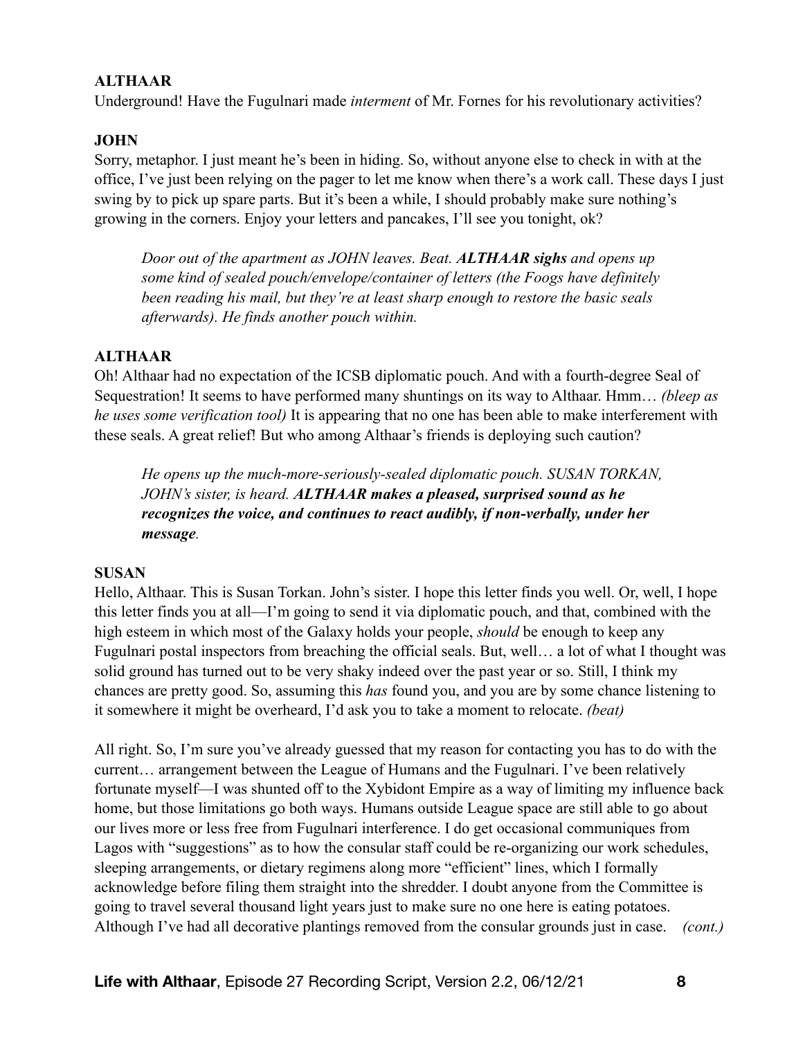**ALTHAAR**

Underground! Have the Fugulnari made *interment* of Mr. Fornes for his revolutionary activities?

**JOHN**

Sorry, metaphor. I just meant he's been in hiding. So, without anyone else to check in with at the office, I've just been relying on the pager to let me know when there's a work call. These days I just swing by to pick up spare parts. But it's been a while, I should probably make sure nothing's growing in the corners. Enjoy your letters and pancakes, I'll see you tonight, ok?

> *Door out of the apartment as JOHN leaves. Beat.* ***ALTHAAR sighs*** *and opens up some kind of sealed pouch/envelope/container of letters (the Foogs have definitely been reading his mail, but they're at least sharp enough to restore the basic seals afterwards). He finds another pouch within.*

**ALTHAAR**

Oh! Althaar had no expectation of the ICSB diplomatic pouch. And with a fourth-degree Seal of Sequestration! It seems to have performed many shuntings on its way to Althaar. Hmm… *(bleep as he uses some verification tool)* It is appearing that no one has been able to make interferement with these seals. A great relief! But who among Althaar's friends is deploying such caution?

> *He opens up the much-more-seriously-sealed diplomatic pouch. SUSAN TORKAN, JOHN's sister, is heard.* ***ALTHAAR makes a pleased, surprised sound as he recognizes the voice, and continues to react audibly, if non-verbally, under her message****.*

**SUSAN**

Hello, Althaar. This is Susan Torkan. John's sister. I hope this letter finds you well. Or, well, I hope this letter finds you at all—I'm going to send it via diplomatic pouch, and that, combined with the high esteem in which most of the Galaxy holds your people, *should* be enough to keep any Fugulnari postal inspectors from breaching the official seals. But, well… a lot of what I thought was solid ground has turned out to be very shaky indeed over the past year or so. Still, I think my chances are pretty good. So, assuming this *has* found you, and you are by some chance listening to it somewhere it might be overheard, I'd ask you to take a moment to relocate. *(beat)*

All right. So, I'm sure you've already guessed that my reason for contacting you has to do with the current… arrangement between the League of Humans and the Fugulnari. I've been relatively fortunate myself—I was shunted off to the Xybidont Empire as a way of limiting my influence back home, but those limitations go both ways. Humans outside League space are still able to go about our lives more or less free from Fugulnari interference. I do get occasional communiques from Lagos with "suggestions" as to how the consular staff could be re-organizing our work schedules, sleeping arrangements, or dietary regimens along more "efficient" lines, which I formally acknowledge before filing them straight into the shredder. I doubt anyone from the Committee is going to travel several thousand light years just to make sure no one here is eating potatoes. Although I've had all decorative plantings removed from the consular grounds just in case. *(cont.)*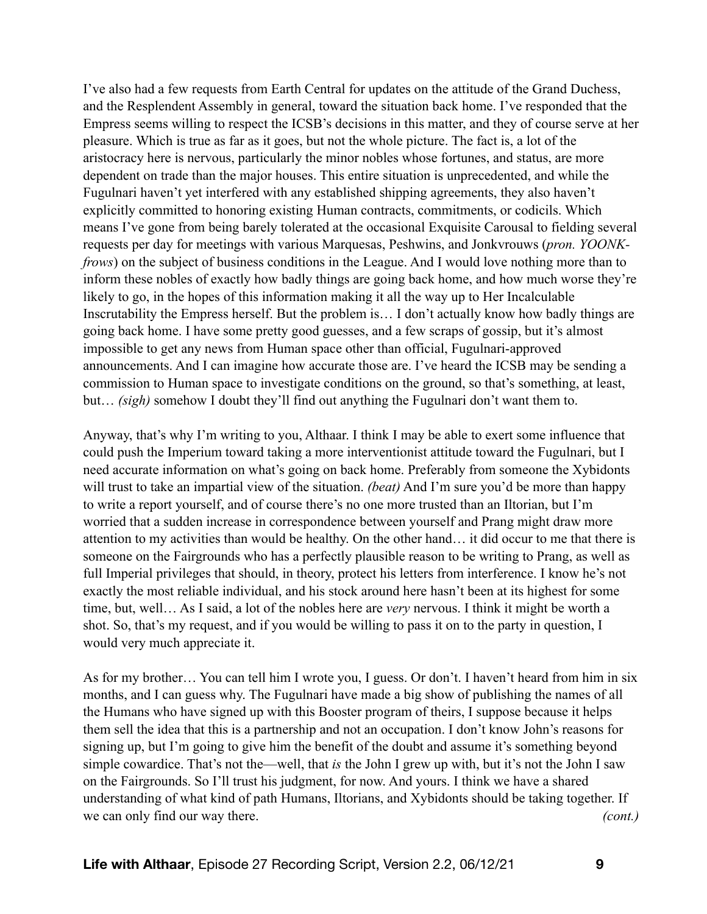I've also had a few requests from Earth Central for updates on the attitude of the Grand Duchess, and the Resplendent Assembly in general, toward the situation back home. I've responded that the Empress seems willing to respect the ICSB's decisions in this matter, and they of course serve at her pleasure. Which is true as far as it goes, but not the whole picture. The fact is, a lot of the aristocracy here is nervous, particularly the minor nobles whose fortunes, and status, are more dependent on trade than the major houses. This entire situation is unprecedented, and while the Fugulnari haven't yet interfered with any established shipping agreements, they also haven't explicitly committed to honoring existing Human contracts, commitments, or codicils. Which means I've gone from being barely tolerated at the occasional Exquisite Carousal to fielding several requests per day for meetings with various Marquesas, Peshwins, and Jonkvrouws (*pron. YOONK-frows*) on the subject of business conditions in the League. And I would love nothing more than to inform these nobles of exactly how badly things are going back home, and how much worse they're likely to go, in the hopes of this information making it all the way up to Her Incalculable Inscrutability the Empress herself. But the problem is… I don't actually know how badly things are going back home. I have some pretty good guesses, and a few scraps of gossip, but it's almost impossible to get any news from Human space other than official, Fugulnari-approved announcements. And I can imagine how accurate those are. I've heard the ICSB may be sending a commission to Human space to investigate conditions on the ground, so that's something, at least, but… *(sigh)* somehow I doubt they'll find out anything the Fugulnari don't want them to.

Anyway, that's why I'm writing to you, Althaar. I think I may be able to exert some influence that could push the Imperium toward taking a more interventionist attitude toward the Fugulnari, but I need accurate information on what's going on back home. Preferably from someone the Xybidonts will trust to take an impartial view of the situation. *(beat)* And I'm sure you'd be more than happy to write a report yourself, and of course there's no one more trusted than an Iltorian, but I'm worried that a sudden increase in correspondence between yourself and Prang might draw more attention to my activities than would be healthy. On the other hand… it did occur to me that there is someone on the Fairgrounds who has a perfectly plausible reason to be writing to Prang, as well as full Imperial privileges that should, in theory, protect his letters from interference. I know he's not exactly the most reliable individual, and his stock around here hasn't been at its highest for some time, but, well… As I said, a lot of the nobles here are *very* nervous. I think it might be worth a shot. So, that's my request, and if you would be willing to pass it on to the party in question, I would very much appreciate it.

As for my brother… You can tell him I wrote you, I guess. Or don't. I haven't heard from him in six months, and I can guess why. The Fugulnari have made a big show of publishing the names of all the Humans who have signed up with this Booster program of theirs, I suppose because it helps them sell the idea that this is a partnership and not an occupation. I don't know John's reasons for signing up, but I'm going to give him the benefit of the doubt and assume it's something beyond simple cowardice. That's not the—well, that *is* the John I grew up with, but it's not the John I saw on the Fairgrounds. So I'll trust his judgment, for now. And yours. I think we have a shared understanding of what kind of path Humans, Iltorians, and Xybidonts should be taking together. If we can only find our way there. *(cont.)*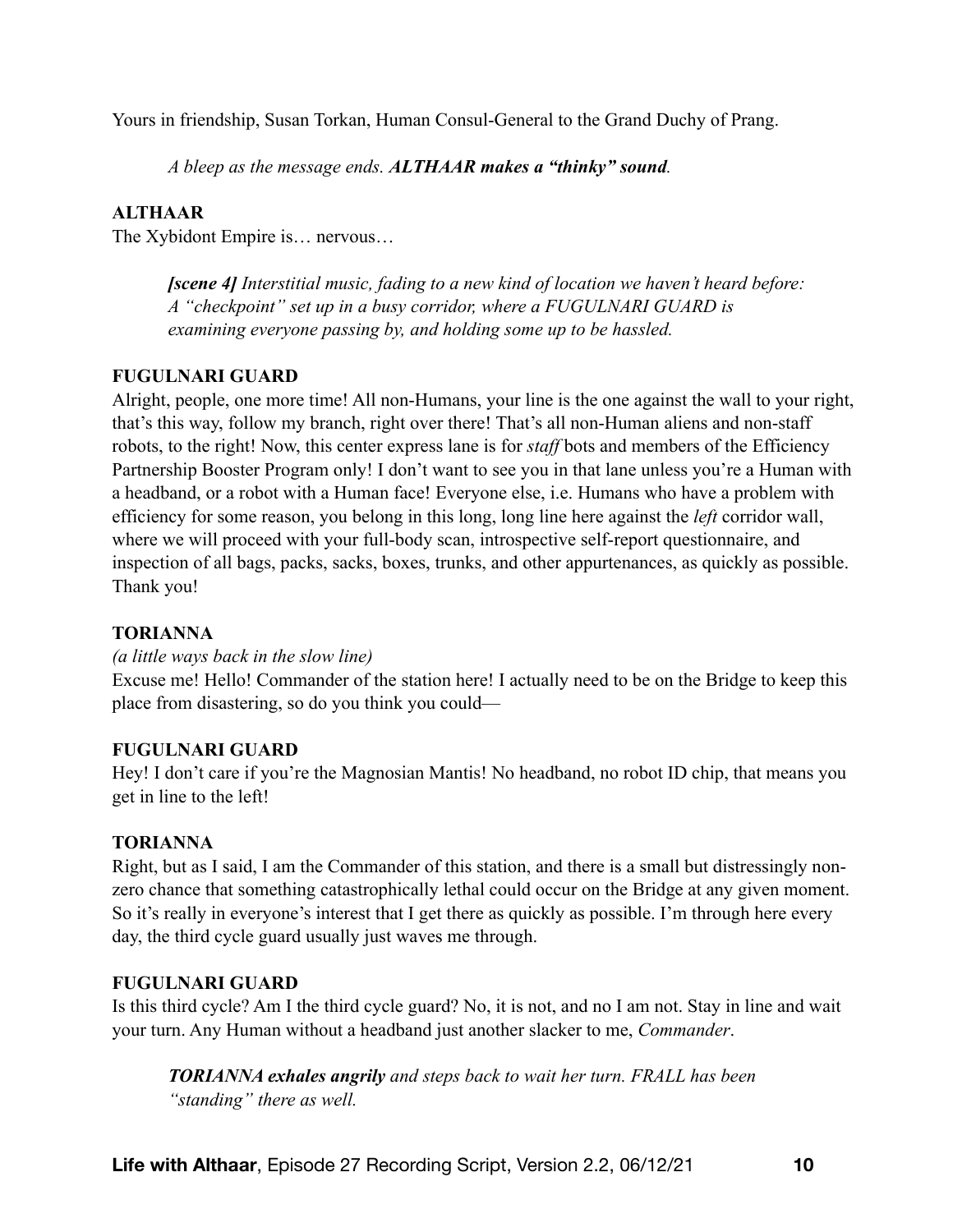Yours in friendship, Susan Torkan, Human Consul-General to the Grand Duchy of Prang.

*A bleep as the message ends.* ***ALTHAAR makes a "thinky" sound****.*

**ALTHAAR**
The Xybidont Empire is… nervous…

***[scene 4]*** ***Interstitial music, fading to a new kind of location we haven't heard before: A "checkpoint" set up in a busy corridor, where a FUGULNARI GUARD is examining everyone passing by, and holding some up to be hassled.***

**FUGULNARI GUARD**
Alright, people, one more time! All non-Humans, your line is the one against the wall to your right, that's this way, follow my branch, right over there! That's all non-Human aliens and non-staff robots, to the right! Now, this center express lane is for *staff* bots and members of the Efficiency Partnership Booster Program only! I don't want to see you in that lane unless you're a Human with a headband, or a robot with a Human face! Everyone else, i.e. Humans who have a problem with efficiency for some reason, you belong in this long, long line here against the *left* corridor wall, where we will proceed with your full-body scan, introspective self-report questionnaire, and inspection of all bags, packs, sacks, boxes, trunks, and other appurtenances, as quickly as possible. Thank you!

**TORIANNA**
*(a little ways back in the slow line)*
Excuse me! Hello! Commander of the station here! I actually need to be on the Bridge to keep this place from disastering, so do you think you could—

**FUGULNARI GUARD**
Hey! I don't care if you're the Magnosian Mantis! No headband, no robot ID chip, that means you get in line to the left!

**TORIANNA**
Right, but as I said, I am the Commander of this station, and there is a small but distressingly non-zero chance that something catastrophically lethal could occur on the Bridge at any given moment. So it's really in everyone's interest that I get there as quickly as possible. I'm through here every day, the third cycle guard usually just waves me through.

**FUGULNARI GUARD**
Is this third cycle? Am I the third cycle guard? No, it is not, and no I am not. Stay in line and wait your turn. Any Human without a headband just another slacker to me, *Commander*.

***TORIANNA exhales angrily*** *and steps back to wait her turn. FRALL has been "standing" there as well.*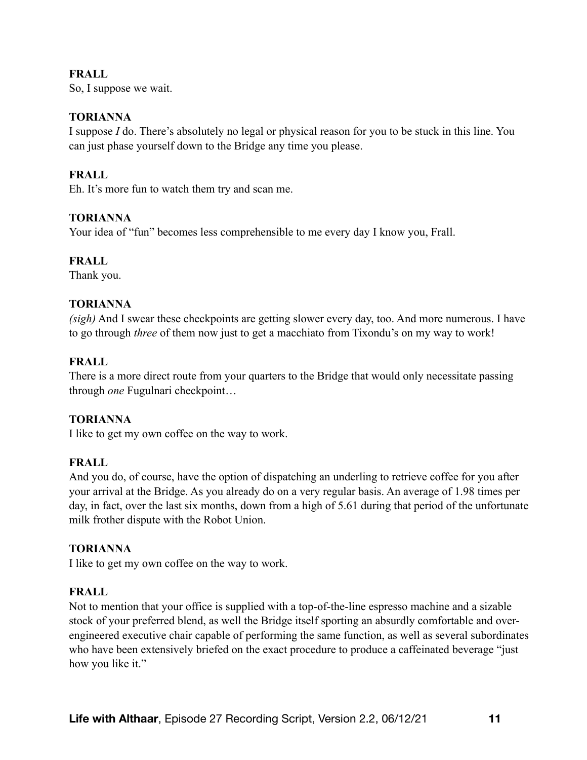**FRALL**
So, I suppose we wait.

**TORIANNA**
I suppose *I* do. There's absolutely no legal or physical reason for you to be stuck in this line. You can just phase yourself down to the Bridge any time you please.

**FRALL**
Eh. It's more fun to watch them try and scan me.

**TORIANNA**
Your idea of "fun" becomes less comprehensible to me every day I know you, Frall.

**FRALL**
Thank you.

**TORIANNA**
*(sigh)* And I swear these checkpoints are getting slower every day, too. And more numerous. I have to go through *three* of them now just to get a macchiato from Tixondu's on my way to work!

**FRALL**
There is a more direct route from your quarters to the Bridge that would only necessitate passing through *one* Fugulnari checkpoint…

**TORIANNA**
I like to get my own coffee on the way to work.

**FRALL**
And you do, of course, have the option of dispatching an underling to retrieve coffee for you after your arrival at the Bridge. As you already do on a very regular basis. An average of 1.98 times per day, in fact, over the last six months, down from a high of 5.61 during that period of the unfortunate milk frother dispute with the Robot Union.

**TORIANNA**
I like to get my own coffee on the way to work.

**FRALL**
Not to mention that your office is supplied with a top-of-the-line espresso machine and a sizable stock of your preferred blend, as well the Bridge itself sporting an absurdly comfortable and over-engineered executive chair capable of performing the same function, as well as several subordinates who have been extensively briefed on the exact procedure to produce a caffeinated beverage "just how you like it."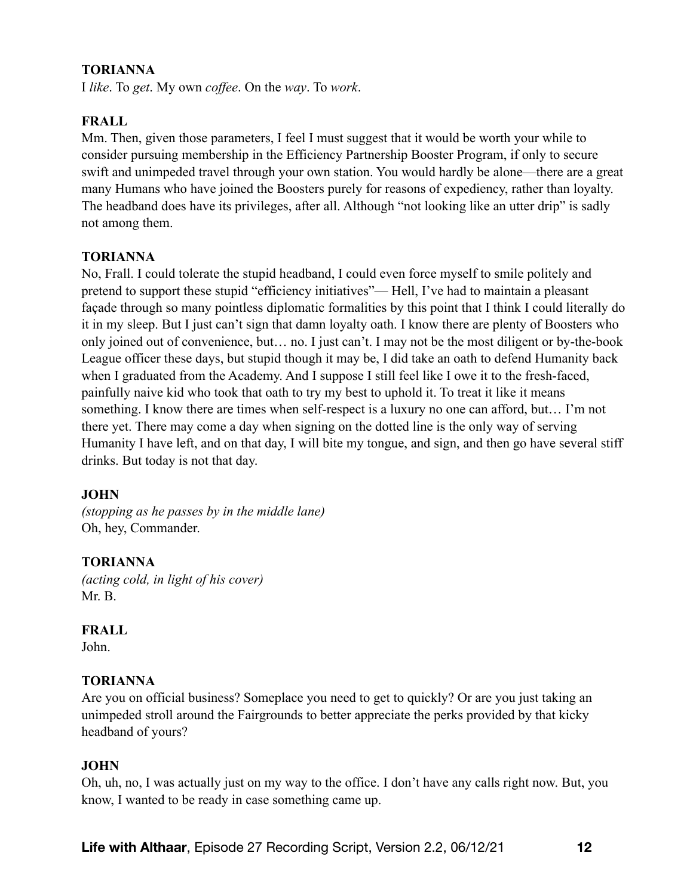**TORIANNA**
I *like*. To *get*. My own *coffee*. On the *way*. To *work*.

**FRALL**
Mm. Then, given those parameters, I feel I must suggest that it would be worth your while to consider pursuing membership in the Efficiency Partnership Booster Program, if only to secure swift and unimpeded travel through your own station. You would hardly be alone—there are a great many Humans who have joined the Boosters purely for reasons of expediency, rather than loyalty. The headband does have its privileges, after all. Although "not looking like an utter drip" is sadly not among them.

**TORIANNA**
No, Frall. I could tolerate the stupid headband, I could even force myself to smile politely and pretend to support these stupid "efficiency initiatives"— Hell, I've had to maintain a pleasant façade through so many pointless diplomatic formalities by this point that I think I could literally do it in my sleep. But I just can't sign that damn loyalty oath. I know there are plenty of Boosters who only joined out of convenience, but… no. I just can't. I may not be the most diligent or by-the-book League officer these days, but stupid though it may be, I did take an oath to defend Humanity back when I graduated from the Academy. And I suppose I still feel like I owe it to the fresh-faced, painfully naive kid who took that oath to try my best to uphold it. To treat it like it means something. I know there are times when self-respect is a luxury no one can afford, but… I'm not there yet. There may come a day when signing on the dotted line is the only way of serving Humanity I have left, and on that day, I will bite my tongue, and sign, and then go have several stiff drinks. But today is not that day.

**JOHN**
*(stopping as he passes by in the middle lane)*
Oh, hey, Commander.

**TORIANNA**
*(acting cold, in light of his cover)*
Mr. B.

**FRALL**
John.

**TORIANNA**
Are you on official business? Someplace you need to get to quickly? Or are you just taking an unimpeded stroll around the Fairgrounds to better appreciate the perks provided by that kicky headband of yours?

**JOHN**
Oh, uh, no, I was actually just on my way to the office. I don't have any calls right now. But, you know, I wanted to be ready in case something came up.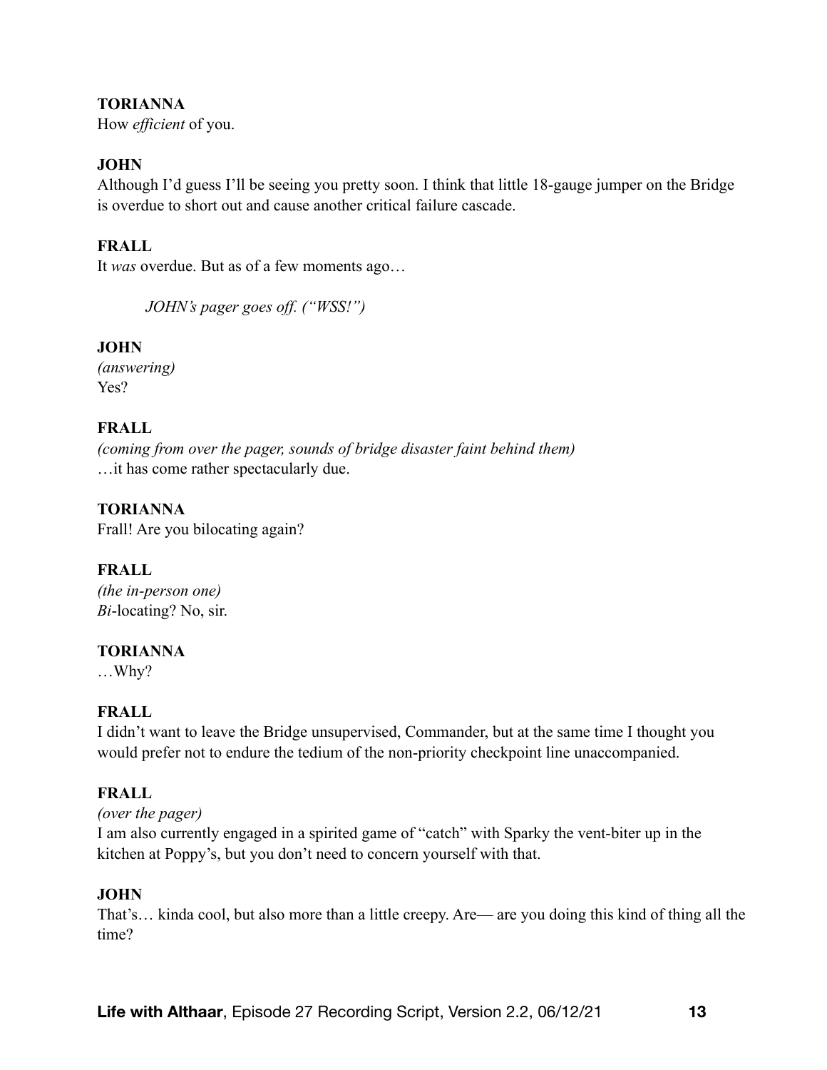**TORIANNA**
How *efficient* of you.

**JOHN**
Although I'd guess I'll be seeing you pretty soon. I think that little 18-gauge jumper on the Bridge is overdue to short out and cause another critical failure cascade.

**FRALL**
It *was* overdue. But as of a few moments ago…

*JOHN's pager goes off. ("WSS!")*

**JOHN**
*(answering)*
Yes?

**FRALL**
*(coming from over the pager, sounds of bridge disaster faint behind them)*
…it has come rather spectacularly due.

**TORIANNA**
Frall! Are you bilocating again?

**FRALL**
*(the in-person one)*
*Bi*-locating? No, sir.

**TORIANNA**
…Why?

**FRALL**
I didn't want to leave the Bridge unsupervised, Commander, but at the same time I thought you would prefer not to endure the tedium of the non-priority checkpoint line unaccompanied.

**FRALL**
*(over the pager)*
I am also currently engaged in a spirited game of "catch" with Sparky the vent-biter up in the kitchen at Poppy's, but you don't need to concern yourself with that.

**JOHN**
That's… kinda cool, but also more than a little creepy. Are— are you doing this kind of thing all the time?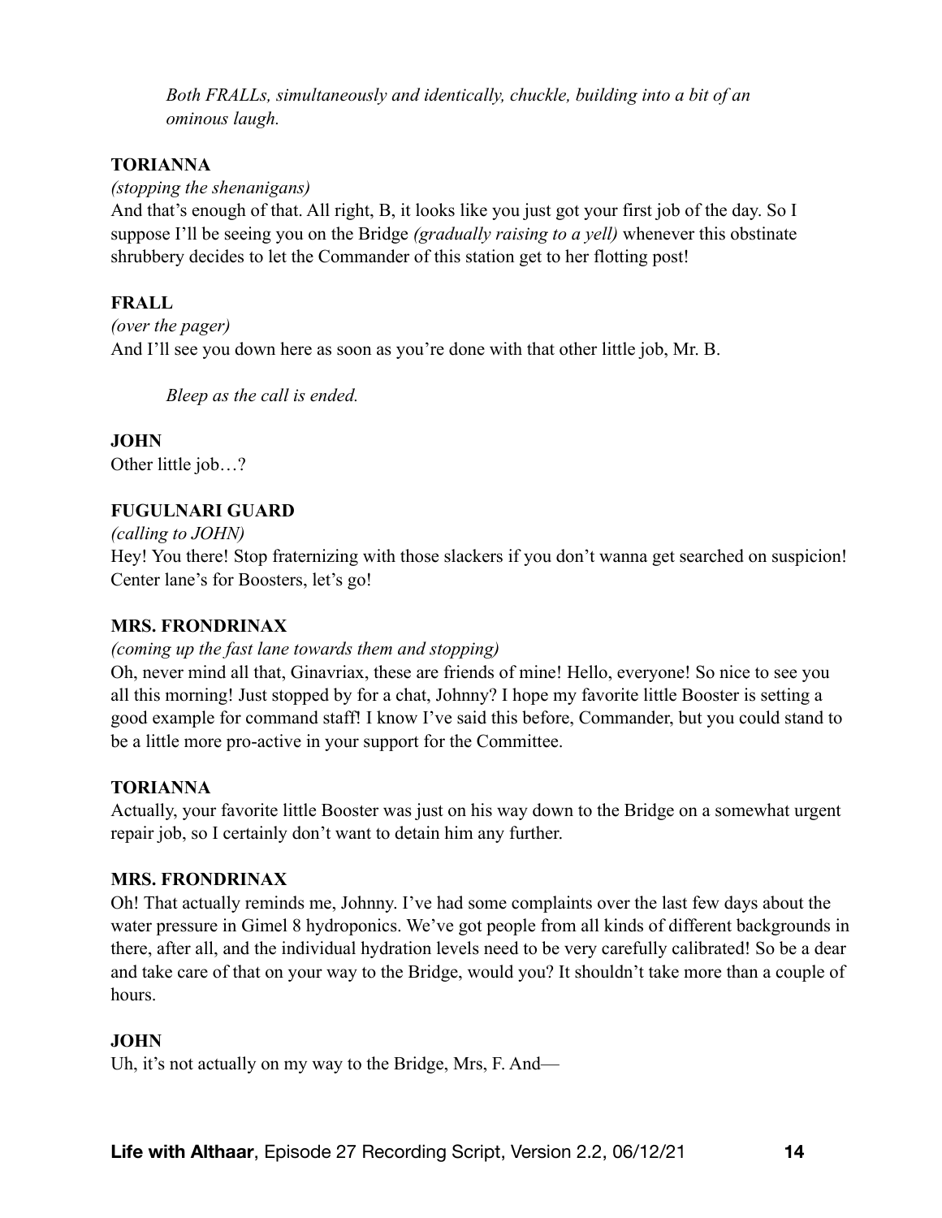*Both FRALLs, simultaneously and identically, chuckle, building into a bit of an ominous laugh.*

**TORIANNA**

*(stopping the shenanigans)*

And that's enough of that. All right, B, it looks like you just got your first job of the day. So I suppose I'll be seeing you on the Bridge *(gradually raising to a yell)* whenever this obstinate shrubbery decides to let the Commander of this station get to her flotting post!

**FRALL**

*(over the pager)*

And I'll see you down here as soon as you're done with that other little job, Mr. B.

*Bleep as the call is ended.*

**JOHN**

Other little job…?

**FUGULNARI GUARD**

*(calling to JOHN)*

Hey! You there! Stop fraternizing with those slackers if you don't wanna get searched on suspicion! Center lane's for Boosters, let's go!

**MRS. FRONDRINAX**

*(coming up the fast lane towards them and stopping)*

Oh, never mind all that, Ginavriax, these are friends of mine! Hello, everyone! So nice to see you all this morning! Just stopped by for a chat, Johnny? I hope my favorite little Booster is setting a good example for command staff! I know I've said this before, Commander, but you could stand to be a little more pro-active in your support for the Committee.

**TORIANNA**

Actually, your favorite little Booster was just on his way down to the Bridge on a somewhat urgent repair job, so I certainly don't want to detain him any further.

**MRS. FRONDRINAX**

Oh! That actually reminds me, Johnny. I've had some complaints over the last few days about the water pressure in Gimel 8 hydroponics. We've got people from all kinds of different backgrounds in there, after all, and the individual hydration levels need to be very carefully calibrated! So be a dear and take care of that on your way to the Bridge, would you? It shouldn't take more than a couple of hours.

**JOHN**

Uh, it's not actually on my way to the Bridge, Mrs, F. And—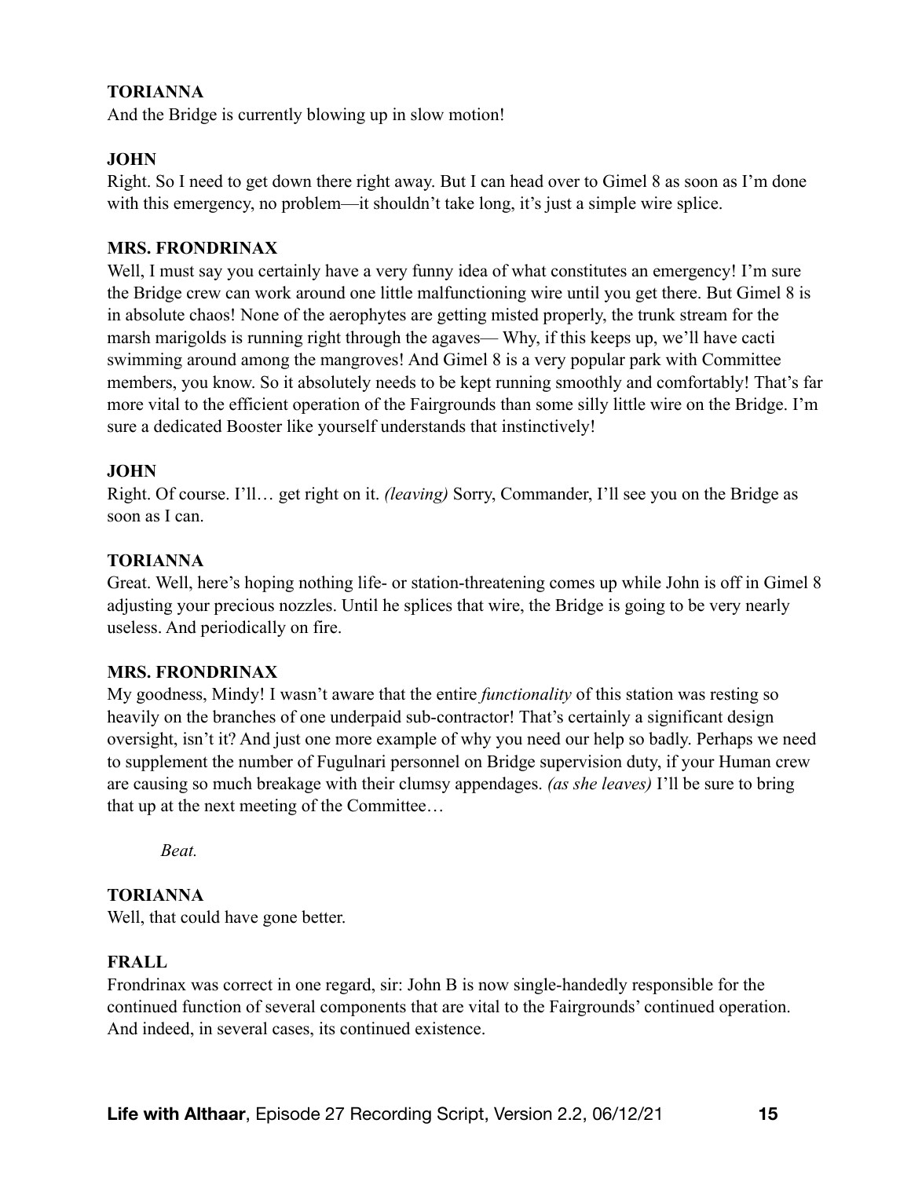**TORIANNA**
And the Bridge is currently blowing up in slow motion!

**JOHN**
Right. So I need to get down there right away. But I can head over to Gimel 8 as soon as I'm done with this emergency, no problem—it shouldn't take long, it's just a simple wire splice.

**MRS. FRONDRINAX**
Well, I must say you certainly have a very funny idea of what constitutes an emergency! I'm sure the Bridge crew can work around one little malfunctioning wire until you get there. But Gimel 8 is in absolute chaos! None of the aerophytes are getting misted properly, the trunk stream for the marsh marigolds is running right through the agaves— Why, if this keeps up, we'll have cacti swimming around among the mangroves! And Gimel 8 is a very popular park with Committee members, you know. So it absolutely needs to be kept running smoothly and comfortably! That's far more vital to the efficient operation of the Fairgrounds than some silly little wire on the Bridge. I'm sure a dedicated Booster like yourself understands that instinctively!

**JOHN**
Right. Of course. I'll… get right on it. *(leaving)* Sorry, Commander, I'll see you on the Bridge as soon as I can.

**TORIANNA**
Great. Well, here's hoping nothing life- or station-threatening comes up while John is off in Gimel 8 adjusting your precious nozzles. Until he splices that wire, the Bridge is going to be very nearly useless. And periodically on fire.

**MRS. FRONDRINAX**
My goodness, Mindy! I wasn't aware that the entire *functionality* of this station was resting so heavily on the branches of one underpaid sub-contractor! That's certainly a significant design oversight, isn't it? And just one more example of why you need our help so badly. Perhaps we need to supplement the number of Fugulnari personnel on Bridge supervision duty, if your Human crew are causing so much breakage with their clumsy appendages. *(as she leaves)* I'll be sure to bring that up at the next meeting of the Committee…

*Beat.*

**TORIANNA**
Well, that could have gone better.

**FRALL**
Frondrinax was correct in one regard, sir: John B is now single-handedly responsible for the continued function of several components that are vital to the Fairgrounds' continued operation. And indeed, in several cases, its continued existence.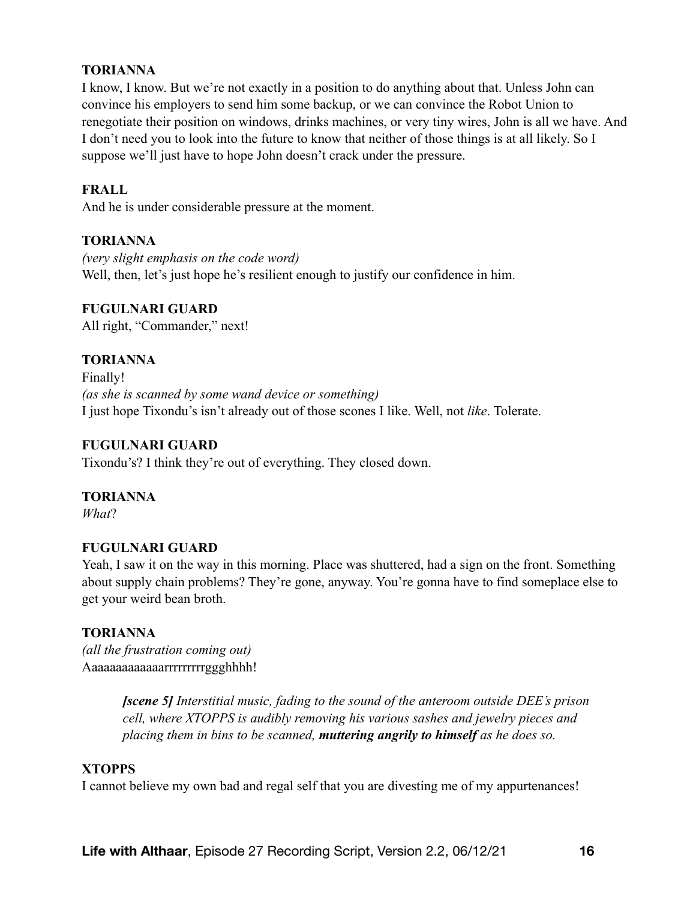**TORIANNA**

I know, I know. But we're not exactly in a position to do anything about that. Unless John can convince his employers to send him some backup, or we can convince the Robot Union to renegotiate their position on windows, drinks machines, or very tiny wires, John is all we have. And I don't need you to look into the future to know that neither of those things is at all likely. So I suppose we'll just have to hope John doesn't crack under the pressure.

**FRALL**

And he is under considerable pressure at the moment.

**TORIANNA**

*(very slight emphasis on the code word)*
Well, then, let's just hope he's resilient enough to justify our confidence in him.

**FUGULNARI GUARD**

All right, "Commander," next!

**TORIANNA**

Finally!
*(as she is scanned by some wand device or something)*
I just hope Tixondu's isn't already out of those scones I like. Well, not *like*. Tolerate.

**FUGULNARI GUARD**

Tixondu's? I think they're out of everything. They closed down.

**TORIANNA**

*What*?

**FUGULNARI GUARD**

Yeah, I saw it on the way in this morning. Place was shuttered, had a sign on the front. Something about supply chain problems? They're gone, anyway. You're gonna have to find someplace else to get your weird bean broth.

**TORIANNA**

*(all the frustration coming out)*
Aaaaaaaaaaaaarrrrrrrrrrggghhhh!

> ***[scene 5]*** *Interstitial music, fading to the sound of the anteroom outside DEE's prison cell, where XTOPPS is audibly removing his various sashes and jewelry pieces and placing them in bins to be scanned,* ***muttering angrily to himself*** *as he does so.*

**XTOPPS**

I cannot believe my own bad and regal self that you are divesting me of my appurtenances!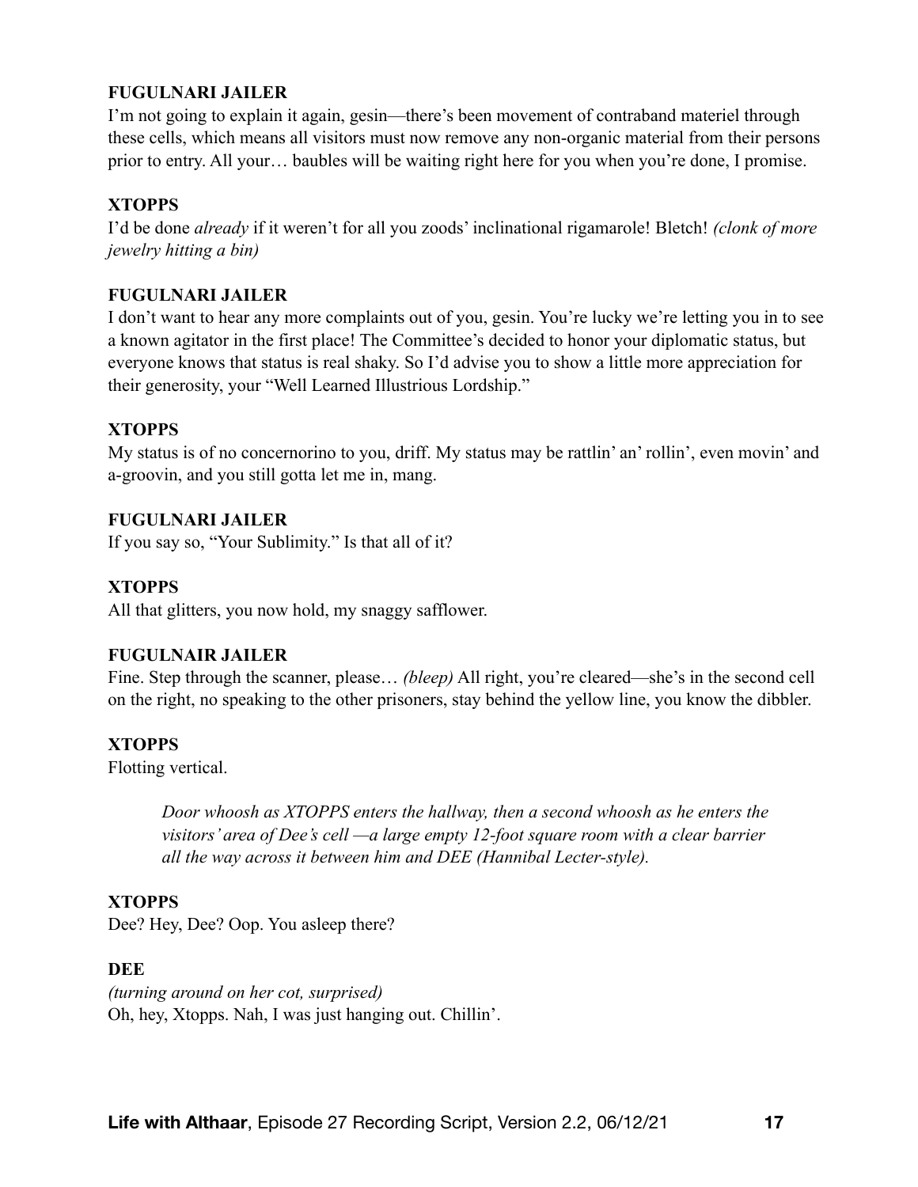**FUGULNARI JAILER**
I'm not going to explain it again, gesin—there's been movement of contraband materiel through these cells, which means all visitors must now remove any non-organic material from their persons prior to entry. All your… baubles will be waiting right here for you when you're done, I promise.

**XTOPPS**
I'd be done *already* if it weren't for all you zoods' inclinational rigamarole! Bletch! *(clonk of more jewelry hitting a bin)*

**FUGULNARI JAILER**
I don't want to hear any more complaints out of you, gesin. You're lucky we're letting you in to see a known agitator in the first place! The Committee's decided to honor your diplomatic status, but everyone knows that status is real shaky. So I'd advise you to show a little more appreciation for their generosity, your "Well Learned Illustrious Lordship."

**XTOPPS**
My status is of no concernorino to you, driff. My status may be rattlin' an' rollin', even movin' and a-groovin, and you still gotta let me in, mang.

**FUGULNARI JAILER**
If you say so, "Your Sublimity." Is that all of it?

**XTOPPS**
All that glitters, you now hold, my snaggy safflower.

**FUGULNAIR JAILER**
Fine. Step through the scanner, please… *(bleep)* All right, you're cleared—she's in the second cell on the right, no speaking to the other prisoners, stay behind the yellow line, you know the dibbler.

**XTOPPS**
Flotting vertical.

> *Door whoosh as XTOPPS enters the hallway, then a second whoosh as he enters the visitors' area of Dee's cell —a large empty 12-foot square room with a clear barrier all the way across it between him and DEE (Hannibal Lecter-style).*

**XTOPPS**
Dee? Hey, Dee? Oop. You asleep there?

**DEE**
*(turning around on her cot, surprised)*
Oh, hey, Xtopps. Nah, I was just hanging out. Chillin'.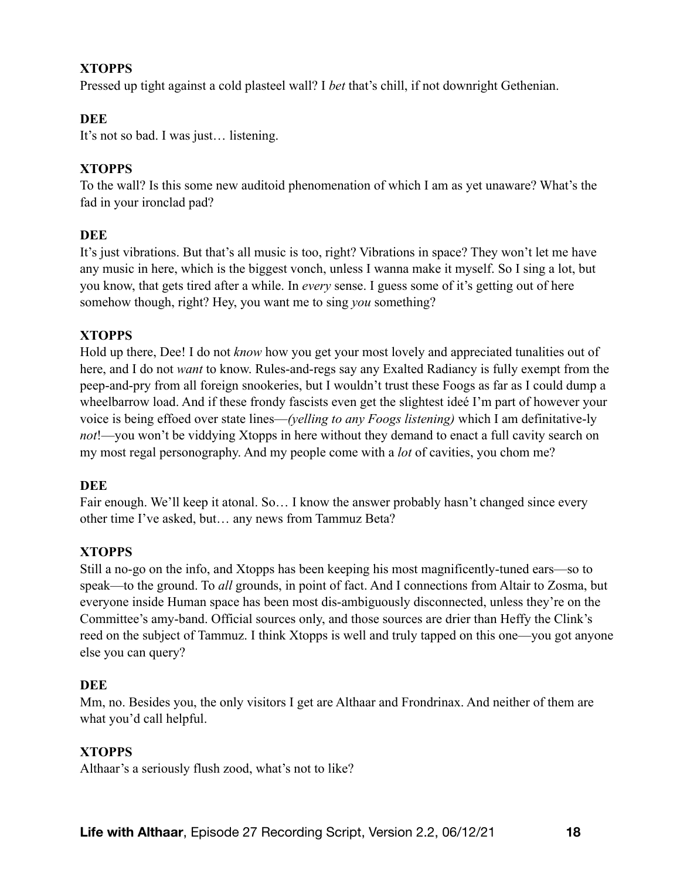**XTOPPS**

Pressed up tight against a cold plasteel wall? I *bet* that's chill, if not downright Gethenian.

**DEE**

It's not so bad. I was just… listening.

**XTOPPS**

To the wall? Is this some new auditoid phenomenation of which I am as yet unaware? What's the fad in your ironclad pad?

**DEE**

It's just vibrations. But that's all music is too, right? Vibrations in space? They won't let me have any music in here, which is the biggest vonch, unless I wanna make it myself. So I sing a lot, but you know, that gets tired after a while. In *every* sense. I guess some of it's getting out of here somehow though, right? Hey, you want me to sing *you* something?

**XTOPPS**

Hold up there, Dee! I do not *know* how you get your most lovely and appreciated tunalities out of here, and I do not *want* to know. Rules-and-regs say any Exalted Radiancy is fully exempt from the peep-and-pry from all foreign snookeries, but I wouldn't trust these Foogs as far as I could dump a wheelbarrow load. And if these frondy fascists even get the slightest ideé I'm part of however your voice is being effoed over state lines—*(yelling to any Foogs listening)* which I am definitative-ly *not*!—you won't be viddying Xtopps in here without they demand to enact a full cavity search on my most regal personography. And my people come with a *lot* of cavities, you chom me?

**DEE**

Fair enough. We'll keep it atonal. So… I know the answer probably hasn't changed since every other time I've asked, but… any news from Tammuz Beta?

**XTOPPS**

Still a no-go on the info, and Xtopps has been keeping his most magnificently-tuned ears—so to speak—to the ground. To *all* grounds, in point of fact. And I connections from Altair to Zosma, but everyone inside Human space has been most dis-ambiguously disconnected, unless they're on the Committee's amy-band. Official sources only, and those sources are drier than Heffy the Clink's reed on the subject of Tammuz. I think Xtopps is well and truly tapped on this one—you got anyone else you can query?

**DEE**

Mm, no. Besides you, the only visitors I get are Althaar and Frondrinax. And neither of them are what you'd call helpful.

**XTOPPS**

Althaar's a seriously flush zood, what's not to like?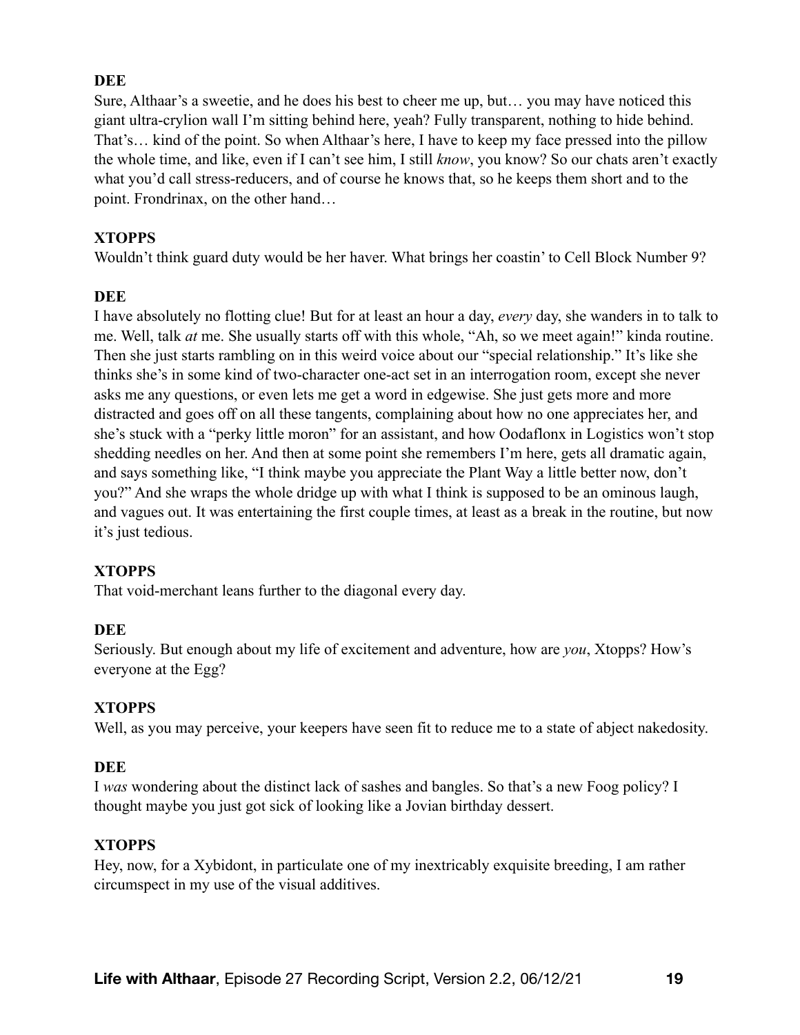**DEE**

Sure, Althaar's a sweetie, and he does his best to cheer me up, but… you may have noticed this giant ultra-crylion wall I'm sitting behind here, yeah? Fully transparent, nothing to hide behind. That's… kind of the point. So when Althaar's here, I have to keep my face pressed into the pillow the whole time, and like, even if I can't see him, I still *know*, you know? So our chats aren't exactly what you'd call stress-reducers, and of course he knows that, so he keeps them short and to the point. Frondrinax, on the other hand…

**XTOPPS**

Wouldn't think guard duty would be her haver. What brings her coastin' to Cell Block Number 9?

**DEE**

I have absolutely no flotting clue! But for at least an hour a day, *every* day, she wanders in to talk to me. Well, talk *at* me. She usually starts off with this whole, "Ah, so we meet again!" kinda routine. Then she just starts rambling on in this weird voice about our "special relationship." It's like she thinks she's in some kind of two-character one-act set in an interrogation room, except she never asks me any questions, or even lets me get a word in edgewise. She just gets more and more distracted and goes off on all these tangents, complaining about how no one appreciates her, and she's stuck with a "perky little moron" for an assistant, and how Oodaflonx in Logistics won't stop shedding needles on her. And then at some point she remembers I'm here, gets all dramatic again, and says something like, "I think maybe you appreciate the Plant Way a little better now, don't you?" And she wraps the whole dridge up with what I think is supposed to be an ominous laugh, and vagues out. It was entertaining the first couple times, at least as a break in the routine, but now it's just tedious.

**XTOPPS**

That void-merchant leans further to the diagonal every day.

**DEE**

Seriously. But enough about my life of excitement and adventure, how are *you*, Xtopps? How's everyone at the Egg?

**XTOPPS**

Well, as you may perceive, your keepers have seen fit to reduce me to a state of abject nakedosity.

**DEE**

I *was* wondering about the distinct lack of sashes and bangles. So that's a new Foog policy? I thought maybe you just got sick of looking like a Jovian birthday dessert.

**XTOPPS**

Hey, now, for a Xybidont, in particulate one of my inextricably exquisite breeding, I am rather circumspect in my use of the visual additives.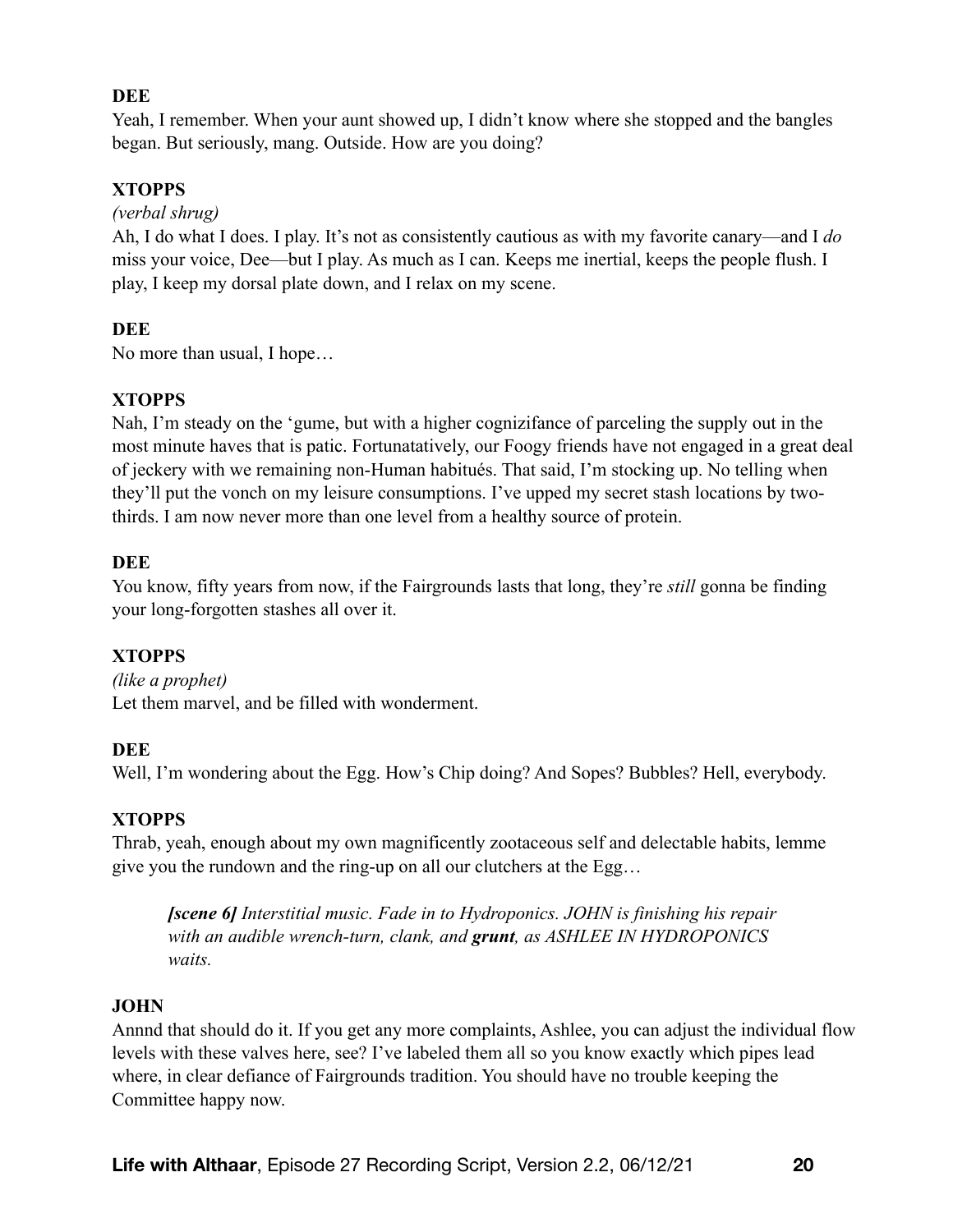**DEE**

Yeah, I remember. When your aunt showed up, I didn't know where she stopped and the bangles began. But seriously, mang. Outside. How are you doing?

**XTOPPS**

*(verbal shrug)*

Ah, I do what I does. I play. It's not as consistently cautious as with my favorite canary—and I *do* miss your voice, Dee—but I play. As much as I can. Keeps me inertial, keeps the people flush. I play, I keep my dorsal plate down, and I relax on my scene.

**DEE**

No more than usual, I hope…

**XTOPPS**

Nah, I'm steady on the 'gume, but with a higher cognizifance of parceling the supply out in the most minute haves that is patic. Fortunatatively, our Foogy friends have not engaged in a great deal of jeckery with we remaining non-Human habitués. That said, I'm stocking up. No telling when they'll put the vonch on my leisure consumptions. I've upped my secret stash locations by two-thirds. I am now never more than one level from a healthy source of protein.

**DEE**

You know, fifty years from now, if the Fairgrounds lasts that long, they're *still* gonna be finding your long-forgotten stashes all over it.

**XTOPPS**

*(like a prophet)*

Let them marvel, and be filled with wonderment.

**DEE**

Well, I'm wondering about the Egg. How's Chip doing? And Sopes? Bubbles? Hell, everybody.

**XTOPPS**

Thrab, yeah, enough about my own magnificently zootaceous self and delectable habits, lemme give you the rundown and the ring-up on all our clutchers at the Egg…

> ***[scene 6]*** *Interstitial music. Fade in to Hydroponics. JOHN is finishing his repair with an audible wrench-turn, clank, and* ***grunt****, as ASHLEE IN HYDROPONICS waits.*

**JOHN**

Annnd that should do it. If you get any more complaints, Ashlee, you can adjust the individual flow levels with these valves here, see? I've labeled them all so you know exactly which pipes lead where, in clear defiance of Fairgrounds tradition. You should have no trouble keeping the Committee happy now.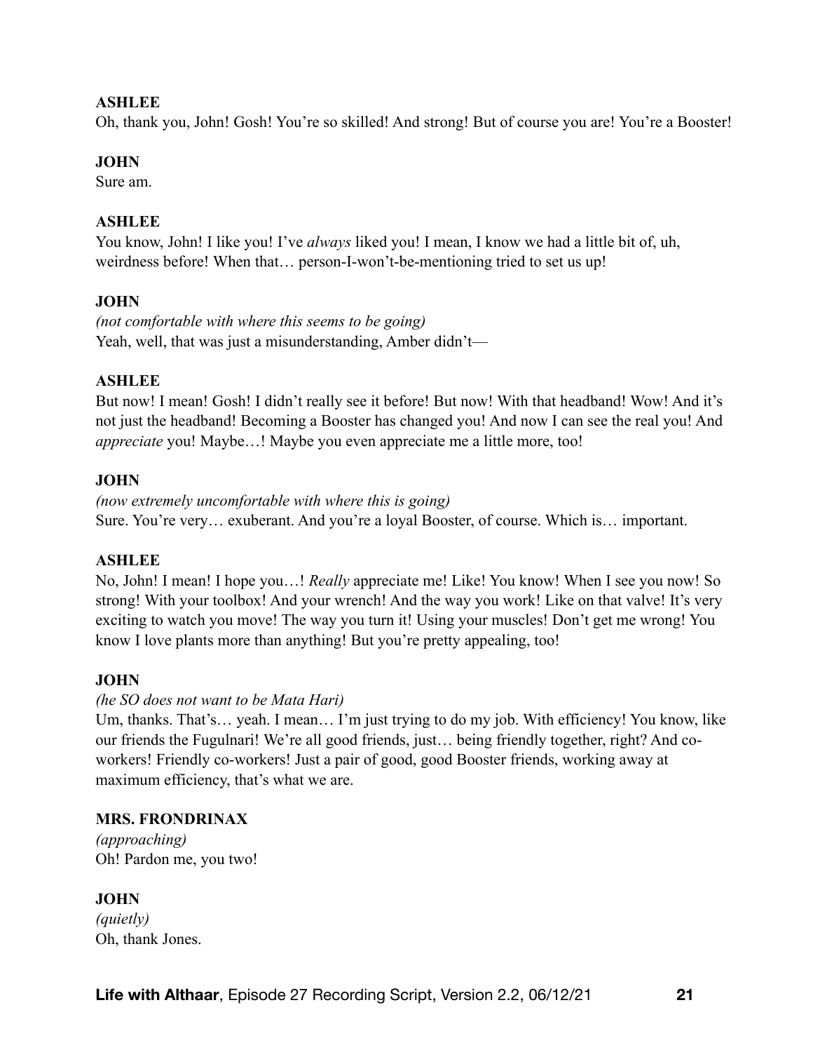**ASHLEE**

Oh, thank you, John! Gosh! You're so skilled! And strong! But of course you are! You're a Booster!

**JOHN**

Sure am.

**ASHLEE**

You know, John! I like you! I've *always* liked you! I mean, I know we had a little bit of, uh, weirdness before! When that… person-I-won't-be-mentioning tried to set us up!

**JOHN**

*(not comfortable with where this seems to be going)*

Yeah, well, that was just a misunderstanding, Amber didn't—

**ASHLEE**

But now! I mean! Gosh! I didn't really see it before! But now! With that headband! Wow! And it's not just the headband! Becoming a Booster has changed you! And now I can see the real you! And *appreciate* you! Maybe…! Maybe you even appreciate me a little more, too!

**JOHN**

*(now extremely uncomfortable with where this is going)*

Sure. You're very… exuberant. And you're a loyal Booster, of course. Which is… important.

**ASHLEE**

No, John! I mean! I hope you…! *Really* appreciate me! Like! You know! When I see you now! So strong! With your toolbox! And your wrench! And the way you work! Like on that valve! It's very exciting to watch you move! The way you turn it! Using your muscles! Don't get me wrong! You know I love plants more than anything! But you're pretty appealing, too!

**JOHN**

*(he SO does not want to be Mata Hari)*

Um, thanks. That's… yeah. I mean… I'm just trying to do my job. With efficiency! You know, like our friends the Fugulnari! We're all good friends, just… being friendly together, right? And co-workers! Friendly co-workers! Just a pair of good, good Booster friends, working away at maximum efficiency, that's what we are.

**MRS. FRONDRINAX**

*(approaching)*

Oh! Pardon me, you two!

**JOHN**

*(quietly)*

Oh, thank Jones.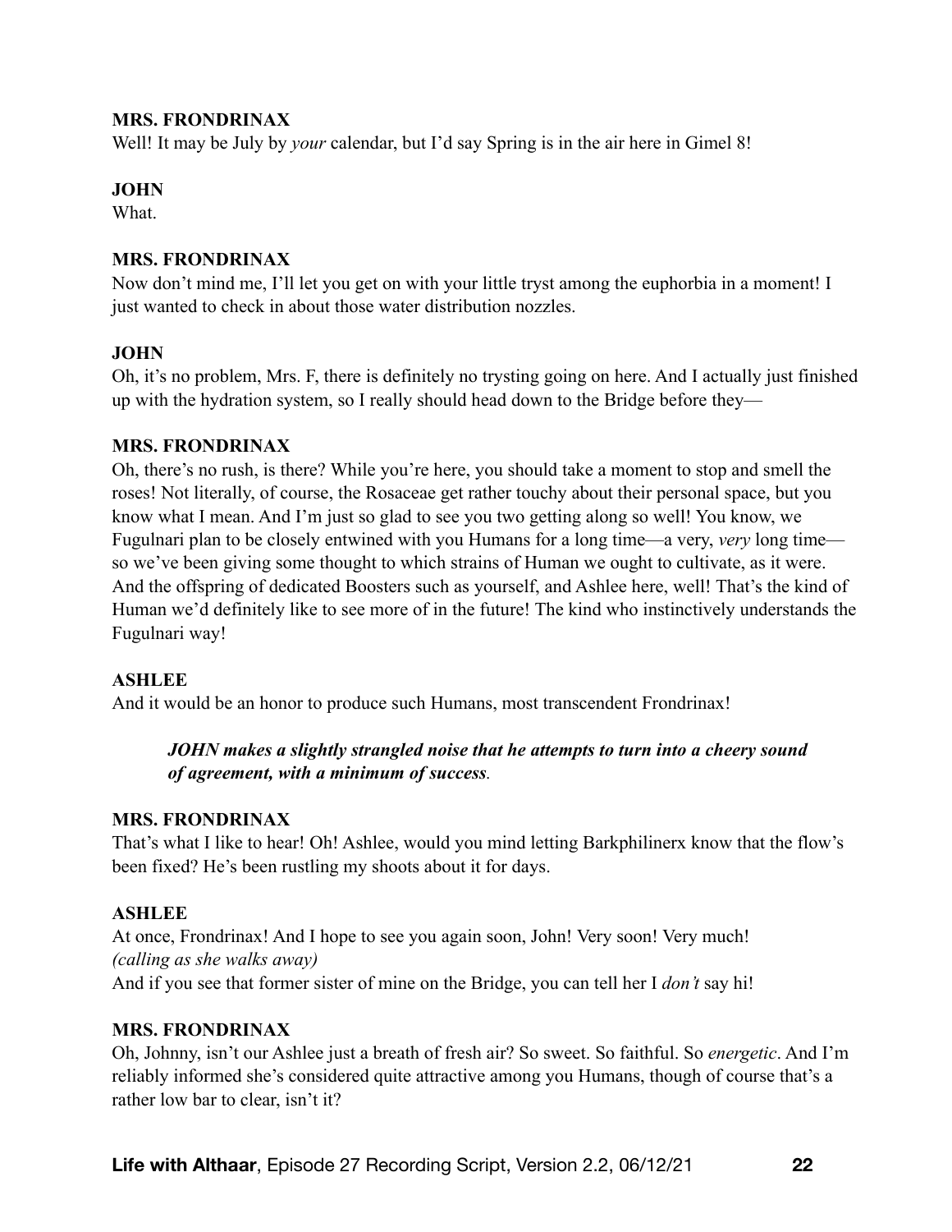**MRS. FRONDRINAX**
Well! It may be July by *your* calendar, but I'd say Spring is in the air here in Gimel 8!

**JOHN**
What.

**MRS. FRONDRINAX**
Now don't mind me, I'll let you get on with your little tryst among the euphorbia in a moment! I just wanted to check in about those water distribution nozzles.

**JOHN**
Oh, it's no problem, Mrs. F, there is definitely no trysting going on here. And I actually just finished up with the hydration system, so I really should head down to the Bridge before they—

**MRS. FRONDRINAX**
Oh, there's no rush, is there? While you're here, you should take a moment to stop and smell the roses! Not literally, of course, the Rosaceae get rather touchy about their personal space, but you know what I mean. And I'm just so glad to see you two getting along so well! You know, we Fugulnari plan to be closely entwined with you Humans for a long time—a very, *very* long time—so we've been giving some thought to which strains of Human we ought to cultivate, as it were. And the offspring of dedicated Boosters such as yourself, and Ashlee here, well! That's the kind of Human we'd definitely like to see more of in the future! The kind who instinctively understands the Fugulnari way!

**ASHLEE**
And it would be an honor to produce such Humans, most transcendent Frondrinax!

> ***JOHN makes a slightly strangled noise that he attempts to turn into a cheery sound of agreement, with a minimum of success.***

**MRS. FRONDRINAX**
That's what I like to hear! Oh! Ashlee, would you mind letting Barkphilinerx know that the flow's been fixed? He's been rustling my shoots about it for days.

**ASHLEE**
At once, Frondrinax! And I hope to see you again soon, John! Very soon! Very much!
*(calling as she walks away)*
And if you see that former sister of mine on the Bridge, you can tell her I *don't* say hi!

**MRS. FRONDRINAX**
Oh, Johnny, isn't our Ashlee just a breath of fresh air? So sweet. So faithful. So *energetic*. And I'm reliably informed she's considered quite attractive among you Humans, though of course that's a rather low bar to clear, isn't it?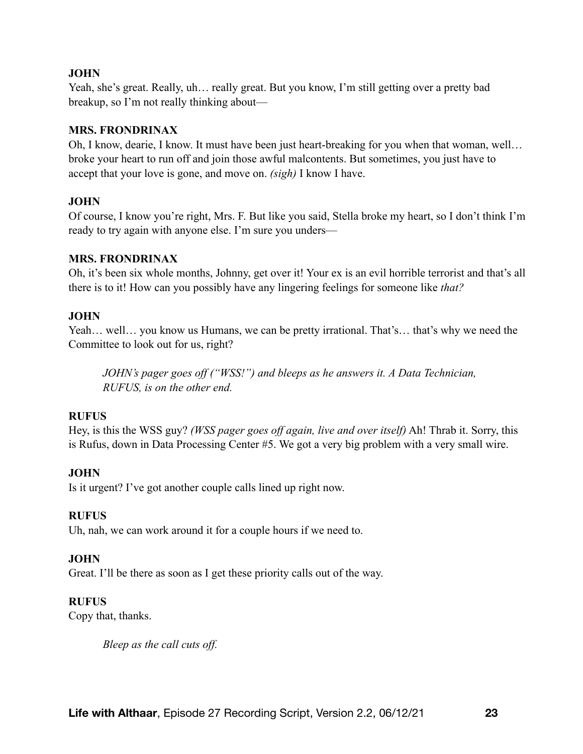**JOHN**
Yeah, she's great. Really, uh… really great. But you know, I'm still getting over a pretty bad breakup, so I'm not really thinking about—

**MRS. FRONDRINAX**
Oh, I know, dearie, I know. It must have been just heart-breaking for you when that woman, well… broke your heart to run off and join those awful malcontents. But sometimes, you just have to accept that your love is gone, and move on. *(sigh)* I know I have.

**JOHN**
Of course, I know you're right, Mrs. F. But like you said, Stella broke my heart, so I don't think I'm ready to try again with anyone else. I'm sure you unders—

**MRS. FRONDRINAX**
Oh, it's been six whole months, Johnny, get over it! Your ex is an evil horrible terrorist and that's all there is to it! How can you possibly have any lingering feelings for someone like *that?*

**JOHN**
Yeah… well… you know us Humans, we can be pretty irrational. That's… that's why we need the Committee to look out for us, right?

> *JOHN's pager goes off ("WSS!") and bleeps as he answers it. A Data Technician, RUFUS, is on the other end.*

**RUFUS**
Hey, is this the WSS guy? *(WSS pager goes off again, live and over itself)* Ah! Thrab it. Sorry, this is Rufus, down in Data Processing Center #5. We got a very big problem with a very small wire.

**JOHN**
Is it urgent? I've got another couple calls lined up right now.

**RUFUS**
Uh, nah, we can work around it for a couple hours if we need to.

**JOHN**
Great. I'll be there as soon as I get these priority calls out of the way.

**RUFUS**
Copy that, thanks.

> *Bleep as the call cuts off.*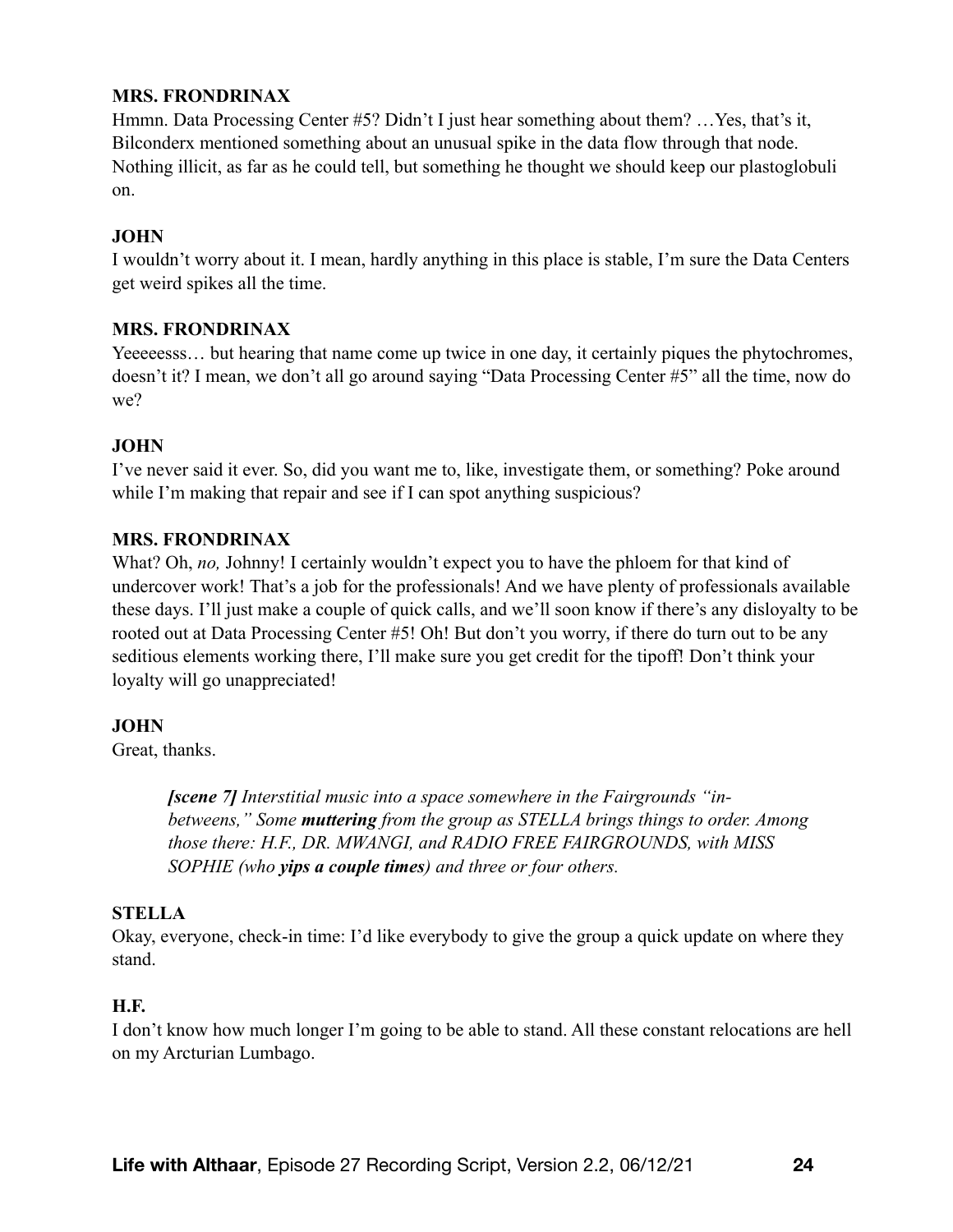**MRS. FRONDRINAX**

Hmmn. Data Processing Center #5? Didn't I just hear something about them? …Yes, that's it, Bilconderx mentioned something about an unusual spike in the data flow through that node. Nothing illicit, as far as he could tell, but something he thought we should keep our plastoglobuli on.

**JOHN**

I wouldn't worry about it. I mean, hardly anything in this place is stable, I'm sure the Data Centers get weird spikes all the time.

**MRS. FRONDRINAX**

Yeeeeesss… but hearing that name come up twice in one day, it certainly piques the phytochromes, doesn't it? I mean, we don't all go around saying "Data Processing Center #5" all the time, now do we?

**JOHN**

I've never said it ever. So, did you want me to, like, investigate them, or something? Poke around while I'm making that repair and see if I can spot anything suspicious?

**MRS. FRONDRINAX**

What? Oh, *no,* Johnny! I certainly wouldn't expect you to have the phloem for that kind of undercover work! That's a job for the professionals! And we have plenty of professionals available these days. I'll just make a couple of quick calls, and we'll soon know if there's any disloyalty to be rooted out at Data Processing Center #5! Oh! But don't you worry, if there do turn out to be any seditious elements working there, I'll make sure you get credit for the tipoff! Don't think your loyalty will go unappreciated!

**JOHN**

Great, thanks.

> ***[scene 7]*** *Interstitial music into a space somewhere in the Fairgrounds "in-betweens," Some* ***muttering*** *from the group as STELLA brings things to order. Among those there: H.F., DR. MWANGI, and RADIO FREE FAIRGROUNDS, with MISS SOPHIE (who* ***yips a couple times****) and three or four others.*

**STELLA**

Okay, everyone, check-in time: I'd like everybody to give the group a quick update on where they stand.

**H.F.**

I don't know how much longer I'm going to be able to stand. All these constant relocations are hell on my Arcturian Lumbago.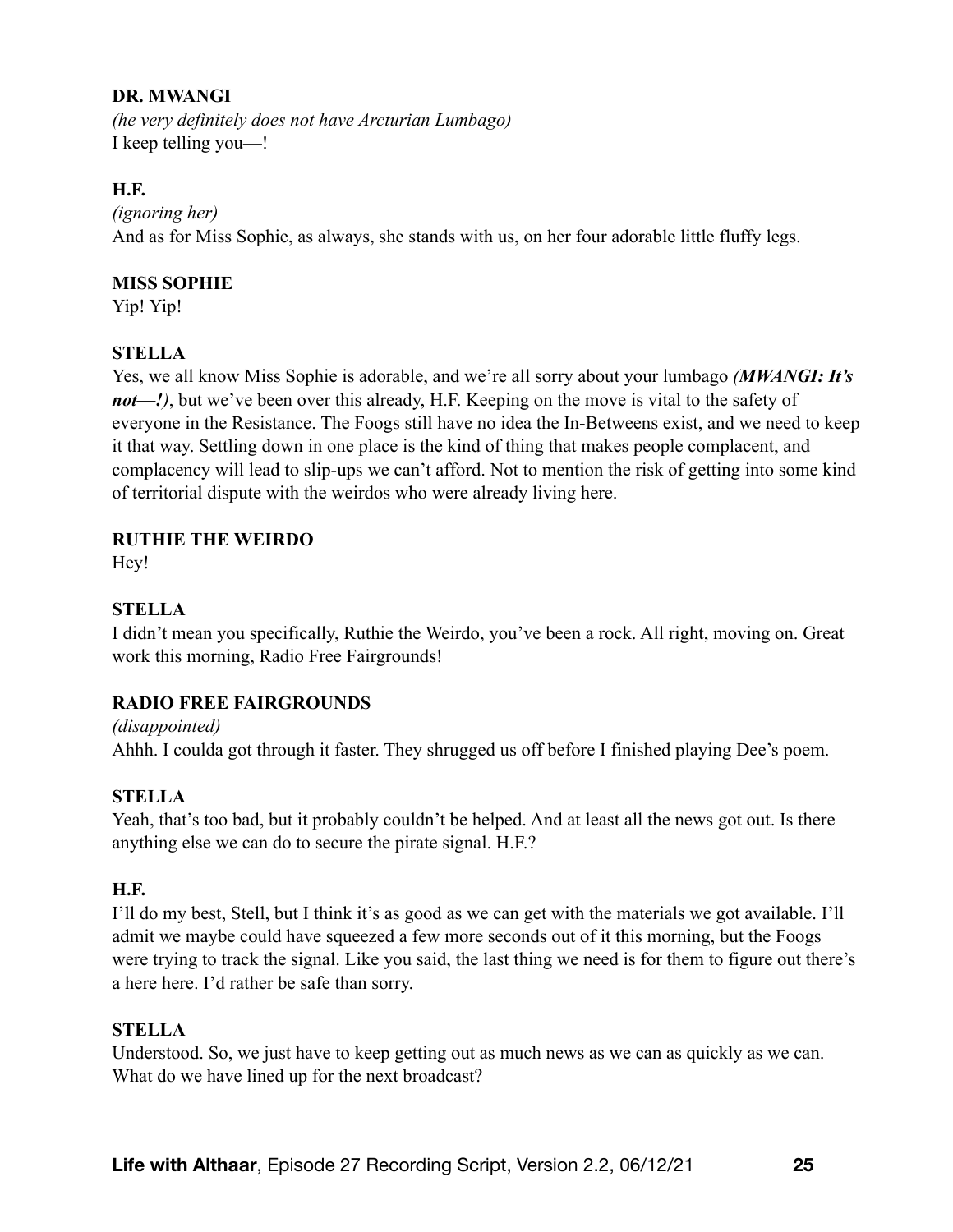**DR. MWANGI**

*(he very definitely does not have Arcturian Lumbago)*
I keep telling you—!

**H.F.**

*(ignoring her)*
And as for Miss Sophie, as always, she stands with us, on her four adorable little fluffy legs.

**MISS SOPHIE**

Yip! Yip!

**STELLA**

Yes, we all know Miss Sophie is adorable, and we're all sorry about your lumbago ***(MWANGI: It's not—!)***, but we've been over this already, H.F. Keeping on the move is vital to the safety of everyone in the Resistance. The Foogs still have no idea the In-Betweens exist, and we need to keep it that way. Settling down in one place is the kind of thing that makes people complacent, and complacency will lead to slip-ups we can't afford. Not to mention the risk of getting into some kind of territorial dispute with the weirdos who were already living here.

**RUTHIE THE WEIRDO**

Hey!

**STELLA**

I didn't mean you specifically, Ruthie the Weirdo, you've been a rock. All right, moving on. Great work this morning, Radio Free Fairgrounds!

**RADIO FREE FAIRGROUNDS**

*(disappointed)*
Ahhh. I coulda got through it faster. They shrugged us off before I finished playing Dee's poem.

**STELLA**

Yeah, that's too bad, but it probably couldn't be helped. And at least all the news got out. Is there anything else we can do to secure the pirate signal. H.F.?

**H.F.**

I'll do my best, Stell, but I think it's as good as we can get with the materials we got available. I'll admit we maybe could have squeezed a few more seconds out of it this morning, but the Foogs were trying to track the signal. Like you said, the last thing we need is for them to figure out there's a here here. I'd rather be safe than sorry.

**STELLA**

Understood. So, we just have to keep getting out as much news as we can as quickly as we can. What do we have lined up for the next broadcast?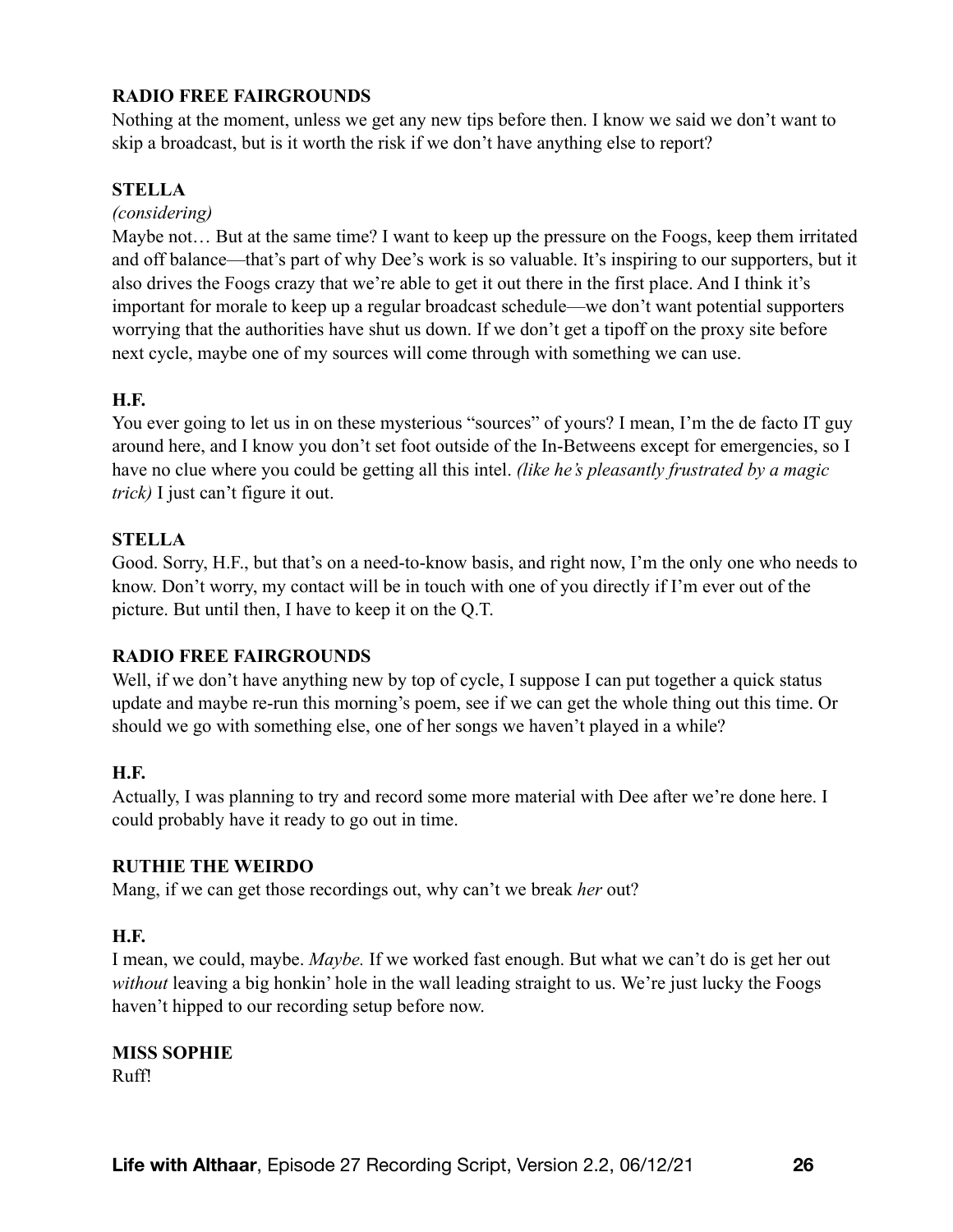**RADIO FREE FAIRGROUNDS**
Nothing at the moment, unless we get any new tips before then. I know we said we don't want to skip a broadcast, but is it worth the risk if we don't have anything else to report?

**STELLA**
*(considering)*
Maybe not… But at the same time? I want to keep up the pressure on the Foogs, keep them irritated and off balance—that's part of why Dee's work is so valuable. It's inspiring to our supporters, but it also drives the Foogs crazy that we're able to get it out there in the first place. And I think it's important for morale to keep up a regular broadcast schedule—we don't want potential supporters worrying that the authorities have shut us down. If we don't get a tipoff on the proxy site before next cycle, maybe one of my sources will come through with something we can use.

**H.F.**
You ever going to let us in on these mysterious "sources" of yours? I mean, I'm the de facto IT guy around here, and I know you don't set foot outside of the In-Betweens except for emergencies, so I have no clue where you could be getting all this intel. *(like he's pleasantly frustrated by a magic trick)* I just can't figure it out.

**STELLA**
Good. Sorry, H.F., but that's on a need-to-know basis, and right now, I'm the only one who needs to know. Don't worry, my contact will be in touch with one of you directly if I'm ever out of the picture. But until then, I have to keep it on the Q.T.

**RADIO FREE FAIRGROUNDS**
Well, if we don't have anything new by top of cycle, I suppose I can put together a quick status update and maybe re-run this morning's poem, see if we can get the whole thing out this time. Or should we go with something else, one of her songs we haven't played in a while?

**H.F.**
Actually, I was planning to try and record some more material with Dee after we're done here. I could probably have it ready to go out in time.

**RUTHIE THE WEIRDO**
Mang, if we can get those recordings out, why can't we break *her* out?

**H.F.**
I mean, we could, maybe. *Maybe.* If we worked fast enough. But what we can't do is get her out *without* leaving a big honkin' hole in the wall leading straight to us. We're just lucky the Foogs haven't hipped to our recording setup before now.

**MISS SOPHIE**
Ruff!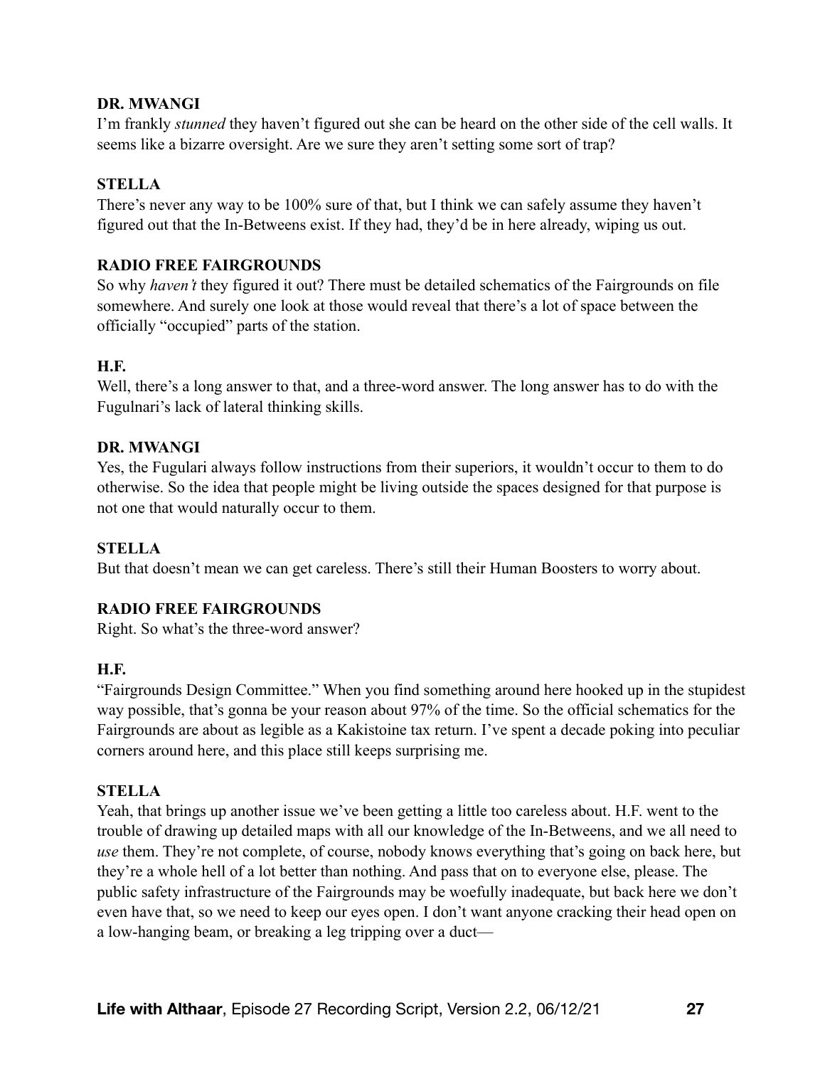**DR. MWANGI**

I'm frankly *stunned* they haven't figured out she can be heard on the other side of the cell walls. It seems like a bizarre oversight. Are we sure they aren't setting some sort of trap?

**STELLA**

There's never any way to be 100% sure of that, but I think we can safely assume they haven't figured out that the In-Betweens exist. If they had, they'd be in here already, wiping us out.

**RADIO FREE FAIRGROUNDS**

So why *haven't* they figured it out? There must be detailed schematics of the Fairgrounds on file somewhere. And surely one look at those would reveal that there's a lot of space between the officially "occupied" parts of the station.

**H.F.**

Well, there's a long answer to that, and a three-word answer. The long answer has to do with the Fugulnari's lack of lateral thinking skills.

**DR. MWANGI**

Yes, the Fugulari always follow instructions from their superiors, it wouldn't occur to them to do otherwise. So the idea that people might be living outside the spaces designed for that purpose is not one that would naturally occur to them.

**STELLA**

But that doesn't mean we can get careless. There's still their Human Boosters to worry about.

**RADIO FREE FAIRGROUNDS**

Right. So what's the three-word answer?

**H.F.**

"Fairgrounds Design Committee." When you find something around here hooked up in the stupidest way possible, that's gonna be your reason about 97% of the time. So the official schematics for the Fairgrounds are about as legible as a Kakistoine tax return. I've spent a decade poking into peculiar corners around here, and this place still keeps surprising me.

**STELLA**

Yeah, that brings up another issue we've been getting a little too careless about. H.F. went to the trouble of drawing up detailed maps with all our knowledge of the In-Betweens, and we all need to *use* them. They're not complete, of course, nobody knows everything that's going on back here, but they're a whole hell of a lot better than nothing. And pass that on to everyone else, please. The public safety infrastructure of the Fairgrounds may be woefully inadequate, but back here we don't even have that, so we need to keep our eyes open. I don't want anyone cracking their head open on a low-hanging beam, or breaking a leg tripping over a duct—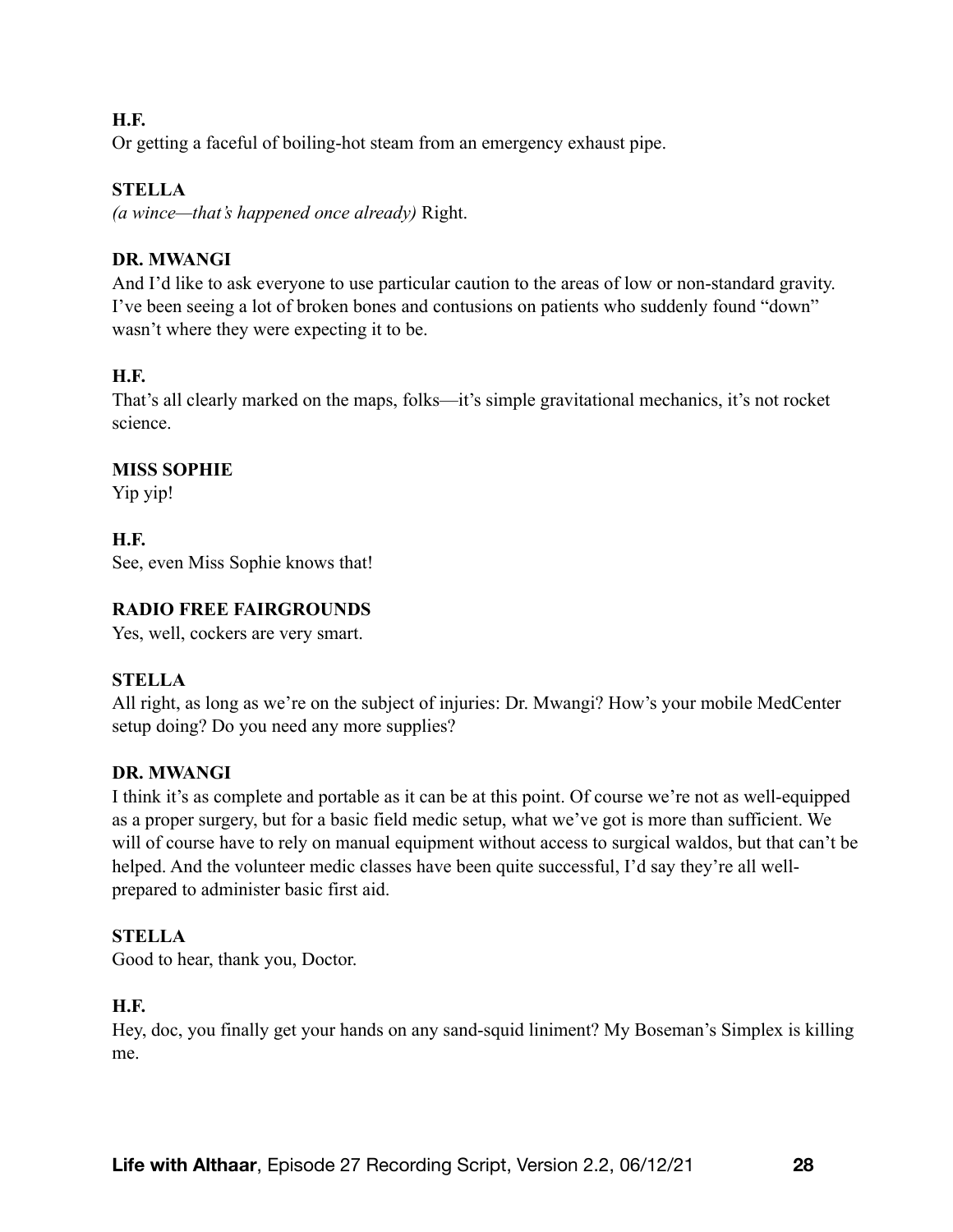**H.F.**
Or getting a faceful of boiling-hot steam from an emergency exhaust pipe.

**STELLA**
*(a wince—that's happened once already)* Right.

**DR. MWANGI**
And I'd like to ask everyone to use particular caution to the areas of low or non-standard gravity. I've been seeing a lot of broken bones and contusions on patients who suddenly found "down" wasn't where they were expecting it to be.

**H.F.**
That's all clearly marked on the maps, folks—it's simple gravitational mechanics, it's not rocket science.

**MISS SOPHIE**
Yip yip!

**H.F.**
See, even Miss Sophie knows that!

**RADIO FREE FAIRGROUNDS**
Yes, well, cockers are very smart.

**STELLA**
All right, as long as we're on the subject of injuries: Dr. Mwangi? How's your mobile MedCenter setup doing? Do you need any more supplies?

**DR. MWANGI**
I think it's as complete and portable as it can be at this point. Of course we're not as well-equipped as a proper surgery, but for a basic field medic setup, what we've got is more than sufficient. We will of course have to rely on manual equipment without access to surgical waldos, but that can't be helped. And the volunteer medic classes have been quite successful, I'd say they're all well-prepared to administer basic first aid.

**STELLA**
Good to hear, thank you, Doctor.

**H.F.**
Hey, doc, you finally get your hands on any sand-squid liniment? My Boseman's Simplex is killing me.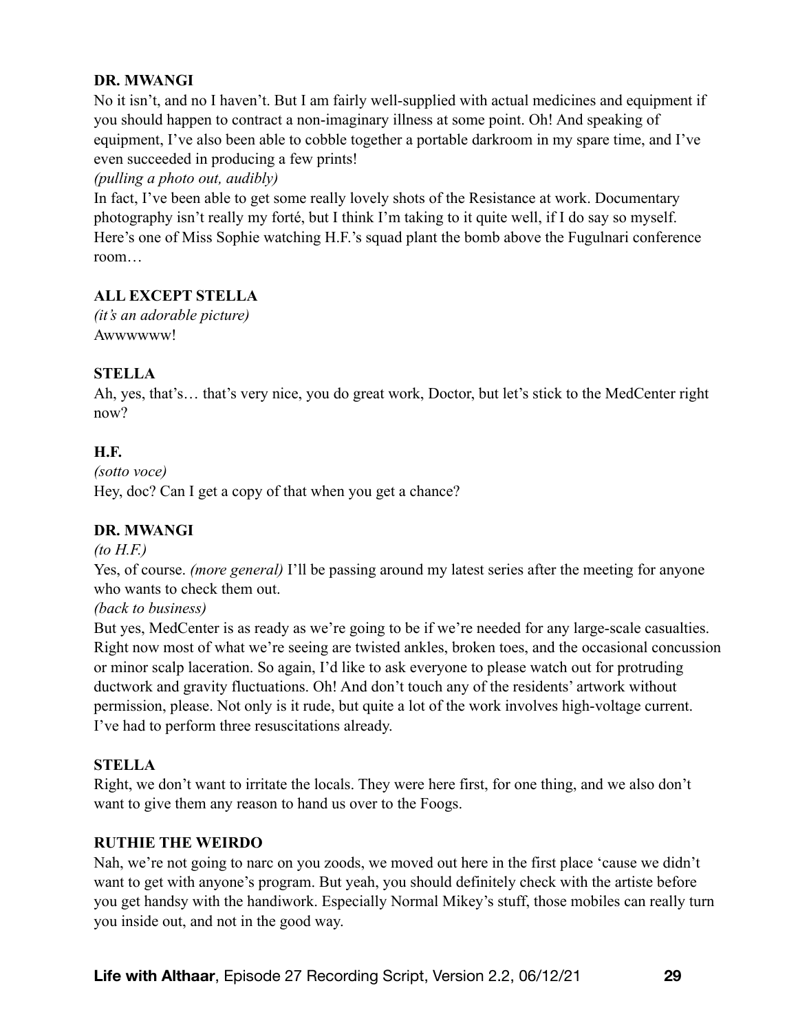**DR. MWANGI**

No it isn't, and no I haven't. But I am fairly well-supplied with actual medicines and equipment if you should happen to contract a non-imaginary illness at some point. Oh! And speaking of equipment, I've also been able to cobble together a portable darkroom in my spare time, and I've even succeeded in producing a few prints!

*(pulling a photo out, audibly)*

In fact, I've been able to get some really lovely shots of the Resistance at work. Documentary photography isn't really my forté, but I think I'm taking to it quite well, if I do say so myself. Here's one of Miss Sophie watching H.F.'s squad plant the bomb above the Fugulnari conference room…

**ALL EXCEPT STELLA**

*(it's an adorable picture)*

Awwwwww!

**STELLA**

Ah, yes, that's… that's very nice, you do great work, Doctor, but let's stick to the MedCenter right now?

**H.F.**

*(sotto voce)*

Hey, doc? Can I get a copy of that when you get a chance?

**DR. MWANGI**

*(to H.F.)*

Yes, of course. *(more general)* I'll be passing around my latest series after the meeting for anyone who wants to check them out.

*(back to business)*

But yes, MedCenter is as ready as we're going to be if we're needed for any large-scale casualties. Right now most of what we're seeing are twisted ankles, broken toes, and the occasional concussion or minor scalp laceration. So again, I'd like to ask everyone to please watch out for protruding ductwork and gravity fluctuations. Oh! And don't touch any of the residents' artwork without permission, please. Not only is it rude, but quite a lot of the work involves high-voltage current. I've had to perform three resuscitations already.

**STELLA**

Right, we don't want to irritate the locals. They were here first, for one thing, and we also don't want to give them any reason to hand us over to the Foogs.

**RUTHIE THE WEIRDO**

Nah, we're not going to narc on you zoods, we moved out here in the first place 'cause we didn't want to get with anyone's program. But yeah, you should definitely check with the artiste before you get handsy with the handiwork. Especially Normal Mikey's stuff, those mobiles can really turn you inside out, and not in the good way.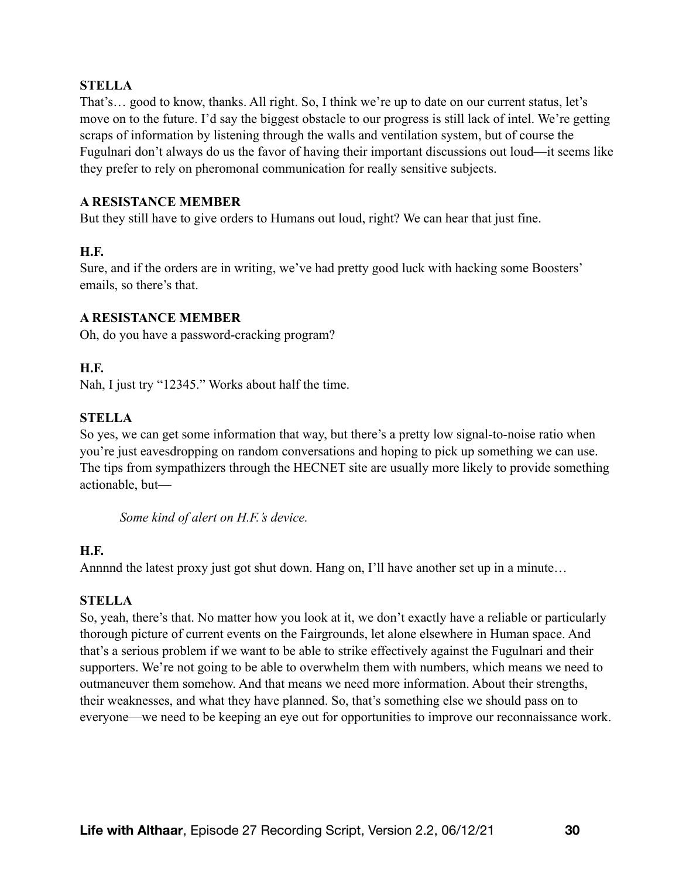**STELLA**
That's… good to know, thanks. All right. So, I think we're up to date on our current status, let's move on to the future. I'd say the biggest obstacle to our progress is still lack of intel. We're getting scraps of information by listening through the walls and ventilation system, but of course the Fugulnari don't always do us the favor of having their important discussions out loud—it seems like they prefer to rely on pheromonal communication for really sensitive subjects.

**A RESISTANCE MEMBER**
But they still have to give orders to Humans out loud, right? We can hear that just fine.

**H.F.**
Sure, and if the orders are in writing, we've had pretty good luck with hacking some Boosters' emails, so there's that.

**A RESISTANCE MEMBER**
Oh, do you have a password-cracking program?

**H.F.**
Nah, I just try "12345." Works about half the time.

**STELLA**
So yes, we can get some information that way, but there's a pretty low signal-to-noise ratio when you're just eavesdropping on random conversations and hoping to pick up something we can use. The tips from sympathizers through the HECNET site are usually more likely to provide something actionable, but—

*Some kind of alert on H.F.'s device.*

**H.F.**
Annnnd the latest proxy just got shut down. Hang on, I'll have another set up in a minute…

**STELLA**
So, yeah, there's that. No matter how you look at it, we don't exactly have a reliable or particularly thorough picture of current events on the Fairgrounds, let alone elsewhere in Human space. And that's a serious problem if we want to be able to strike effectively against the Fugulnari and their supporters. We're not going to be able to overwhelm them with numbers, which means we need to outmaneuver them somehow. And that means we need more information. About their strengths, their weaknesses, and what they have planned. So, that's something else we should pass on to everyone—we need to be keeping an eye out for opportunities to improve our reconnaissance work.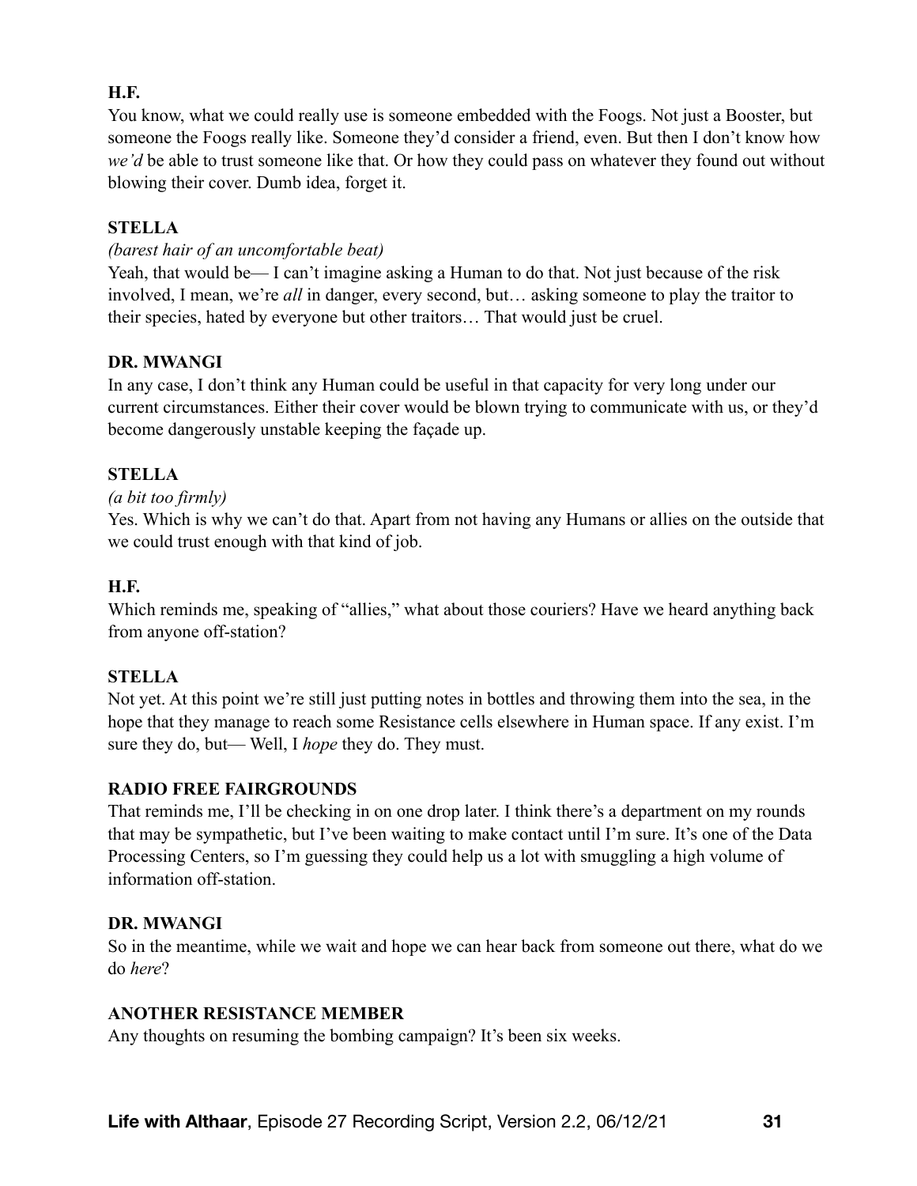**H.F.**

You know, what we could really use is someone embedded with the Foogs. Not just a Booster, but someone the Foogs really like. Someone they'd consider a friend, even. But then I don't know how *we'd* be able to trust someone like that. Or how they could pass on whatever they found out without blowing their cover. Dumb idea, forget it.

**STELLA**

*(barest hair of an uncomfortable beat)*

Yeah, that would be— I can't imagine asking a Human to do that. Not just because of the risk involved, I mean, we're *all* in danger, every second, but… asking someone to play the traitor to their species, hated by everyone but other traitors… That would just be cruel.

**DR. MWANGI**

In any case, I don't think any Human could be useful in that capacity for very long under our current circumstances. Either their cover would be blown trying to communicate with us, or they'd become dangerously unstable keeping the façade up.

**STELLA**

*(a bit too firmly)*

Yes. Which is why we can't do that. Apart from not having any Humans or allies on the outside that we could trust enough with that kind of job.

**H.F.**

Which reminds me, speaking of "allies," what about those couriers? Have we heard anything back from anyone off-station?

**STELLA**

Not yet. At this point we're still just putting notes in bottles and throwing them into the sea, in the hope that they manage to reach some Resistance cells elsewhere in Human space. If any exist. I'm sure they do, but— Well, I *hope* they do. They must.

**RADIO FREE FAIRGROUNDS**

That reminds me, I'll be checking in on one drop later. I think there's a department on my rounds that may be sympathetic, but I've been waiting to make contact until I'm sure. It's one of the Data Processing Centers, so I'm guessing they could help us a lot with smuggling a high volume of information off-station.

**DR. MWANGI**

So in the meantime, while we wait and hope we can hear back from someone out there, what do we do *here*?

**ANOTHER RESISTANCE MEMBER**

Any thoughts on resuming the bombing campaign? It's been six weeks.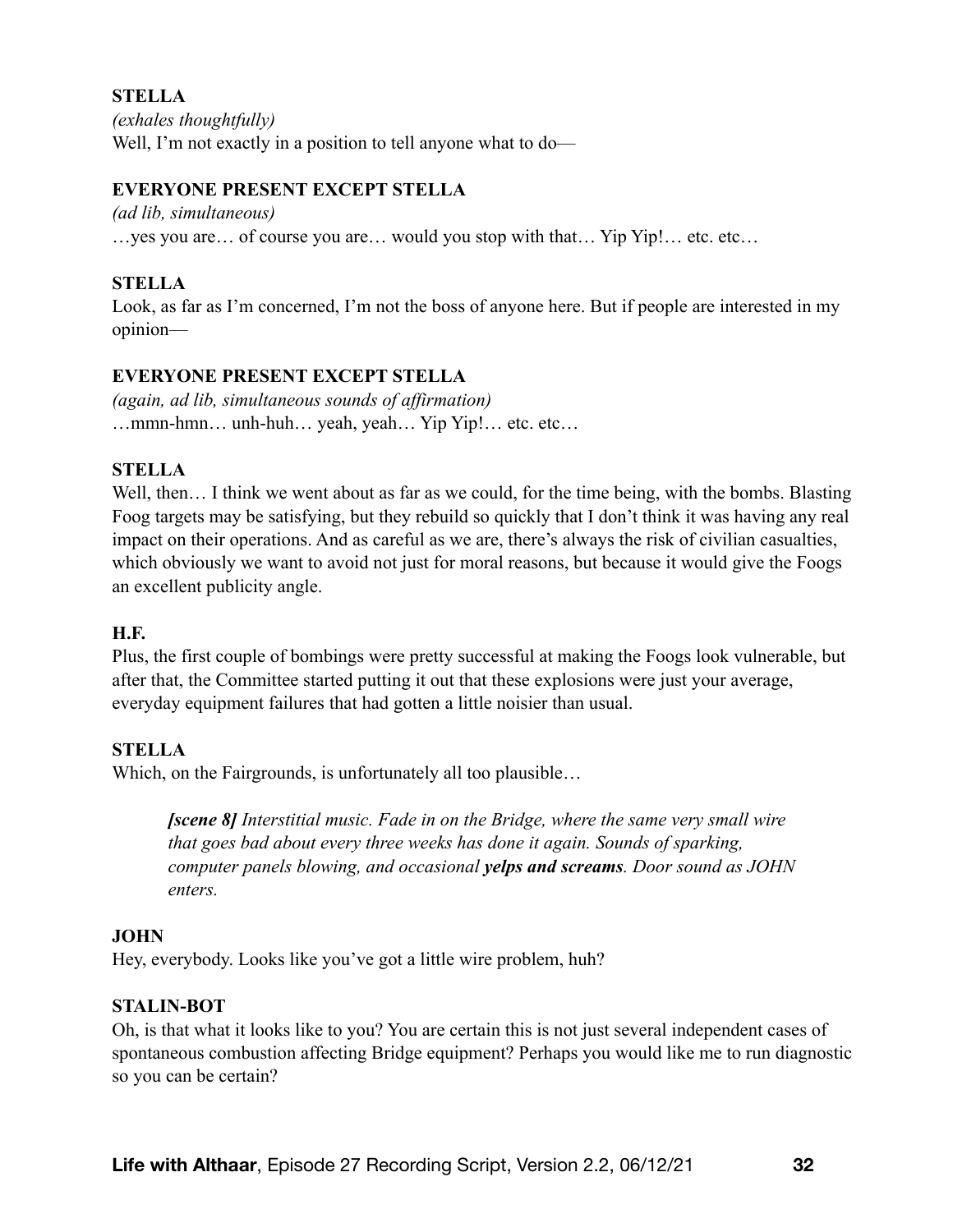**STELLA**

*(exhales thoughtfully)*

Well, I'm not exactly in a position to tell anyone what to do—

**EVERYONE PRESENT EXCEPT STELLA**

*(ad lib, simultaneous)*

…yes you are… of course you are… would you stop with that… Yip Yip!… etc. etc…

**STELLA**

Look, as far as I'm concerned, I'm not the boss of anyone here. But if people are interested in my opinion—

**EVERYONE PRESENT EXCEPT STELLA**

*(again, ad lib, simultaneous sounds of affirmation)*

…mmn-hmn… unh-huh… yeah, yeah… Yip Yip!… etc. etc…

**STELLA**

Well, then… I think we went about as far as we could, for the time being, with the bombs. Blasting Foog targets may be satisfying, but they rebuild so quickly that I don't think it was having any real impact on their operations. And as careful as we are, there's always the risk of civilian casualties, which obviously we want to avoid not just for moral reasons, but because it would give the Foogs an excellent publicity angle.

**H.F.**

Plus, the first couple of bombings were pretty successful at making the Foogs look vulnerable, but after that, the Committee started putting it out that these explosions were just your average, everyday equipment failures that had gotten a little noisier than usual.

**STELLA**

Which, on the Fairgrounds, is unfortunately all too plausible…

> ***[scene 8]*** *Interstitial music. Fade in on the Bridge, where the same very small wire that goes bad about every three weeks has done it again. Sounds of sparking, computer panels blowing, and occasional* ***yelps and screams****. Door sound as JOHN enters.*

**JOHN**

Hey, everybody. Looks like you've got a little wire problem, huh?

**STALIN-BOT**

Oh, is that what it looks like to you? You are certain this is not just several independent cases of spontaneous combustion affecting Bridge equipment? Perhaps you would like me to run diagnostic so you can be certain?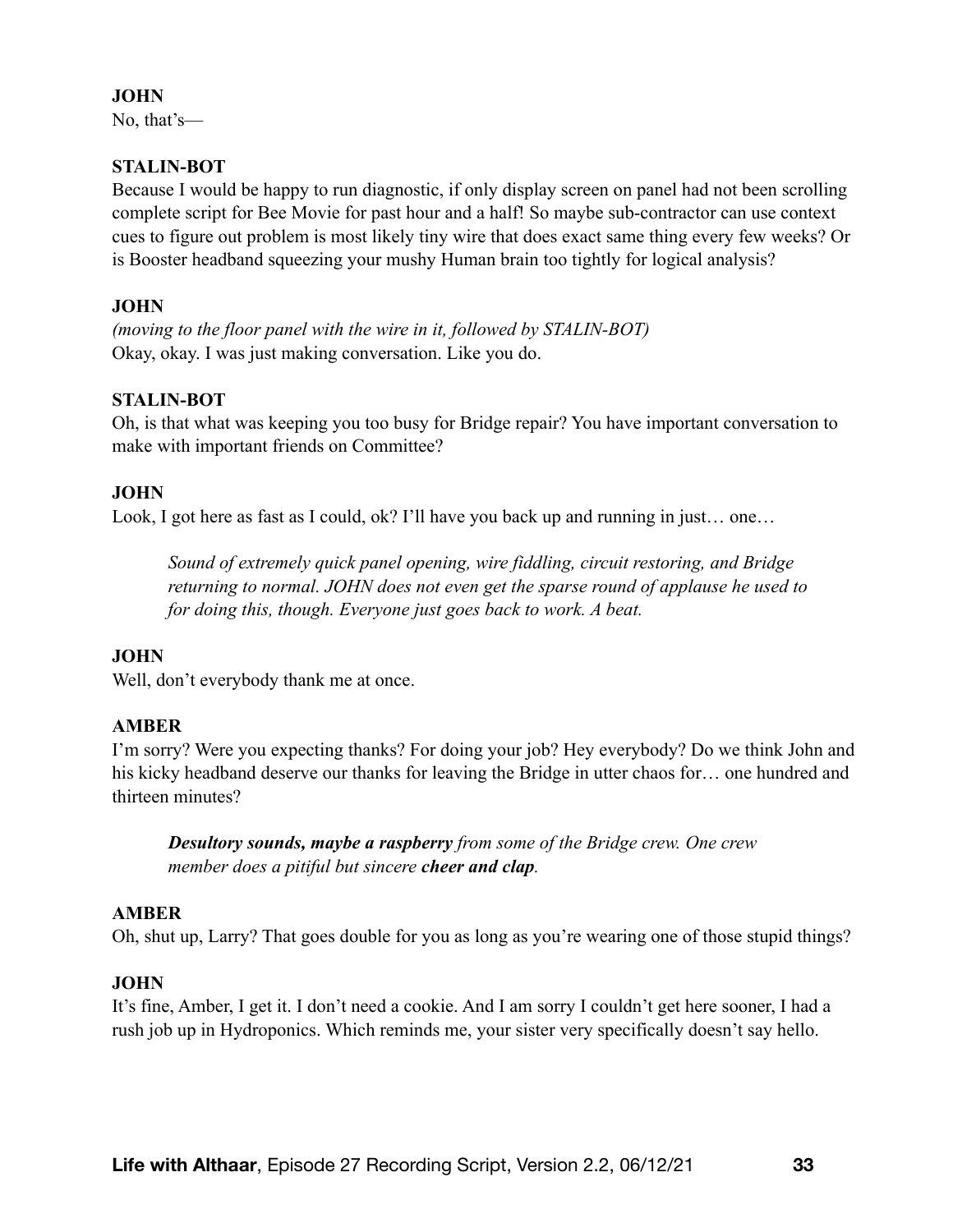**JOHN**
No, that's—

**STALIN-BOT**
Because I would be happy to run diagnostic, if only display screen on panel had not been scrolling complete script for Bee Movie for past hour and a half! So maybe sub-contractor can use context cues to figure out problem is most likely tiny wire that does exact same thing every few weeks? Or is Booster headband squeezing your mushy Human brain too tightly for logical analysis?

**JOHN**
*(moving to the floor panel with the wire in it, followed by STALIN-BOT)*
Okay, okay. I was just making conversation. Like you do.

**STALIN-BOT**
Oh, is that what was keeping you too busy for Bridge repair? You have important conversation to make with important friends on Committee?

**JOHN**
Look, I got here as fast as I could, ok? I'll have you back up and running in just… one…

> *Sound of extremely quick panel opening, wire fiddling, circuit restoring, and Bridge returning to normal. JOHN does not even get the sparse round of applause he used to for doing this, though. Everyone just goes back to work. A beat.*

**JOHN**
Well, don't everybody thank me at once.

**AMBER**
I'm sorry? Were you expecting thanks? For doing your job? Hey everybody? Do we think John and his kicky headband deserve our thanks for leaving the Bridge in utter chaos for… one hundred and thirteen minutes?

> ***Desultory sounds, maybe a raspberry*** *from some of the Bridge crew. One crew member does a pitiful but sincere* ***cheer and clap****.*

**AMBER**
Oh, shut up, Larry? That goes double for you as long as you're wearing one of those stupid things?

**JOHN**
It's fine, Amber, I get it. I don't need a cookie. And I am sorry I couldn't get here sooner, I had a rush job up in Hydroponics. Which reminds me, your sister very specifically doesn't say hello.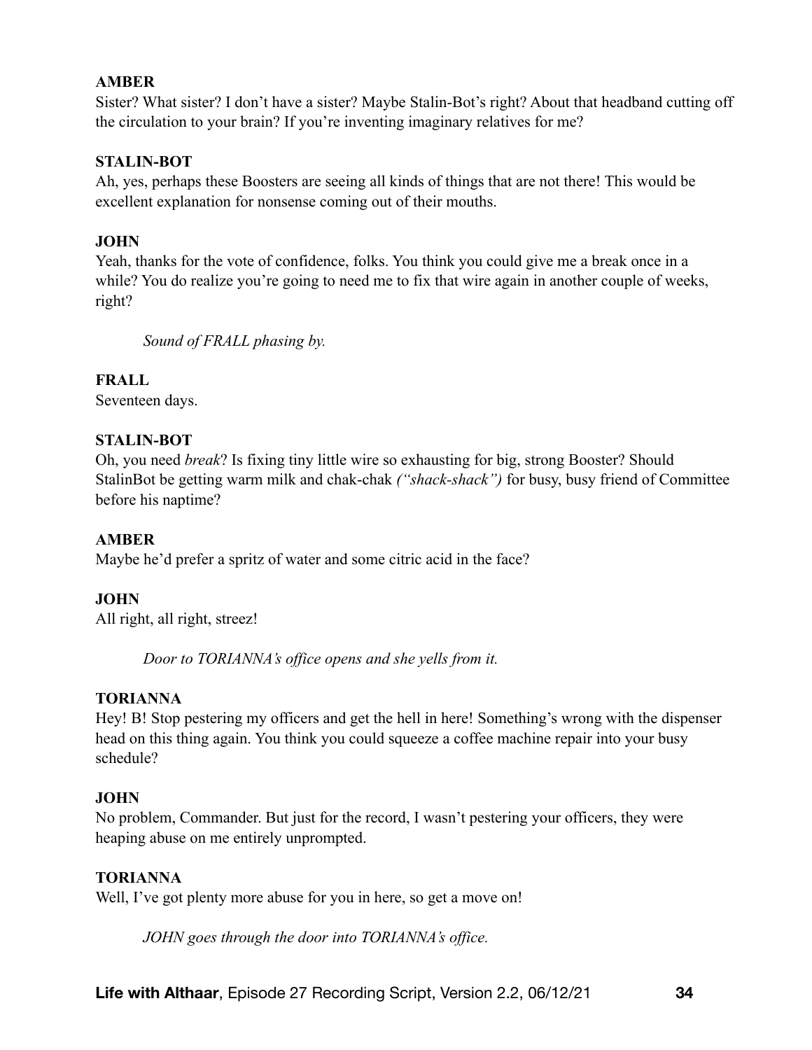**AMBER**
Sister? What sister? I don't have a sister? Maybe Stalin-Bot's right? About that headband cutting off the circulation to your brain? If you're inventing imaginary relatives for me?

**STALIN-BOT**
Ah, yes, perhaps these Boosters are seeing all kinds of things that are not there! This would be excellent explanation for nonsense coming out of their mouths.

**JOHN**
Yeah, thanks for the vote of confidence, folks. You think you could give me a break once in a while? You do realize you're going to need me to fix that wire again in another couple of weeks, right?

*Sound of FRALL phasing by.*

**FRALL**
Seventeen days.

**STALIN-BOT**
Oh, you need *break*? Is fixing tiny little wire so exhausting for big, strong Booster? Should StalinBot be getting warm milk and chak-chak *("shack-shack")* for busy, busy friend of Committee before his naptime?

**AMBER**
Maybe he'd prefer a spritz of water and some citric acid in the face?

**JOHN**
All right, all right, streez!

*Door to TORIANNA's office opens and she yells from it.*

**TORIANNA**
Hey! B! Stop pestering my officers and get the hell in here! Something's wrong with the dispenser head on this thing again. You think you could squeeze a coffee machine repair into your busy schedule?

**JOHN**
No problem, Commander. But just for the record, I wasn't pestering your officers, they were heaping abuse on me entirely unprompted.

**TORIANNA**
Well, I've got plenty more abuse for you in here, so get a move on!

*JOHN goes through the door into TORIANNA's office.*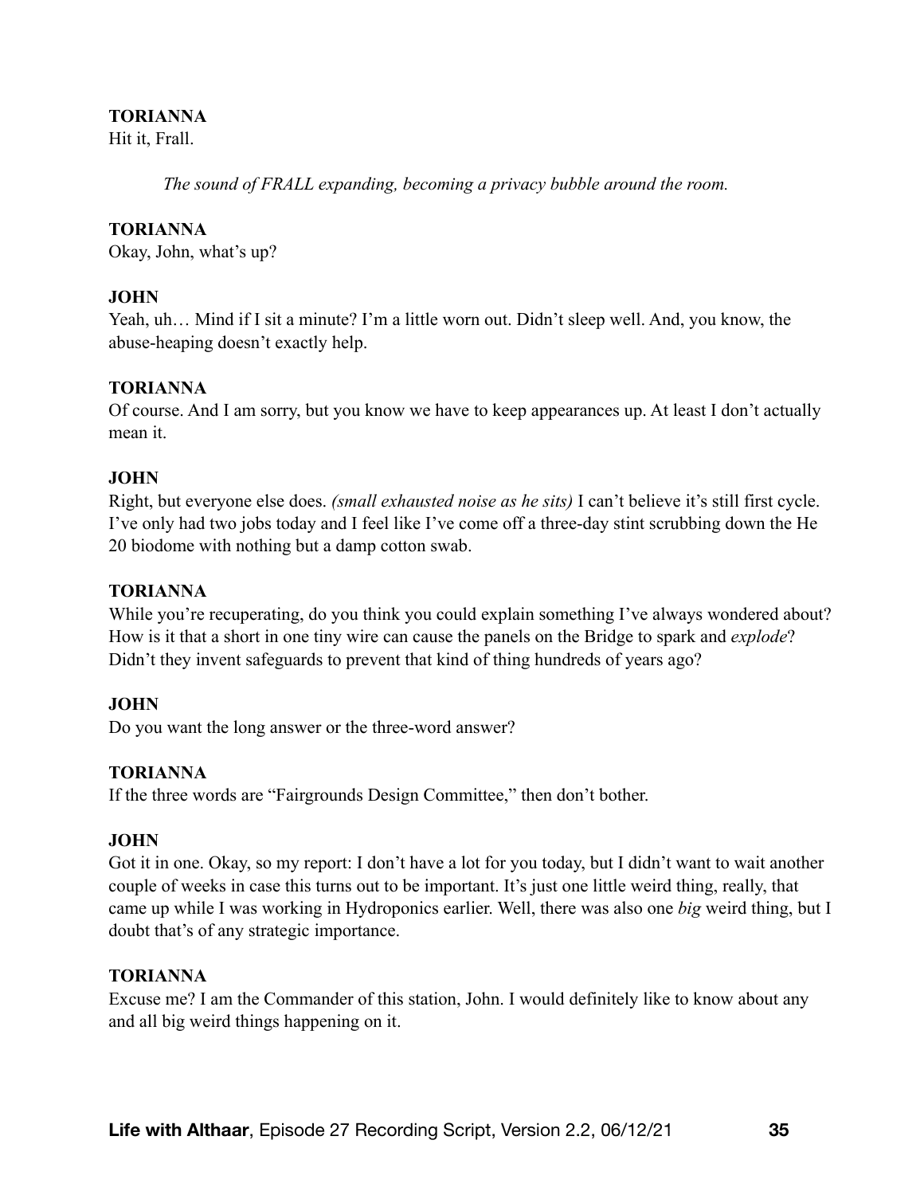**TORIANNA**
Hit it, Frall.

*The sound of FRALL expanding, becoming a privacy bubble around the room.*

**TORIANNA**
Okay, John, what's up?

**JOHN**
Yeah, uh… Mind if I sit a minute? I'm a little worn out. Didn't sleep well. And, you know, the abuse-heaping doesn't exactly help.

**TORIANNA**
Of course. And I am sorry, but you know we have to keep appearances up. At least I don't actually mean it.

**JOHN**
Right, but everyone else does. *(small exhausted noise as he sits)* I can't believe it's still first cycle. I've only had two jobs today and I feel like I've come off a three-day stint scrubbing down the He 20 biodome with nothing but a damp cotton swab.

**TORIANNA**
While you're recuperating, do you think you could explain something I've always wondered about? How is it that a short in one tiny wire can cause the panels on the Bridge to spark and *explode*? Didn't they invent safeguards to prevent that kind of thing hundreds of years ago?

**JOHN**
Do you want the long answer or the three-word answer?

**TORIANNA**
If the three words are "Fairgrounds Design Committee," then don't bother.

**JOHN**
Got it in one. Okay, so my report: I don't have a lot for you today, but I didn't want to wait another couple of weeks in case this turns out to be important. It's just one little weird thing, really, that came up while I was working in Hydroponics earlier. Well, there was also one *big* weird thing, but I doubt that's of any strategic importance.

**TORIANNA**
Excuse me? I am the Commander of this station, John. I would definitely like to know about any and all big weird things happening on it.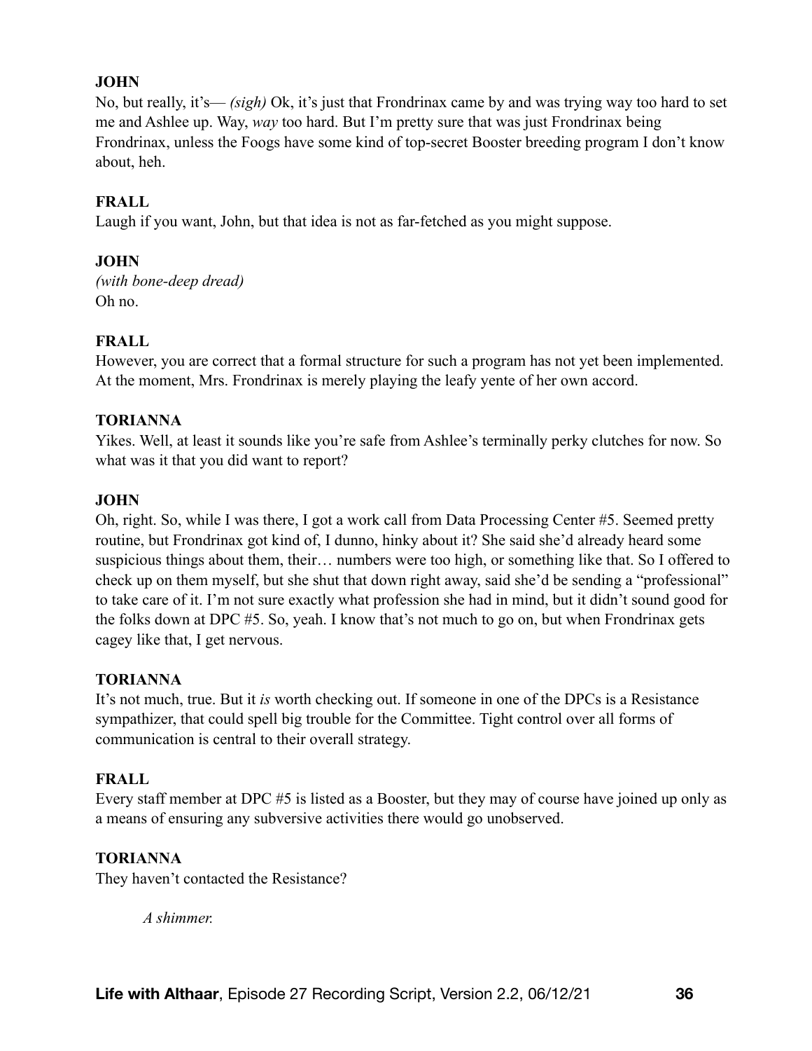**JOHN**

No, but really, it's— *(sigh)* Ok, it's just that Frondrinax came by and was trying way too hard to set me and Ashlee up. Way, *way* too hard. But I'm pretty sure that was just Frondrinax being Frondrinax, unless the Foogs have some kind of top-secret Booster breeding program I don't know about, heh.

**FRALL**

Laugh if you want, John, but that idea is not as far-fetched as you might suppose.

**JOHN**

*(with bone-deep dread)*
Oh no.

**FRALL**

However, you are correct that a formal structure for such a program has not yet been implemented. At the moment, Mrs. Frondrinax is merely playing the leafy yente of her own accord.

**TORIANNA**

Yikes. Well, at least it sounds like you're safe from Ashlee's terminally perky clutches for now. So what was it that you did want to report?

**JOHN**

Oh, right. So, while I was there, I got a work call from Data Processing Center #5. Seemed pretty routine, but Frondrinax got kind of, I dunno, hinky about it? She said she'd already heard some suspicious things about them, their… numbers were too high, or something like that. So I offered to check up on them myself, but she shut that down right away, said she'd be sending a "professional" to take care of it. I'm not sure exactly what profession she had in mind, but it didn't sound good for the folks down at DPC #5. So, yeah. I know that's not much to go on, but when Frondrinax gets cagey like that, I get nervous.

**TORIANNA**

It's not much, true. But it *is* worth checking out. If someone in one of the DPCs is a Resistance sympathizer, that could spell big trouble for the Committee. Tight control over all forms of communication is central to their overall strategy.

**FRALL**

Every staff member at DPC #5 is listed as a Booster, but they may of course have joined up only as a means of ensuring any subversive activities there would go unobserved.

**TORIANNA**

They haven't contacted the Resistance?

*A shimmer.*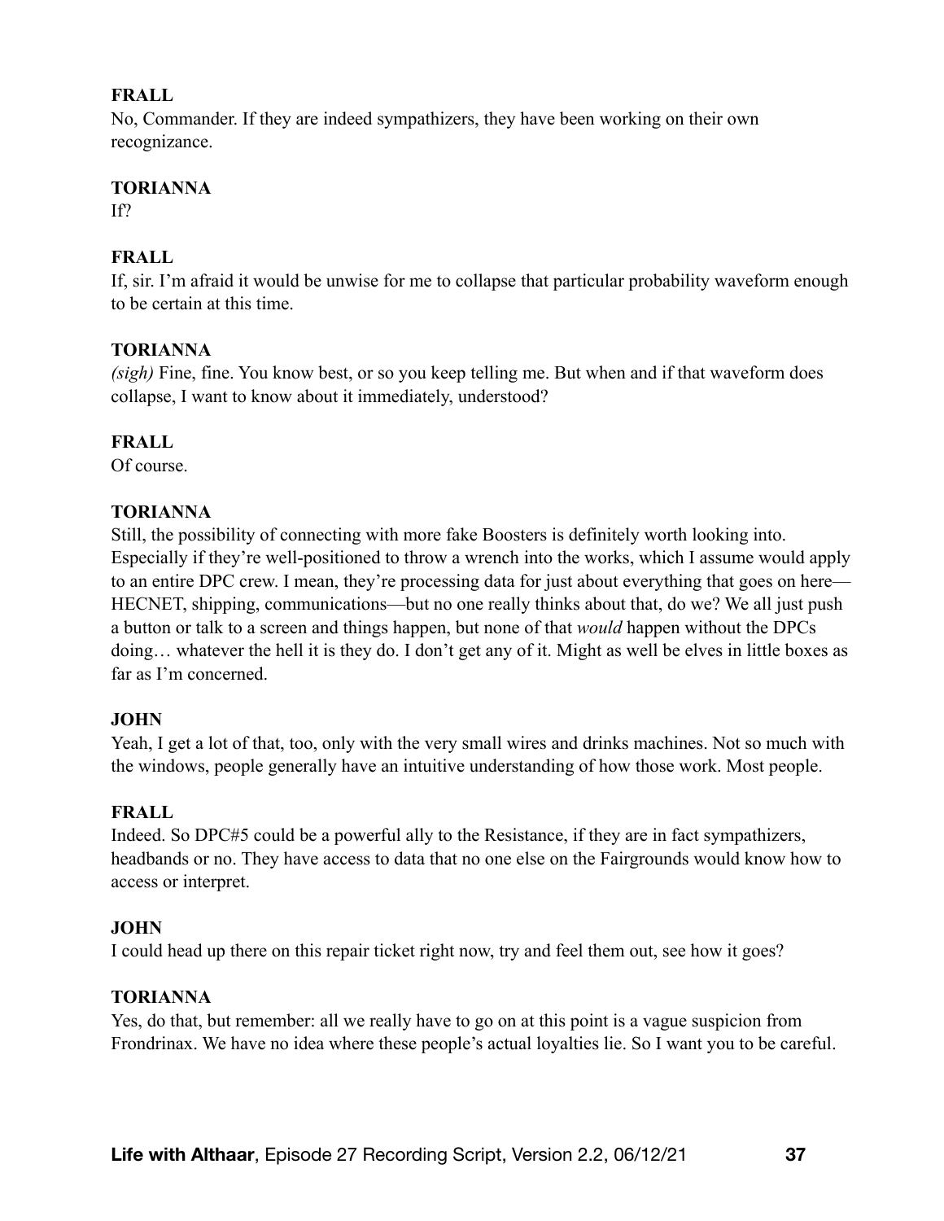**FRALL**
No, Commander. If they are indeed sympathizers, they have been working on their own recognizance.

**TORIANNA**
If?

**FRALL**
If, sir. I'm afraid it would be unwise for me to collapse that particular probability waveform enough to be certain at this time.

**TORIANNA**
*(sigh)* Fine, fine. You know best, or so you keep telling me. But when and if that waveform does collapse, I want to know about it immediately, understood?

**FRALL**
Of course.

**TORIANNA**
Still, the possibility of connecting with more fake Boosters is definitely worth looking into. Especially if they're well-positioned to throw a wrench into the works, which I assume would apply to an entire DPC crew. I mean, they're processing data for just about everything that goes on here—HECNET, shipping, communications—but no one really thinks about that, do we? We all just push a button or talk to a screen and things happen, but none of that *would* happen without the DPCs doing… whatever the hell it is they do. I don't get any of it. Might as well be elves in little boxes as far as I'm concerned.

**JOHN**
Yeah, I get a lot of that, too, only with the very small wires and drinks machines. Not so much with the windows, people generally have an intuitive understanding of how those work. Most people.

**FRALL**
Indeed. So DPC#5 could be a powerful ally to the Resistance, if they are in fact sympathizers, headbands or no. They have access to data that no one else on the Fairgrounds would know how to access or interpret.

**JOHN**
I could head up there on this repair ticket right now, try and feel them out, see how it goes?

**TORIANNA**
Yes, do that, but remember: all we really have to go on at this point is a vague suspicion from Frondrinax. We have no idea where these people's actual loyalties lie. So I want you to be careful.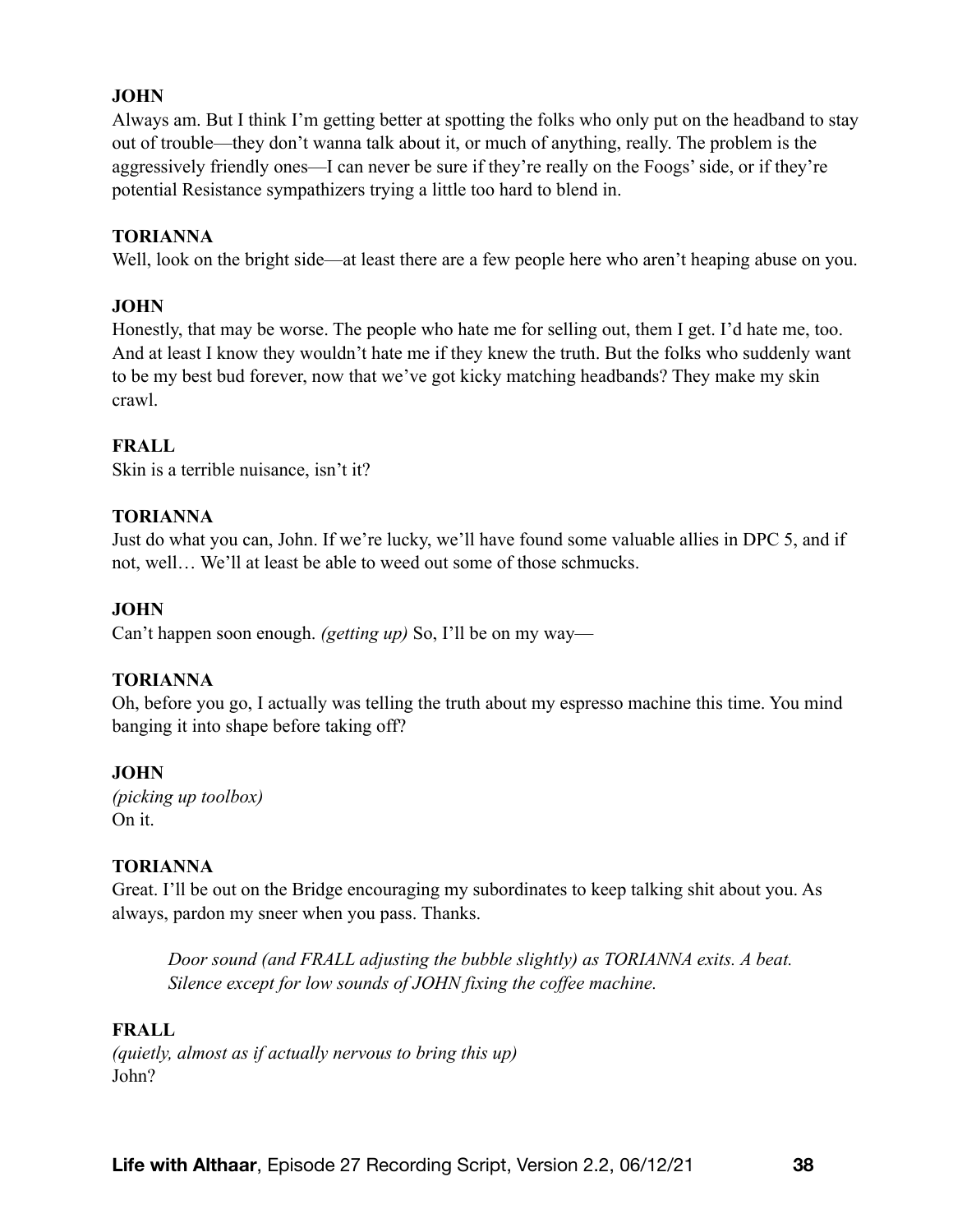**JOHN**

Always am. But I think I'm getting better at spotting the folks who only put on the headband to stay out of trouble—they don't wanna talk about it, or much of anything, really. The problem is the aggressively friendly ones—I can never be sure if they're really on the Foogs' side, or if they're potential Resistance sympathizers trying a little too hard to blend in.

**TORIANNA**

Well, look on the bright side—at least there are a few people here who aren't heaping abuse on you.

**JOHN**

Honestly, that may be worse. The people who hate me for selling out, them I get. I'd hate me, too. And at least I know they wouldn't hate me if they knew the truth. But the folks who suddenly want to be my best bud forever, now that we've got kicky matching headbands? They make my skin crawl.

**FRALL**

Skin is a terrible nuisance, isn't it?

**TORIANNA**

Just do what you can, John. If we're lucky, we'll have found some valuable allies in DPC 5, and if not, well… We'll at least be able to weed out some of those schmucks.

**JOHN**

Can't happen soon enough. *(getting up)* So, I'll be on my way—

**TORIANNA**

Oh, before you go, I actually was telling the truth about my espresso machine this time. You mind banging it into shape before taking off?

**JOHN**

*(picking up toolbox)*
On it.

**TORIANNA**

Great. I'll be out on the Bridge encouraging my subordinates to keep talking shit about you. As always, pardon my sneer when you pass. Thanks.

> *Door sound (and FRALL adjusting the bubble slightly) as TORIANNA exits. A beat. Silence except for low sounds of JOHN fixing the coffee machine.*

**FRALL**

*(quietly, almost as if actually nervous to bring this up)*
John?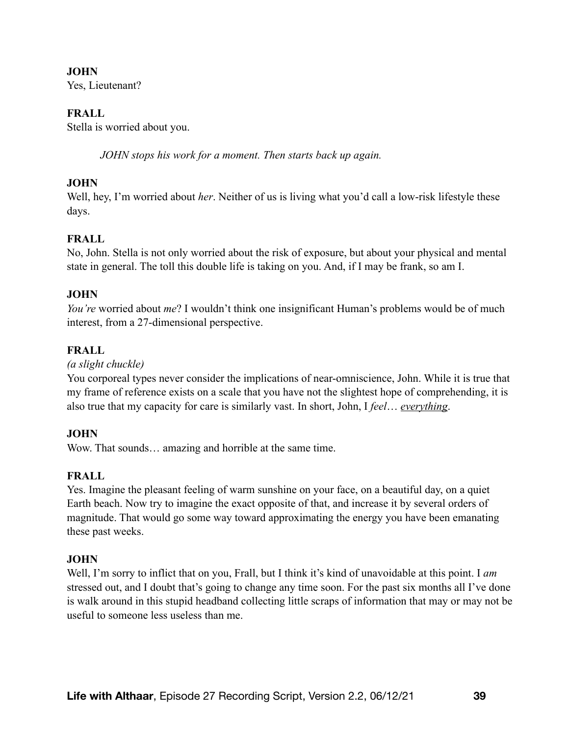**JOHN**
Yes, Lieutenant?

**FRALL**
Stella is worried about you.

*JOHN stops his work for a moment. Then starts back up again.*

**JOHN**
Well, hey, I'm worried about *her*. Neither of us is living what you'd call a low-risk lifestyle these days.

**FRALL**
No, John. Stella is not only worried about the risk of exposure, but about your physical and mental state in general. The toll this double life is taking on you. And, if I may be frank, so am I.

**JOHN**
*You're* worried about *me*? I wouldn't think one insignificant Human's problems would be of much interest, from a 27-dimensional perspective.

**FRALL**
*(a slight chuckle)*
You corporeal types never consider the implications of near-omniscience, John. While it is true that my frame of reference exists on a scale that you have not the slightest hope of comprehending, it is also true that my capacity for care is similarly vast. In short, John, I *feel*… <u>*everything*</u>.

**JOHN**
Wow. That sounds… amazing and horrible at the same time.

**FRALL**
Yes. Imagine the pleasant feeling of warm sunshine on your face, on a beautiful day, on a quiet Earth beach. Now try to imagine the exact opposite of that, and increase it by several orders of magnitude. That would go some way toward approximating the energy you have been emanating these past weeks.

**JOHN**
Well, I'm sorry to inflict that on you, Frall, but I think it's kind of unavoidable at this point. I *am* stressed out, and I doubt that's going to change any time soon. For the past six months all I've done is walk around in this stupid headband collecting little scraps of information that may or may not be useful to someone less useless than me.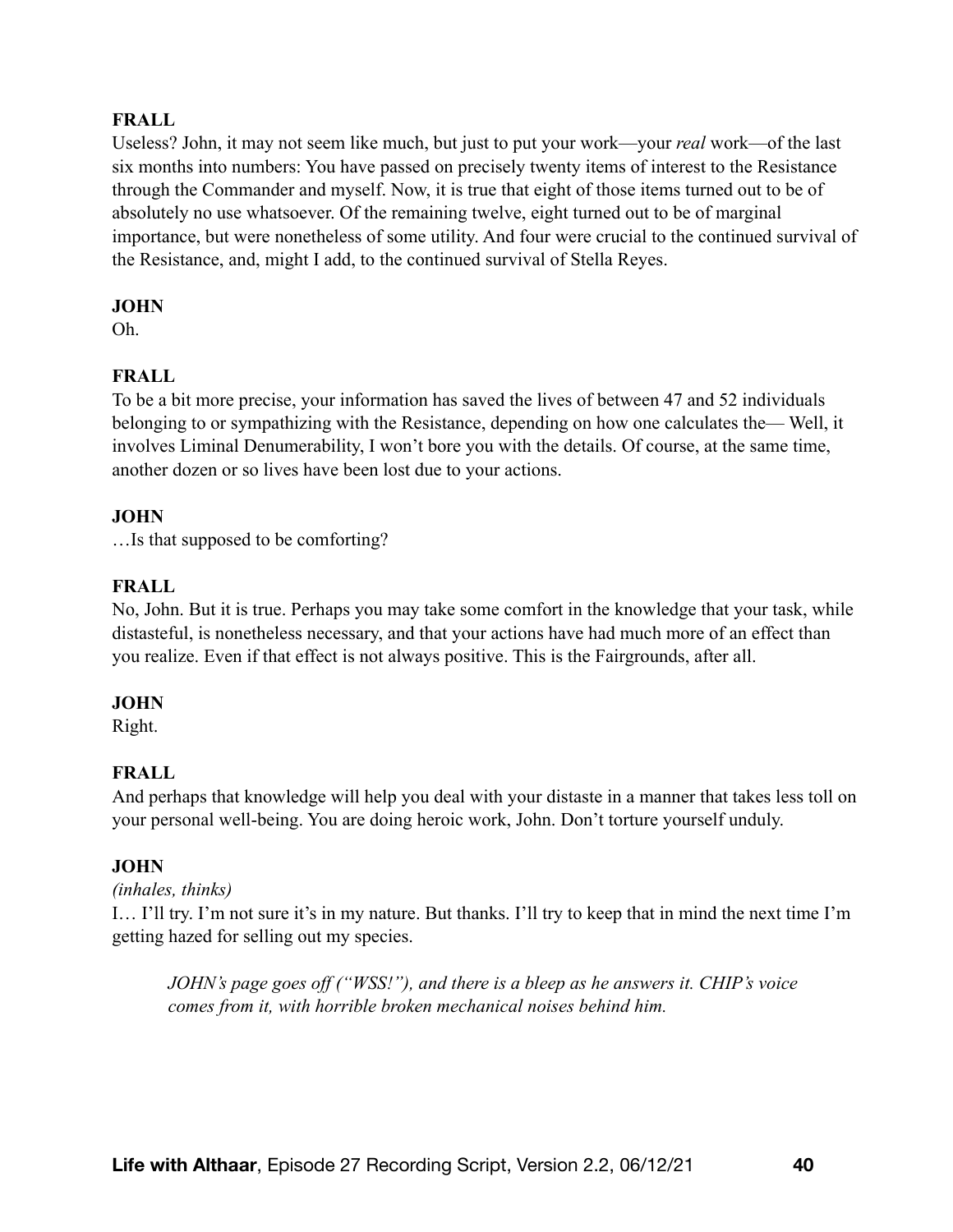**FRALL**

Useless? John, it may not seem like much, but just to put your work—your *real* work—of the last six months into numbers: You have passed on precisely twenty items of interest to the Resistance through the Commander and myself. Now, it is true that eight of those items turned out to be of absolutely no use whatsoever. Of the remaining twelve, eight turned out to be of marginal importance, but were nonetheless of some utility. And four were crucial to the continued survival of the Resistance, and, might I add, to the continued survival of Stella Reyes.

**JOHN**

Oh.

**FRALL**

To be a bit more precise, your information has saved the lives of between 47 and 52 individuals belonging to or sympathizing with the Resistance, depending on how one calculates the— Well, it involves Liminal Denumerability, I won't bore you with the details. Of course, at the same time, another dozen or so lives have been lost due to your actions.

**JOHN**

…Is that supposed to be comforting?

**FRALL**

No, John. But it is true. Perhaps you may take some comfort in the knowledge that your task, while distasteful, is nonetheless necessary, and that your actions have had much more of an effect than you realize. Even if that effect is not always positive. This is the Fairgrounds, after all.

**JOHN**

Right.

**FRALL**

And perhaps that knowledge will help you deal with your distaste in a manner that takes less toll on your personal well-being. You are doing heroic work, John. Don't torture yourself unduly.

**JOHN**

*(inhales, thinks)*

I… I'll try. I'm not sure it's in my nature. But thanks. I'll try to keep that in mind the next time I'm getting hazed for selling out my species.

> *JOHN's page goes off ("WSS!"), and there is a bleep as he answers it. CHIP's voice comes from it, with horrible broken mechanical noises behind him.*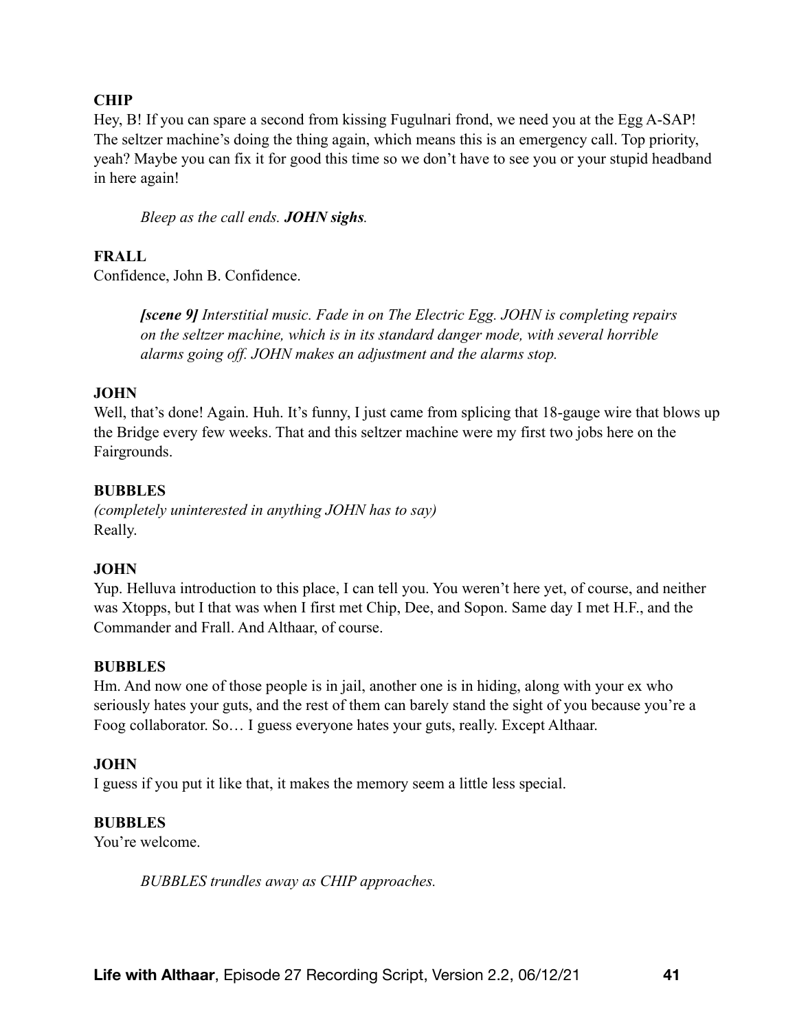**CHIP**
Hey, B! If you can spare a second from kissing Fugulnari frond, we need you at the Egg A-SAP! The seltzer machine's doing the thing again, which means this is an emergency call. Top priority, yeah? Maybe you can fix it for good this time so we don't have to see you or your stupid headband in here again!

> *Bleep as the call ends.* ***JOHN sighs****.*

**FRALL**
Confidence, John B. Confidence.

> ***[scene 9]*** *Interstitial music. Fade in on The Electric Egg. JOHN is completing repairs on the seltzer machine, which is in its standard danger mode, with several horrible alarms going off. JOHN makes an adjustment and the alarms stop.*

**JOHN**
Well, that's done! Again. Huh. It's funny, I just came from splicing that 18-gauge wire that blows up the Bridge every few weeks. That and this seltzer machine were my first two jobs here on the Fairgrounds.

**BUBBLES**
*(completely uninterested in anything JOHN has to say)*
Really.

**JOHN**
Yup. Helluva introduction to this place, I can tell you. You weren't here yet, of course, and neither was Xtopps, but I that was when I first met Chip, Dee, and Sopon. Same day I met H.F., and the Commander and Frall. And Althaar, of course.

**BUBBLES**
Hm. And now one of those people is in jail, another one is in hiding, along with your ex who seriously hates your guts, and the rest of them can barely stand the sight of you because you're a Foog collaborator. So… I guess everyone hates your guts, really. Except Althaar.

**JOHN**
I guess if you put it like that, it makes the memory seem a little less special.

**BUBBLES**
You're welcome.

> *BUBBLES trundles away as CHIP approaches.*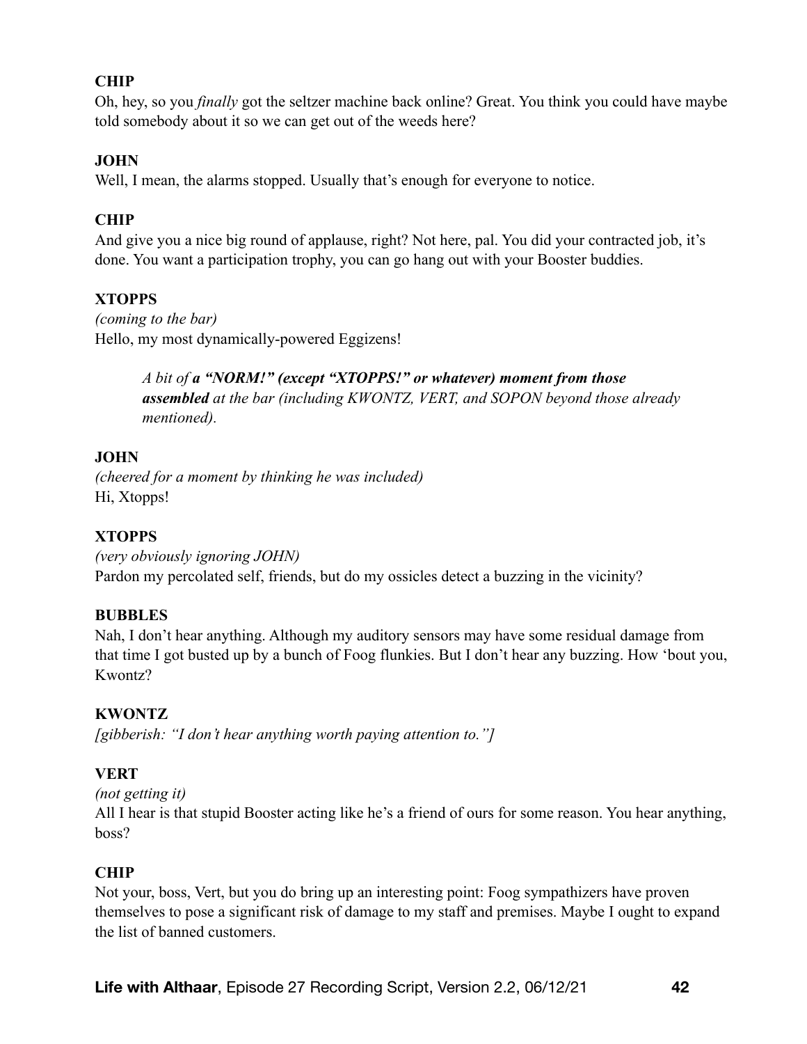**CHIP**
Oh, hey, so you *finally* got the seltzer machine back online? Great. You think you could have maybe told somebody about it so we can get out of the weeds here?

**JOHN**
Well, I mean, the alarms stopped. Usually that's enough for everyone to notice.

**CHIP**
And give you a nice big round of applause, right? Not here, pal. You did your contracted job, it's done. You want a participation trophy, you can go hang out with your Booster buddies.

**XTOPPS**
*(coming to the bar)*
Hello, my most dynamically-powered Eggizens!

> *A bit of **a "NORM!" (except "XTOPPS!" or whatever) moment from those assembled** at the bar (including KWONTZ, VERT, and SOPON beyond those already mentioned).*

**JOHN**
*(cheered for a moment by thinking he was included)*
Hi, Xtopps!

**XTOPPS**
*(very obviously ignoring JOHN)*
Pardon my percolated self, friends, but do my ossicles detect a buzzing in the vicinity?

**BUBBLES**
Nah, I don't hear anything. Although my auditory sensors may have some residual damage from that time I got busted up by a bunch of Foog flunkies. But I don't hear any buzzing. How 'bout you, Kwontz?

**KWONTZ**
*[gibberish: "I don't hear anything worth paying attention to."]*

**VERT**
*(not getting it)*
All I hear is that stupid Booster acting like he's a friend of ours for some reason. You hear anything, boss?

**CHIP**
Not your, boss, Vert, but you do bring up an interesting point: Foog sympathizers have proven themselves to pose a significant risk of damage to my staff and premises. Maybe I ought to expand the list of banned customers.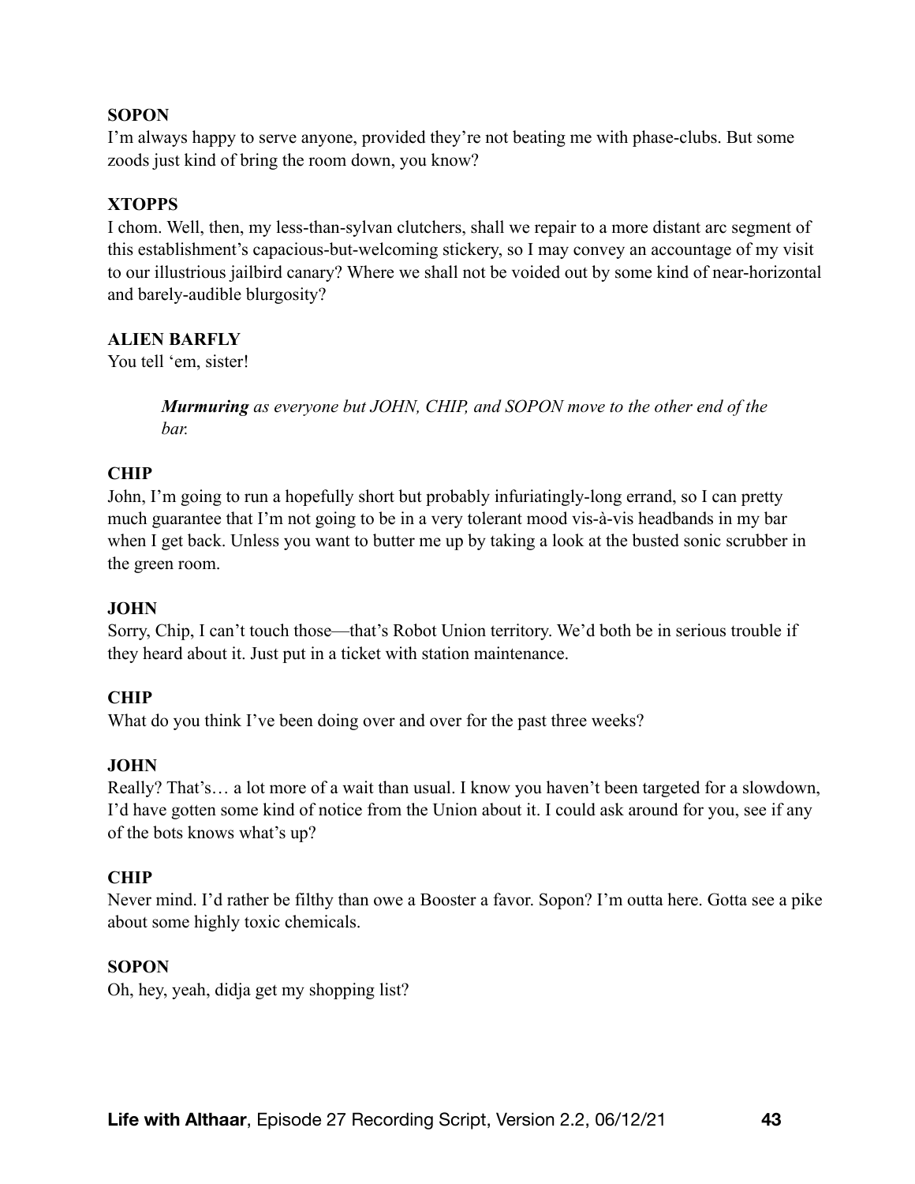**SOPON**

I'm always happy to serve anyone, provided they're not beating me with phase-clubs. But some zoods just kind of bring the room down, you know?

**XTOPPS**

I chom. Well, then, my less-than-sylvan clutchers, shall we repair to a more distant arc segment of this establishment's capacious-but-welcoming stickery, so I may convey an accountage of my visit to our illustrious jailbird canary? Where we shall not be voided out by some kind of near-horizontal and barely-audible blurgosity?

**ALIEN BARFLY**

You tell 'em, sister!

> ***Murmuring*** *as everyone but JOHN, CHIP, and SOPON move to the other end of the bar.*

**CHIP**

John, I'm going to run a hopefully short but probably infuriatingly-long errand, so I can pretty much guarantee that I'm not going to be in a very tolerant mood vis-à-vis headbands in my bar when I get back. Unless you want to butter me up by taking a look at the busted sonic scrubber in the green room.

**JOHN**

Sorry, Chip, I can't touch those—that's Robot Union territory. We'd both be in serious trouble if they heard about it. Just put in a ticket with station maintenance.

**CHIP**

What do you think I've been doing over and over for the past three weeks?

**JOHN**

Really? That's… a lot more of a wait than usual. I know you haven't been targeted for a slowdown, I'd have gotten some kind of notice from the Union about it. I could ask around for you, see if any of the bots knows what's up?

**CHIP**

Never mind. I'd rather be filthy than owe a Booster a favor. Sopon? I'm outta here. Gotta see a pike about some highly toxic chemicals.

**SOPON**

Oh, hey, yeah, didja get my shopping list?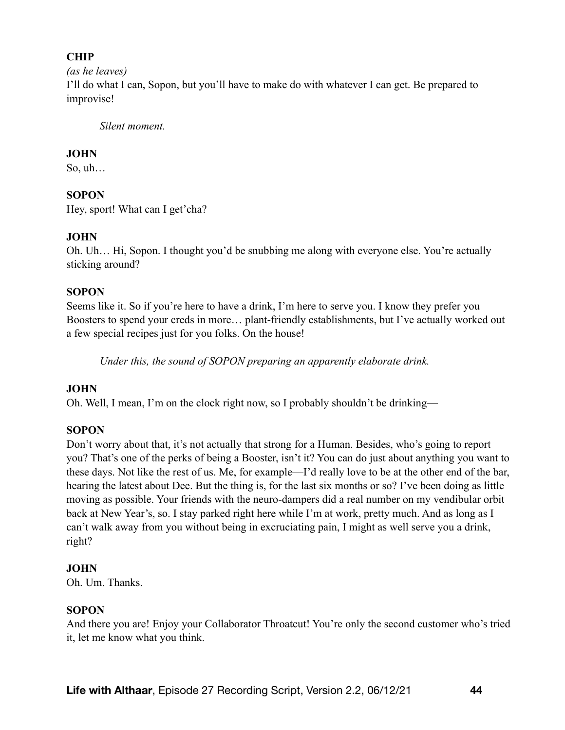**CHIP**

*(as he leaves)*

I'll do what I can, Sopon, but you'll have to make do with whatever I can get. Be prepared to improvise!

*Silent moment.*

**JOHN**

So, uh…

**SOPON**

Hey, sport! What can I get'cha?

**JOHN**

Oh. Uh… Hi, Sopon. I thought you'd be snubbing me along with everyone else. You're actually sticking around?

**SOPON**

Seems like it. So if you're here to have a drink, I'm here to serve you. I know they prefer you Boosters to spend your creds in more… plant-friendly establishments, but I've actually worked out a few special recipes just for you folks. On the house!

*Under this, the sound of SOPON preparing an apparently elaborate drink.*

**JOHN**

Oh. Well, I mean, I'm on the clock right now, so I probably shouldn't be drinking—

**SOPON**

Don't worry about that, it's not actually that strong for a Human. Besides, who's going to report you? That's one of the perks of being a Booster, isn't it? You can do just about anything you want to these days. Not like the rest of us. Me, for example—I'd really love to be at the other end of the bar, hearing the latest about Dee. But the thing is, for the last six months or so? I've been doing as little moving as possible. Your friends with the neuro-dampers did a real number on my vendibular orbit back at New Year's, so. I stay parked right here while I'm at work, pretty much. And as long as I can't walk away from you without being in excruciating pain, I might as well serve you a drink, right?

**JOHN**

Oh. Um. Thanks.

**SOPON**

And there you are! Enjoy your Collaborator Throatcut! You're only the second customer who's tried it, let me know what you think.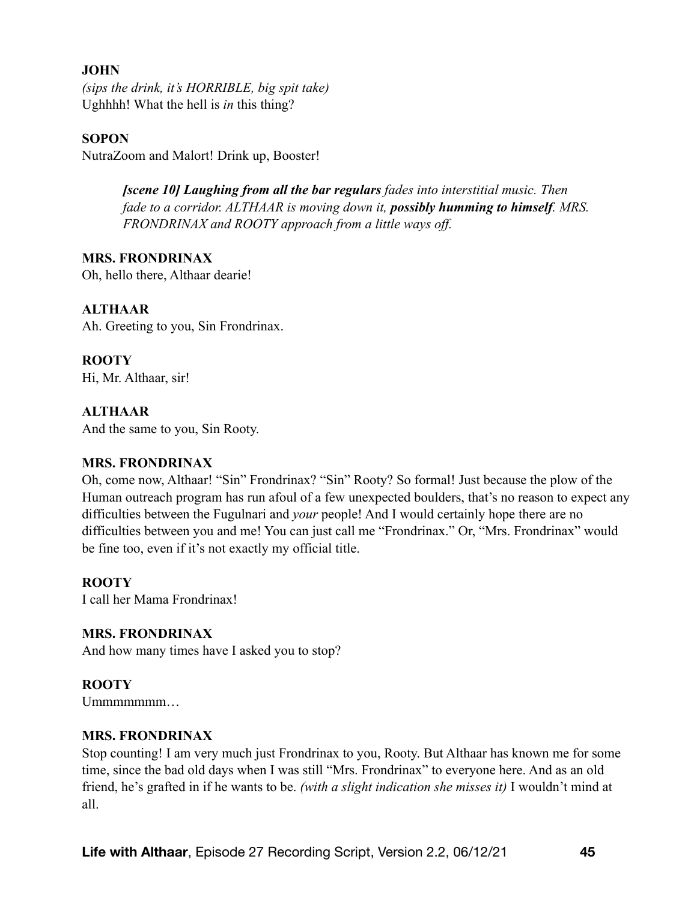**JOHN**
*(sips the drink, it's HORRIBLE, big spit take)*
Ughhhh! What the hell is *in* this thing?

**SOPON**
NutraZoom and Malort! Drink up, Booster!

> ***[scene 10] Laughing from all the bar regulars*** *fades into interstitial music. Then fade to a corridor. ALTHAAR is moving down it,* ***possibly humming to himself****. MRS. FRONDRINAX and ROOTY approach from a little ways off.*

**MRS. FRONDRINAX**
Oh, hello there, Althaar dearie!

**ALTHAAR**
Ah. Greeting to you, Sin Frondrinax.

**ROOTY**
Hi, Mr. Althaar, sir!

**ALTHAAR**
And the same to you, Sin Rooty.

**MRS. FRONDRINAX**
Oh, come now, Althaar! "Sin" Frondrinax? "Sin" Rooty? So formal! Just because the plow of the Human outreach program has run afoul of a few unexpected boulders, that's no reason to expect any difficulties between the Fugulnari and *your* people! And I would certainly hope there are no difficulties between you and me! You can just call me "Frondrinax." Or, "Mrs. Frondrinax" would be fine too, even if it's not exactly my official title.

**ROOTY**
I call her Mama Frondrinax!

**MRS. FRONDRINAX**
And how many times have I asked you to stop?

**ROOTY**
Ummmmmmm…

**MRS. FRONDRINAX**
Stop counting! I am very much just Frondrinax to you, Rooty. But Althaar has known me for some time, since the bad old days when I was still "Mrs. Frondrinax" to everyone here. And as an old friend, he's grafted in if he wants to be. *(with a slight indication she misses it)* I wouldn't mind at all.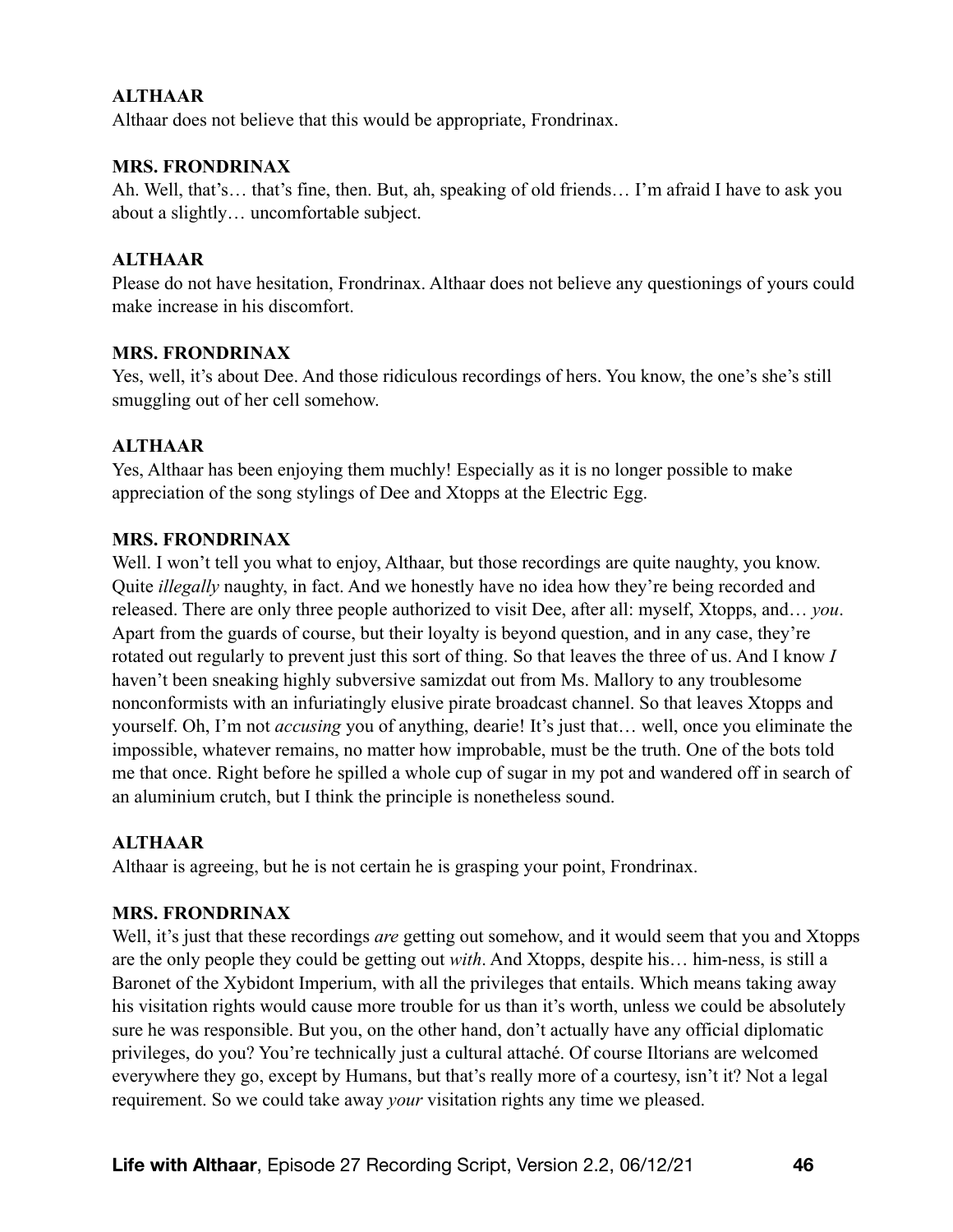**ALTHAAR**
Althaar does not believe that this would be appropriate, Frondrinax.

**MRS. FRONDRINAX**
Ah. Well, that's… that's fine, then. But, ah, speaking of old friends… I'm afraid I have to ask you about a slightly… uncomfortable subject.

**ALTHAAR**
Please do not have hesitation, Frondrinax. Althaar does not believe any questionings of yours could make increase in his discomfort.

**MRS. FRONDRINAX**
Yes, well, it's about Dee. And those ridiculous recordings of hers. You know, the one's she's still smuggling out of her cell somehow.

**ALTHAAR**
Yes, Althaar has been enjoying them muchly! Especially as it is no longer possible to make appreciation of the song stylings of Dee and Xtopps at the Electric Egg.

**MRS. FRONDRINAX**
Well. I won't tell you what to enjoy, Althaar, but those recordings are quite naughty, you know. Quite *illegally* naughty, in fact. And we honestly have no idea how they're being recorded and released. There are only three people authorized to visit Dee, after all: myself, Xtopps, and… *you*. Apart from the guards of course, but their loyalty is beyond question, and in any case, they're rotated out regularly to prevent just this sort of thing. So that leaves the three of us. And I know *I* haven't been sneaking highly subversive samizdat out from Ms. Mallory to any troublesome nonconformists with an infuriatingly elusive pirate broadcast channel. So that leaves Xtopps and yourself. Oh, I'm not *accusing* you of anything, dearie! It's just that… well, once you eliminate the impossible, whatever remains, no matter how improbable, must be the truth. One of the bots told me that once. Right before he spilled a whole cup of sugar in my pot and wandered off in search of an aluminium crutch, but I think the principle is nonetheless sound.

**ALTHAAR**
Althaar is agreeing, but he is not certain he is grasping your point, Frondrinax.

**MRS. FRONDRINAX**
Well, it's just that these recordings *are* getting out somehow, and it would seem that you and Xtopps are the only people they could be getting out *with*. And Xtopps, despite his… him-ness, is still a Baronet of the Xybidont Imperium, with all the privileges that entails. Which means taking away his visitation rights would cause more trouble for us than it's worth, unless we could be absolutely sure he was responsible. But you, on the other hand, don't actually have any official diplomatic privileges, do you? You're technically just a cultural attaché. Of course Iltorians are welcomed everywhere they go, except by Humans, but that's really more of a courtesy, isn't it? Not a legal requirement. So we could take away *your* visitation rights any time we pleased.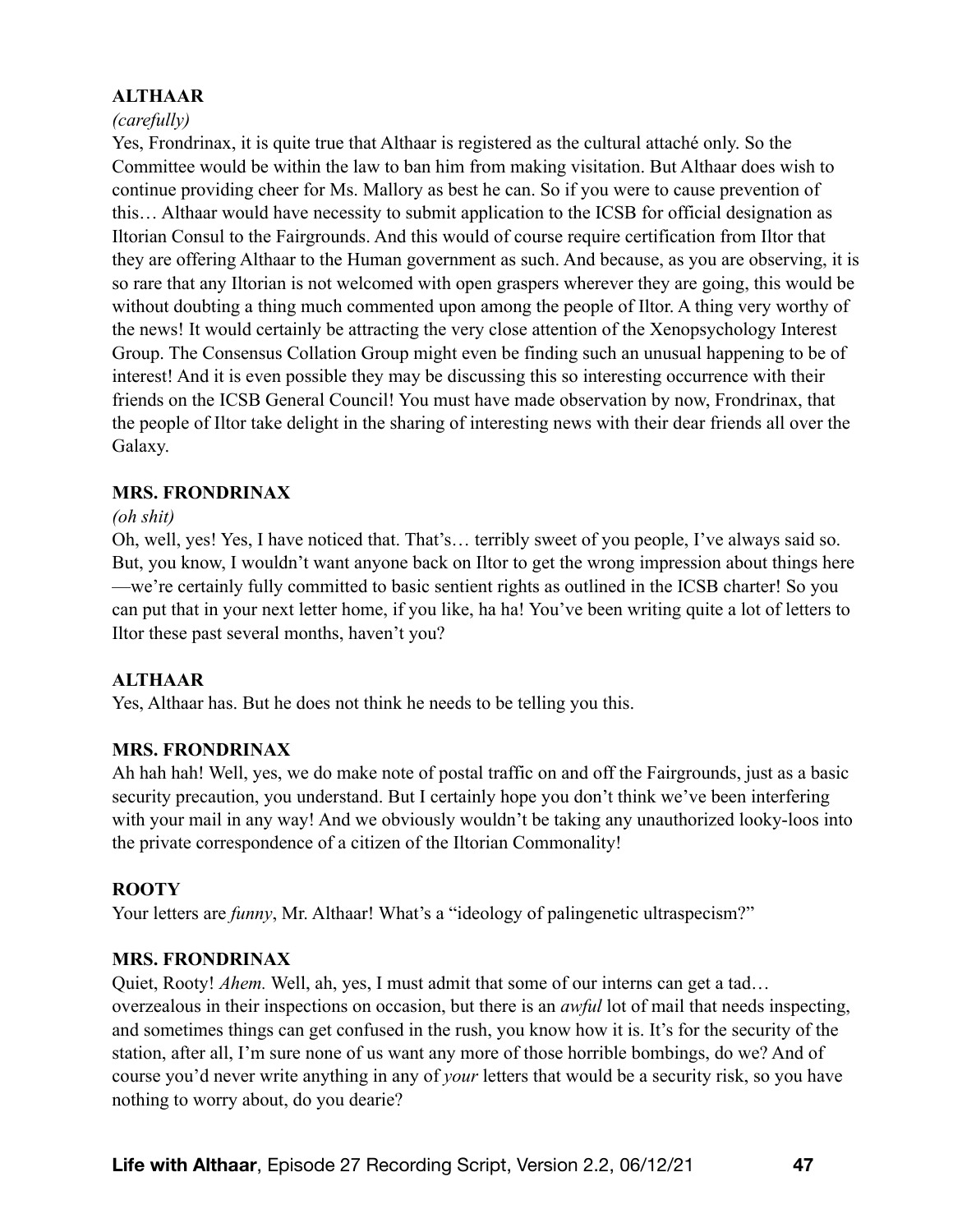**ALTHAAR**

*(carefully)*

Yes, Frondrinax, it is quite true that Althaar is registered as the cultural attaché only. So the Committee would be within the law to ban him from making visitation. But Althaar does wish to continue providing cheer for Ms. Mallory as best he can. So if you were to cause prevention of this… Althaar would have necessity to submit application to the ICSB for official designation as Iltorian Consul to the Fairgrounds. And this would of course require certification from Iltor that they are offering Althaar to the Human government as such. And because, as you are observing, it is so rare that any Iltorian is not welcomed with open graspers wherever they are going, this would be without doubting a thing much commented upon among the people of Iltor. A thing very worthy of the news! It would certainly be attracting the very close attention of the Xenopsychology Interest Group. The Consensus Collation Group might even be finding such an unusual happening to be of interest! And it is even possible they may be discussing this so interesting occurrence with their friends on the ICSB General Council! You must have made observation by now, Frondrinax, that the people of Iltor take delight in the sharing of interesting news with their dear friends all over the Galaxy.

**MRS. FRONDRINAX**

*(oh shit)*

Oh, well, yes! Yes, I have noticed that. That's… terribly sweet of you people, I've always said so. But, you know, I wouldn't want anyone back on Iltor to get the wrong impression about things here—we're certainly fully committed to basic sentient rights as outlined in the ICSB charter! So you can put that in your next letter home, if you like, ha ha! You've been writing quite a lot of letters to Iltor these past several months, haven't you?

**ALTHAAR**

Yes, Althaar has. But he does not think he needs to be telling you this.

**MRS. FRONDRINAX**

Ah hah hah! Well, yes, we do make note of postal traffic on and off the Fairgrounds, just as a basic security precaution, you understand. But I certainly hope you don't think we've been interfering with your mail in any way! And we obviously wouldn't be taking any unauthorized looky-loos into the private correspondence of a citizen of the Iltorian Commonality!

**ROOTY**

Your letters are *funny*, Mr. Althaar! What's a "ideology of palingenetic ultraspecism?"

**MRS. FRONDRINAX**

Quiet, Rooty! *Ahem.* Well, ah, yes, I must admit that some of our interns can get a tad… overzealous in their inspections on occasion, but there is an *awful* lot of mail that needs inspecting, and sometimes things can get confused in the rush, you know how it is. It's for the security of the station, after all, I'm sure none of us want any more of those horrible bombings, do we? And of course you'd never write anything in any of *your* letters that would be a security risk, so you have nothing to worry about, do you dearie?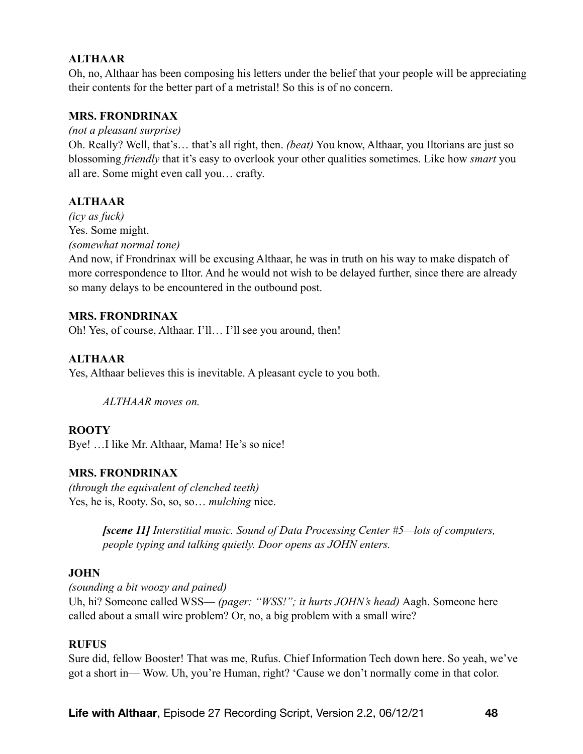**ALTHAAR**
Oh, no, Althaar has been composing his letters under the belief that your people will be appreciating their contents for the better part of a metristal! So this is of no concern.

**MRS. FRONDRINAX**
*(not a pleasant surprise)*
Oh. Really? Well, that's… that's all right, then. *(beat)* You know, Althaar, you Iltorians are just so blossoming *friendly* that it's easy to overlook your other qualities sometimes. Like how *smart* you all are. Some might even call you… crafty.

**ALTHAAR**
*(icy as fuck)*
Yes. Some might.
*(somewhat normal tone)*
And now, if Frondrinax will be excusing Althaar, he was in truth on his way to make dispatch of more correspondence to Iltor. And he would not wish to be delayed further, since there are already so many delays to be encountered in the outbound post.

**MRS. FRONDRINAX**
Oh! Yes, of course, Althaar. I'll… I'll see you around, then!

**ALTHAAR**
Yes, Althaar believes this is inevitable. A pleasant cycle to you both.

> *ALTHAAR moves on.*

**ROOTY**
Bye! …I like Mr. Althaar, Mama! He's so nice!

**MRS. FRONDRINAX**
*(through the equivalent of clenched teeth)*
Yes, he is, Rooty. So, so, so… *mulching* nice.

> ***[scene 11]*** *Interstitial music. Sound of Data Processing Center #5—lots of computers, people typing and talking quietly. Door opens as JOHN enters.*

**JOHN**
*(sounding a bit woozy and pained)*
Uh, hi? Someone called WSS— *(pager: "WSS!"; it hurts JOHN's head)* Aagh. Someone here called about a small wire problem? Or, no, a big problem with a small wire?

**RUFUS**
Sure did, fellow Booster! That was me, Rufus. Chief Information Tech down here. So yeah, we've got a short in— Wow. Uh, you're Human, right? 'Cause we don't normally come in that color.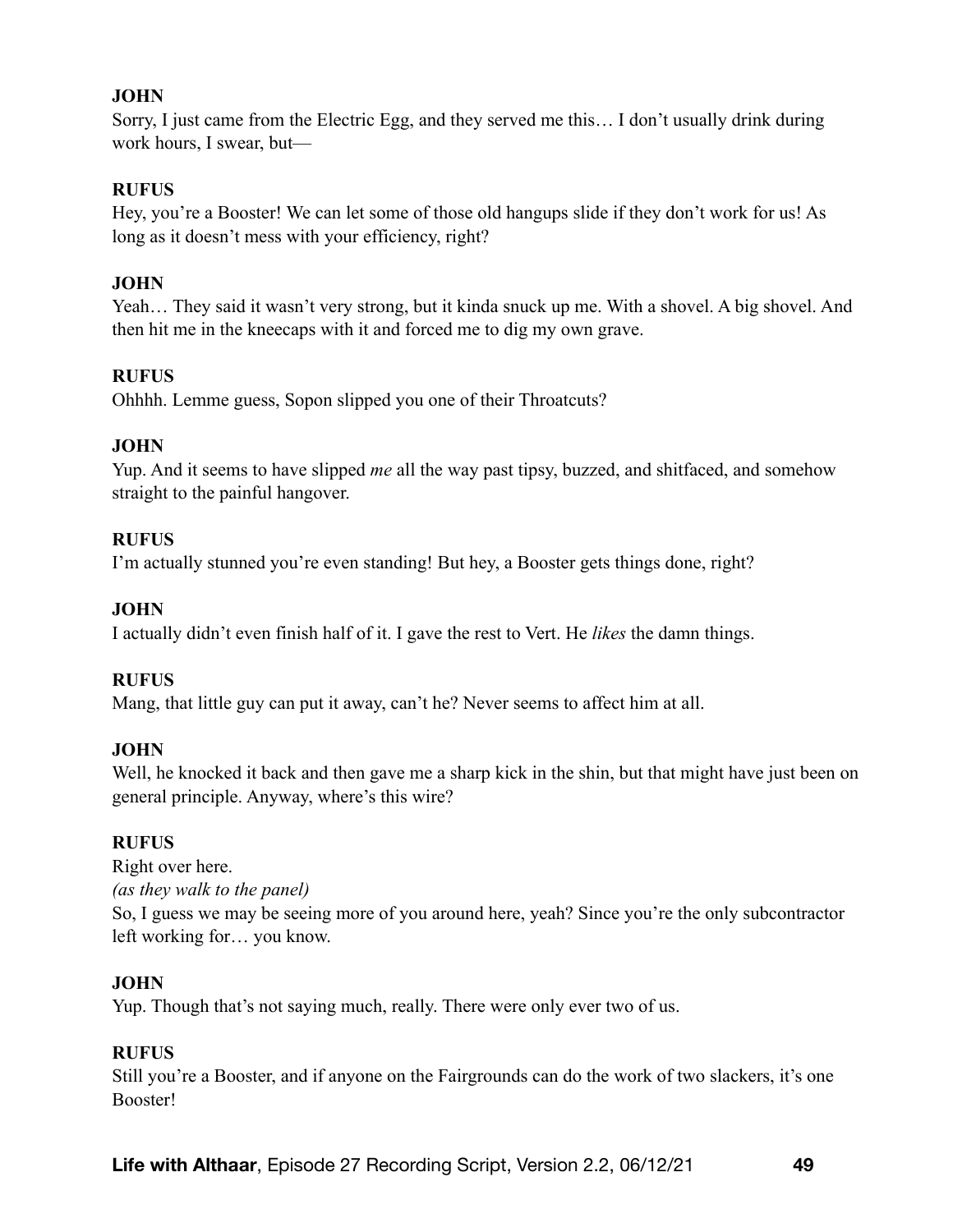**JOHN**
Sorry, I just came from the Electric Egg, and they served me this… I don't usually drink during work hours, I swear, but—

**RUFUS**
Hey, you're a Booster! We can let some of those old hangups slide if they don't work for us! As long as it doesn't mess with your efficiency, right?

**JOHN**
Yeah… They said it wasn't very strong, but it kinda snuck up me. With a shovel. A big shovel. And then hit me in the kneecaps with it and forced me to dig my own grave.

**RUFUS**
Ohhhh. Lemme guess, Sopon slipped you one of their Throatcuts?

**JOHN**
Yup. And it seems to have slipped *me* all the way past tipsy, buzzed, and shitfaced, and somehow straight to the painful hangover.

**RUFUS**
I'm actually stunned you're even standing! But hey, a Booster gets things done, right?

**JOHN**
I actually didn't even finish half of it. I gave the rest to Vert. He *likes* the damn things.

**RUFUS**
Mang, that little guy can put it away, can't he? Never seems to affect him at all.

**JOHN**
Well, he knocked it back and then gave me a sharp kick in the shin, but that might have just been on general principle. Anyway, where's this wire?

**RUFUS**
Right over here.
*(as they walk to the panel)*
So, I guess we may be seeing more of you around here, yeah? Since you're the only subcontractor left working for… you know.

**JOHN**
Yup. Though that's not saying much, really. There were only ever two of us.

**RUFUS**
Still you're a Booster, and if anyone on the Fairgrounds can do the work of two slackers, it's one Booster!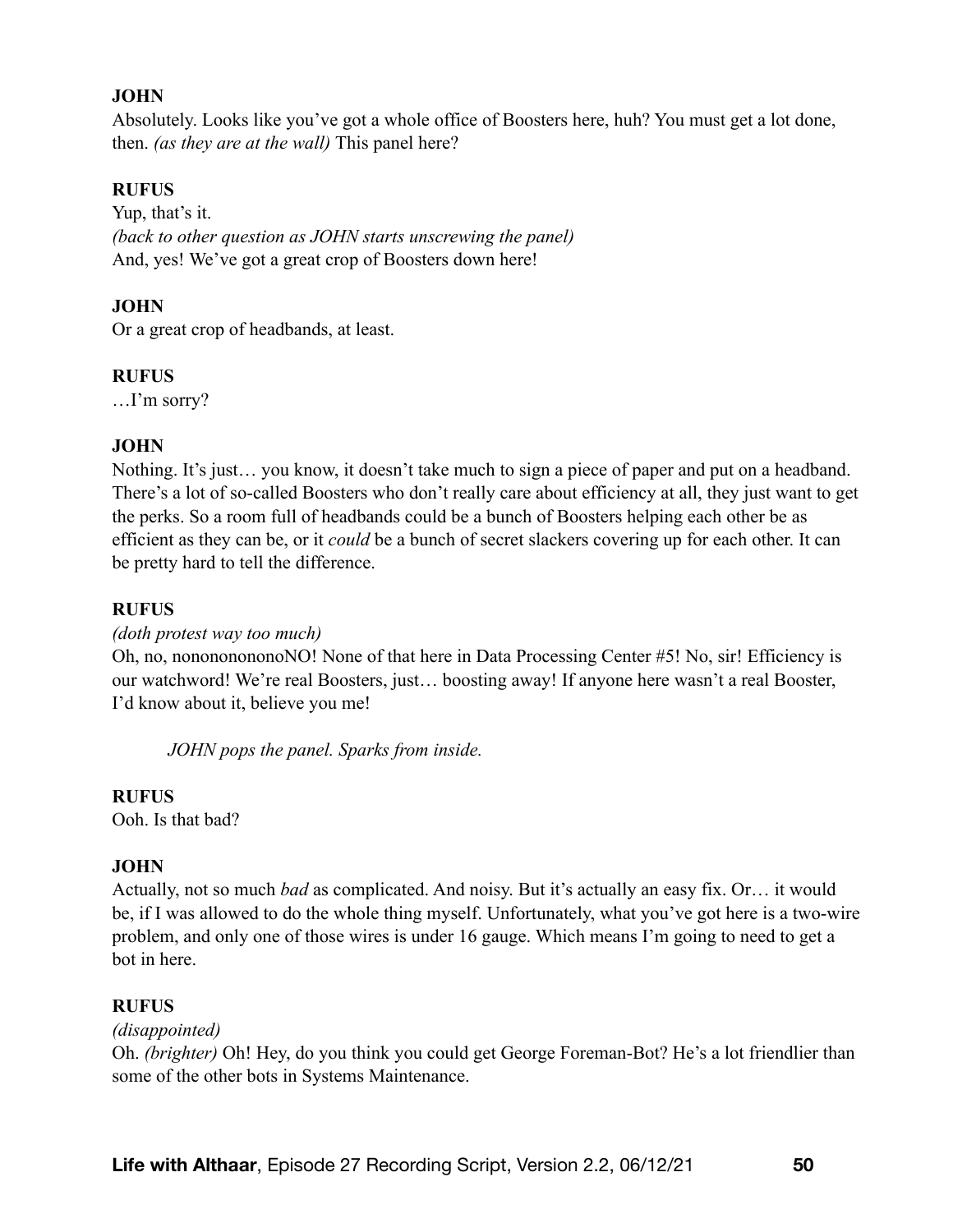**JOHN**

Absolutely. Looks like you've got a whole office of Boosters here, huh? You must get a lot done, then. *(as they are at the wall)* This panel here?

**RUFUS**

Yup, that's it.
*(back to other question as JOHN starts unscrewing the panel)*
And, yes! We've got a great crop of Boosters down here!

**JOHN**

Or a great crop of headbands, at least.

**RUFUS**

…I'm sorry?

**JOHN**

Nothing. It's just… you know, it doesn't take much to sign a piece of paper and put on a headband. There's a lot of so-called Boosters who don't really care about efficiency at all, they just want to get the perks. So a room full of headbands could be a bunch of Boosters helping each other be as efficient as they can be, or it *could* be a bunch of secret slackers covering up for each other. It can be pretty hard to tell the difference.

**RUFUS**

*(doth protest way too much)*
Oh, no, nononononononoNO! None of that here in Data Processing Center #5! No, sir! Efficiency is our watchword! We're real Boosters, just… boosting away! If anyone here wasn't a real Booster, I'd know about it, believe you me!

*JOHN pops the panel. Sparks from inside.*

**RUFUS**

Ooh. Is that bad?

**JOHN**

Actually, not so much *bad* as complicated. And noisy. But it's actually an easy fix. Or… it would be, if I was allowed to do the whole thing myself. Unfortunately, what you've got here is a two-wire problem, and only one of those wires is under 16 gauge. Which means I'm going to need to get a bot in here.

**RUFUS**

*(disappointed)*
Oh. *(brighter)* Oh! Hey, do you think you could get George Foreman-Bot? He's a lot friendlier than some of the other bots in Systems Maintenance.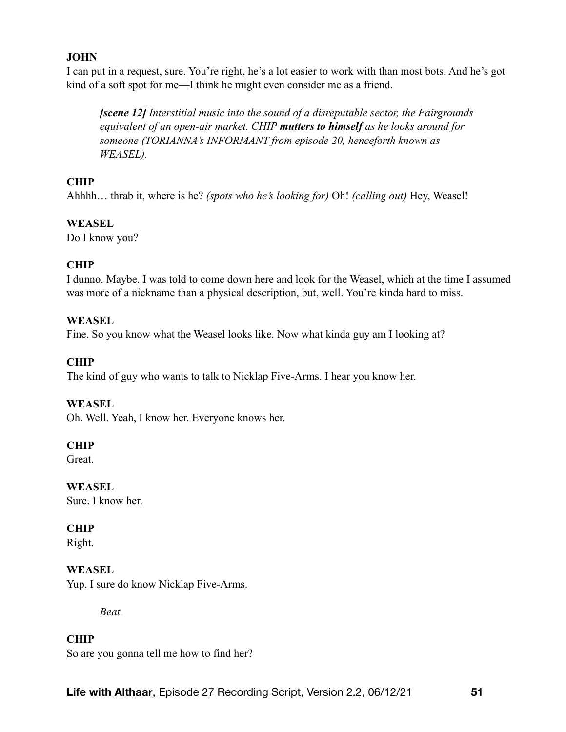**JOHN**
I can put in a request, sure. You're right, he's a lot easier to work with than most bots. And he's got kind of a soft spot for me—I think he might even consider me as a friend.

> ***[scene 12]*** *Interstitial music into the sound of a disreputable sector, the Fairgrounds equivalent of an open-air market. CHIP **mutters to himself** as he looks around for someone (TORIANNA's INFORMANT from episode 20, henceforth known as WEASEL).*

**CHIP**
Ahhhh… thrab it, where is he? *(spots who he's looking for)* Oh! *(calling out)* Hey, Weasel!

**WEASEL**
Do I know you?

**CHIP**
I dunno. Maybe. I was told to come down here and look for the Weasel, which at the time I assumed was more of a nickname than a physical description, but, well. You're kinda hard to miss.

**WEASEL**
Fine. So you know what the Weasel looks like. Now what kinda guy am I looking at?

**CHIP**
The kind of guy who wants to talk to Nicklap Five-Arms. I hear you know her.

**WEASEL**
Oh. Well. Yeah, I know her. Everyone knows her.

**CHIP**
Great.

**WEASEL**
Sure. I know her.

**CHIP**
Right.

**WEASEL**
Yup. I sure do know Nicklap Five-Arms.

> *Beat.*

**CHIP**
So are you gonna tell me how to find her?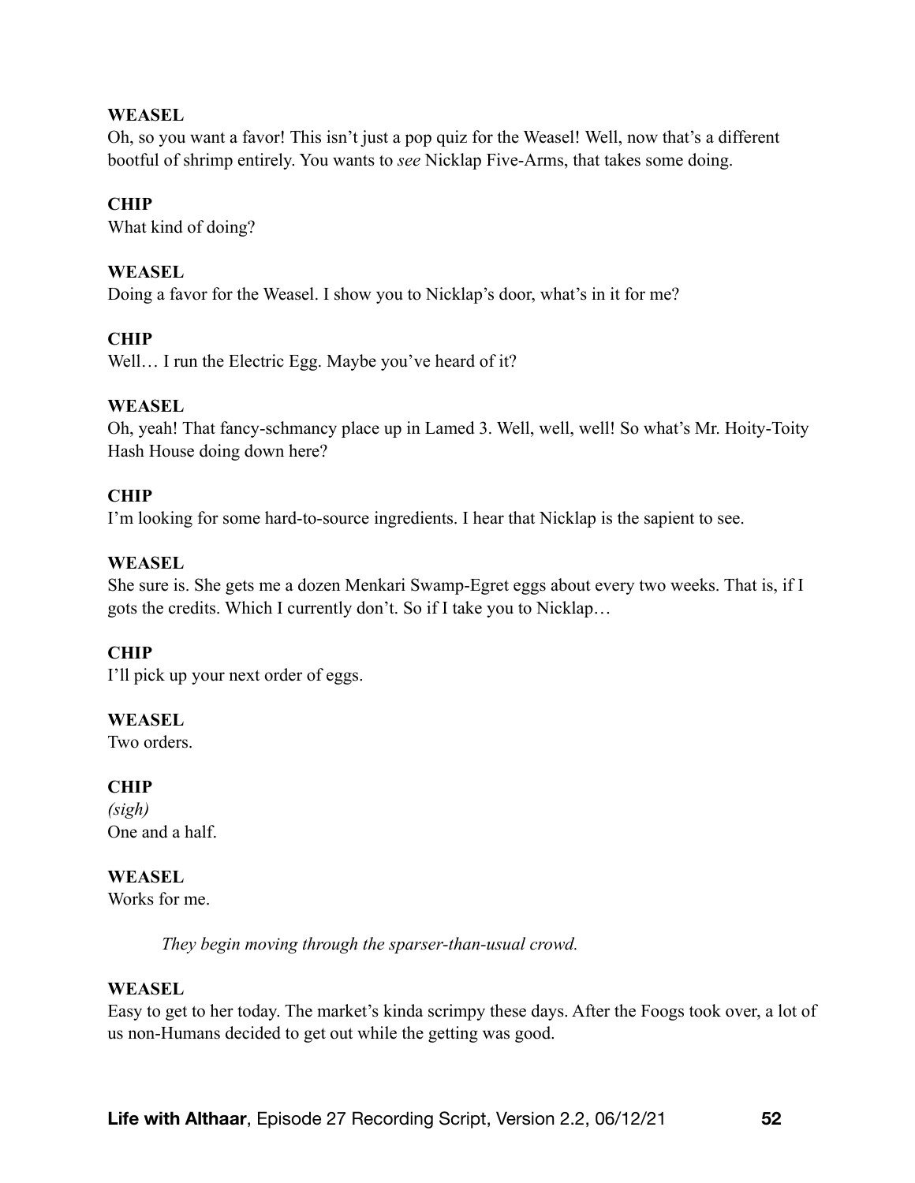**WEASEL**
Oh, so you want a favor! This isn't just a pop quiz for the Weasel! Well, now that's a different bootful of shrimp entirely. You wants to *see* Nicklap Five-Arms, that takes some doing.

**CHIP**
What kind of doing?

**WEASEL**
Doing a favor for the Weasel. I show you to Nicklap's door, what's in it for me?

**CHIP**
Well… I run the Electric Egg. Maybe you've heard of it?

**WEASEL**
Oh, yeah! That fancy-schmancy place up in Lamed 3. Well, well, well! So what's Mr. Hoity-Toity Hash House doing down here?

**CHIP**
I'm looking for some hard-to-source ingredients. I hear that Nicklap is the sapient to see.

**WEASEL**
She sure is. She gets me a dozen Menkari Swamp-Egret eggs about every two weeks. That is, if I gots the credits. Which I currently don't. So if I take you to Nicklap…

**CHIP**
I'll pick up your next order of eggs.

**WEASEL**
Two orders.

**CHIP**
*(sigh)*
One and a half.

**WEASEL**
Works for me.

*They begin moving through the sparser-than-usual crowd.*

**WEASEL**
Easy to get to her today. The market's kinda scrimpy these days. After the Foogs took over, a lot of us non-Humans decided to get out while the getting was good.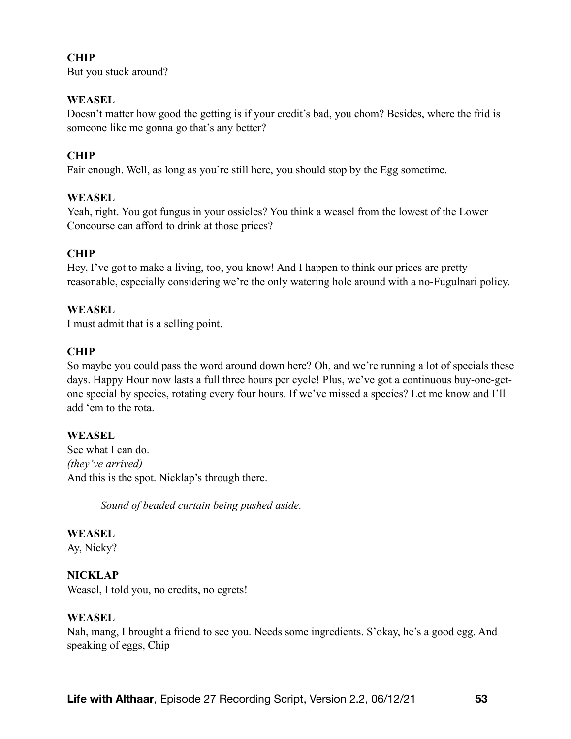**CHIP**
But you stuck around?

**WEASEL**
Doesn't matter how good the getting is if your credit's bad, you chom? Besides, where the frid is someone like me gonna go that's any better?

**CHIP**
Fair enough. Well, as long as you're still here, you should stop by the Egg sometime.

**WEASEL**
Yeah, right. You got fungus in your ossicles? You think a weasel from the lowest of the Lower Concourse can afford to drink at those prices?

**CHIP**
Hey, I've got to make a living, too, you know! And I happen to think our prices are pretty reasonable, especially considering we're the only watering hole around with a no-Fugulnari policy.

**WEASEL**
I must admit that is a selling point.

**CHIP**
So maybe you could pass the word around down here? Oh, and we're running a lot of specials these days. Happy Hour now lasts a full three hours per cycle! Plus, we've got a continuous buy-one-get-one special by species, rotating every four hours. If we've missed a species? Let me know and I'll add 'em to the rota.

**WEASEL**
See what I can do.
*(they've arrived)*
And this is the spot. Nicklap's through there.

*Sound of beaded curtain being pushed aside.*

**WEASEL**
Ay, Nicky?

**NICKLAP**
Weasel, I told you, no credits, no egrets!

**WEASEL**
Nah, mang, I brought a friend to see you. Needs some ingredients. S'okay, he's a good egg. And speaking of eggs, Chip—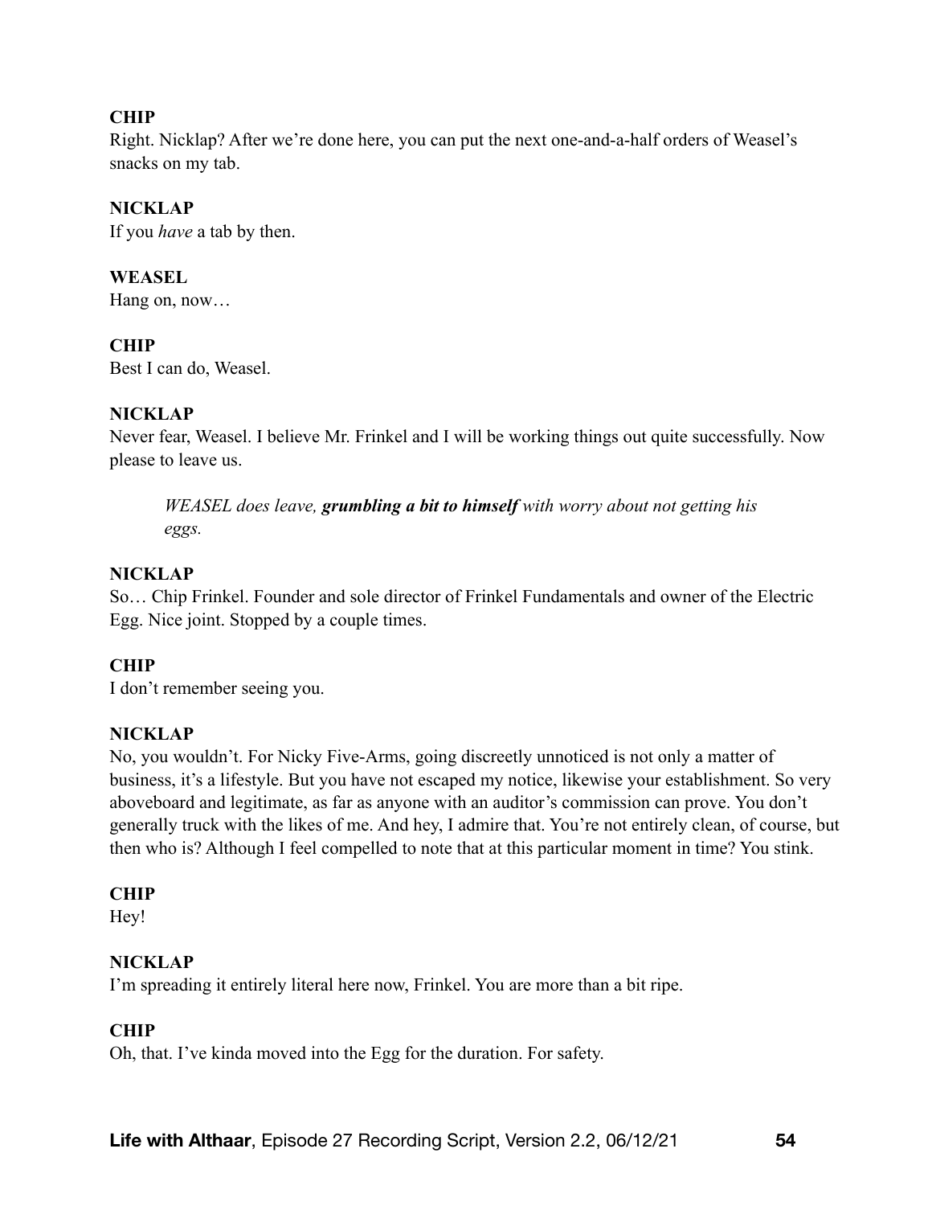**CHIP**
Right. Nicklap? After we're done here, you can put the next one-and-a-half orders of Weasel's snacks on my tab.

**NICKLAP**
If you *have* a tab by then.

**WEASEL**
Hang on, now…

**CHIP**
Best I can do, Weasel.

**NICKLAP**
Never fear, Weasel. I believe Mr. Frinkel and I will be working things out quite successfully. Now please to leave us.

> *WEASEL does leave,* ***grumbling a bit to himself*** *with worry about not getting his eggs.*

**NICKLAP**
So… Chip Frinkel. Founder and sole director of Frinkel Fundamentals and owner of the Electric Egg. Nice joint. Stopped by a couple times.

**CHIP**
I don't remember seeing you.

**NICKLAP**
No, you wouldn't. For Nicky Five-Arms, going discreetly unnoticed is not only a matter of business, it's a lifestyle. But you have not escaped my notice, likewise your establishment. So very aboveboard and legitimate, as far as anyone with an auditor's commission can prove. You don't generally truck with the likes of me. And hey, I admire that. You're not entirely clean, of course, but then who is? Although I feel compelled to note that at this particular moment in time? You stink.

**CHIP**
Hey!

**NICKLAP**
I'm spreading it entirely literal here now, Frinkel. You are more than a bit ripe.

**CHIP**
Oh, that. I've kinda moved into the Egg for the duration. For safety.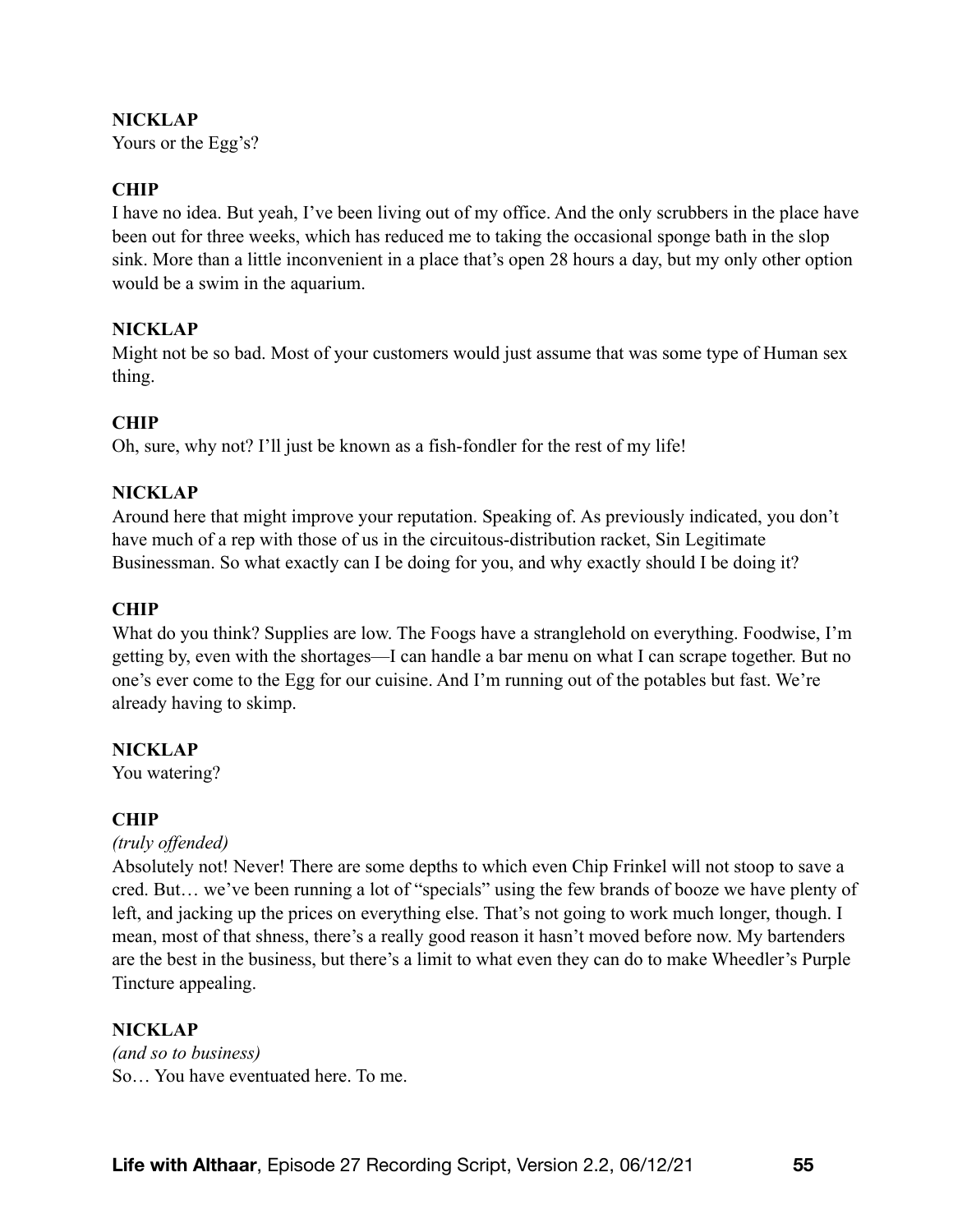**NICKLAP**

Yours or the Egg's?

**CHIP**

I have no idea. But yeah, I've been living out of my office. And the only scrubbers in the place have been out for three weeks, which has reduced me to taking the occasional sponge bath in the slop sink. More than a little inconvenient in a place that's open 28 hours a day, but my only other option would be a swim in the aquarium.

**NICKLAP**

Might not be so bad. Most of your customers would just assume that was some type of Human sex thing.

**CHIP**

Oh, sure, why not? I'll just be known as a fish-fondler for the rest of my life!

**NICKLAP**

Around here that might improve your reputation. Speaking of. As previously indicated, you don't have much of a rep with those of us in the circuitous-distribution racket, Sin Legitimate Businessman. So what exactly can I be doing for you, and why exactly should I be doing it?

**CHIP**

What do you think? Supplies are low. The Foogs have a stranglehold on everything. Foodwise, I'm getting by, even with the shortages—I can handle a bar menu on what I can scrape together. But no one's ever come to the Egg for our cuisine. And I'm running out of the potables but fast. We're already having to skimp.

**NICKLAP**

You watering?

**CHIP**

*(truly offended)*

Absolutely not! Never! There are some depths to which even Chip Frinkel will not stoop to save a cred. But… we've been running a lot of "specials" using the few brands of booze we have plenty of left, and jacking up the prices on everything else. That's not going to work much longer, though. I mean, most of that shness, there's a really good reason it hasn't moved before now. My bartenders are the best in the business, but there's a limit to what even they can do to make Wheedler's Purple Tincture appealing.

**NICKLAP**

*(and so to business)*

So… You have eventuated here. To me.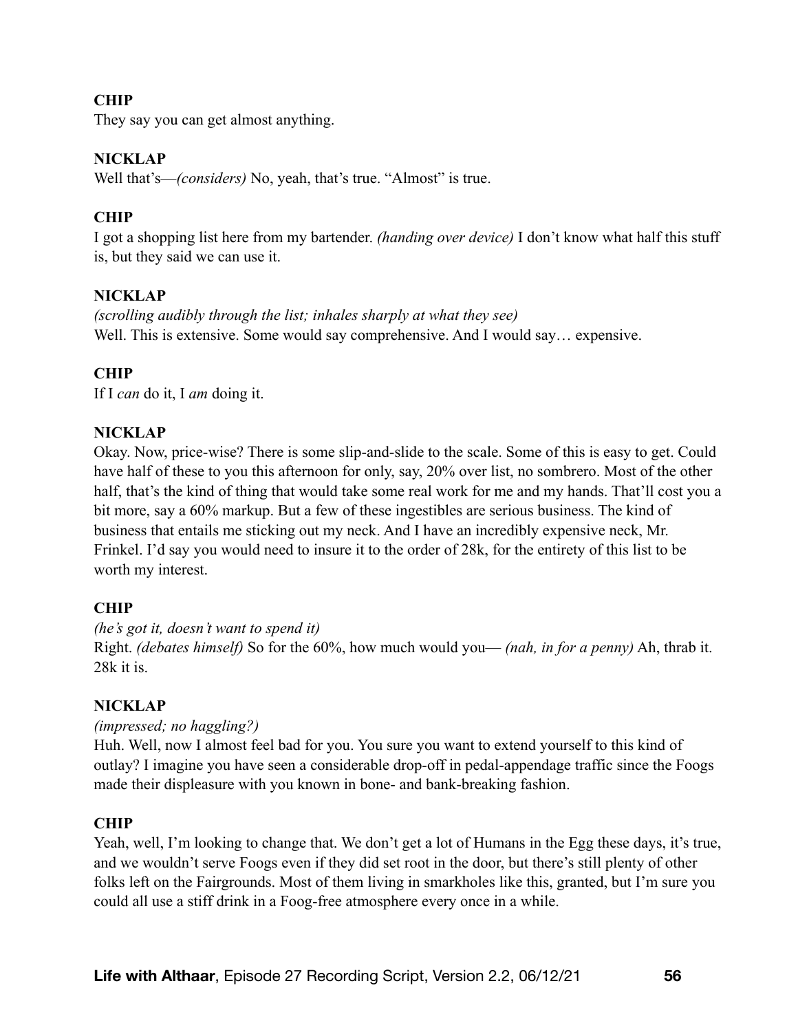**CHIP**

They say you can get almost anything.

**NICKLAP**

Well that's—*(considers)* No, yeah, that's true. "Almost" is true.

**CHIP**

I got a shopping list here from my bartender. *(handing over device)* I don't know what half this stuff is, but they said we can use it.

**NICKLAP**

*(scrolling audibly through the list; inhales sharply at what they see)*
Well. This is extensive. Some would say comprehensive. And I would say… expensive.

**CHIP**

If I *can* do it, I *am* doing it.

**NICKLAP**

Okay. Now, price-wise? There is some slip-and-slide to the scale. Some of this is easy to get. Could have half of these to you this afternoon for only, say, 20% over list, no sombrero. Most of the other half, that's the kind of thing that would take some real work for me and my hands. That'll cost you a bit more, say a 60% markup. But a few of these ingestibles are serious business. The kind of business that entails me sticking out my neck. And I have an incredibly expensive neck, Mr. Frinkel. I'd say you would need to insure it to the order of 28k, for the entirety of this list to be worth my interest.

**CHIP**

*(he's got it, doesn't want to spend it)*
Right. *(debates himself)* So for the 60%, how much would you— *(nah, in for a penny)* Ah, thrab it. 28k it is.

**NICKLAP**

*(impressed; no haggling?)*
Huh. Well, now I almost feel bad for you. You sure you want to extend yourself to this kind of outlay? I imagine you have seen a considerable drop-off in pedal-appendage traffic since the Foogs made their displeasure with you known in bone- and bank-breaking fashion.

**CHIP**

Yeah, well, I'm looking to change that. We don't get a lot of Humans in the Egg these days, it's true, and we wouldn't serve Foogs even if they did set root in the door, but there's still plenty of other folks left on the Fairgrounds. Most of them living in smarkholes like this, granted, but I'm sure you could all use a stiff drink in a Foog-free atmosphere every once in a while.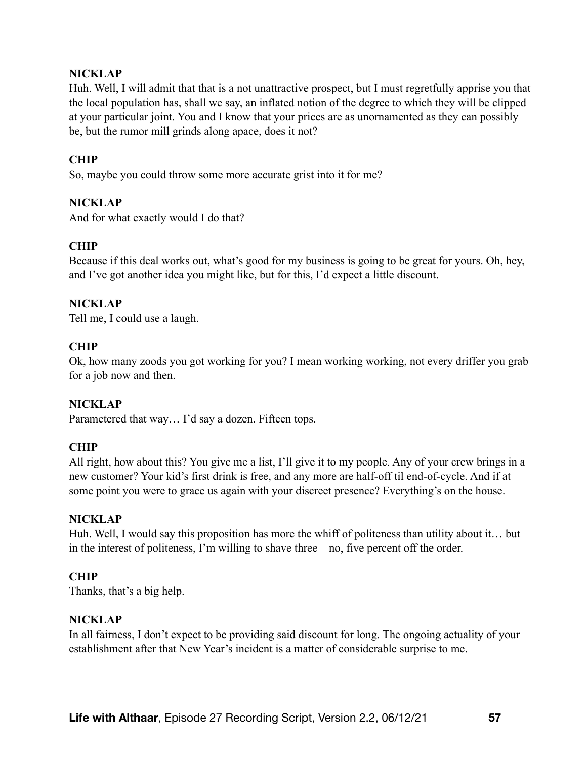**NICKLAP**
Huh. Well, I will admit that that is a not unattractive prospect, but I must regretfully apprise you that the local population has, shall we say, an inflated notion of the degree to which they will be clipped at your particular joint. You and I know that your prices are as unornamented as they can possibly be, but the rumor mill grinds along apace, does it not?

**CHIP**
So, maybe you could throw some more accurate grist into it for me?

**NICKLAP**
And for what exactly would I do that?

**CHIP**
Because if this deal works out, what's good for my business is going to be great for yours. Oh, hey, and I've got another idea you might like, but for this, I'd expect a little discount.

**NICKLAP**
Tell me, I could use a laugh.

**CHIP**
Ok, how many zoods you got working for you? I mean working working, not every driffer you grab for a job now and then.

**NICKLAP**
Parametered that way… I'd say a dozen. Fifteen tops.

**CHIP**
All right, how about this? You give me a list, I'll give it to my people. Any of your crew brings in a new customer? Your kid's first drink is free, and any more are half-off til end-of-cycle. And if at some point you were to grace us again with your discreet presence? Everything's on the house.

**NICKLAP**
Huh. Well, I would say this proposition has more the whiff of politeness than utility about it… but in the interest of politeness, I'm willing to shave three—no, five percent off the order.

**CHIP**
Thanks, that's a big help.

**NICKLAP**
In all fairness, I don't expect to be providing said discount for long. The ongoing actuality of your establishment after that New Year's incident is a matter of considerable surprise to me.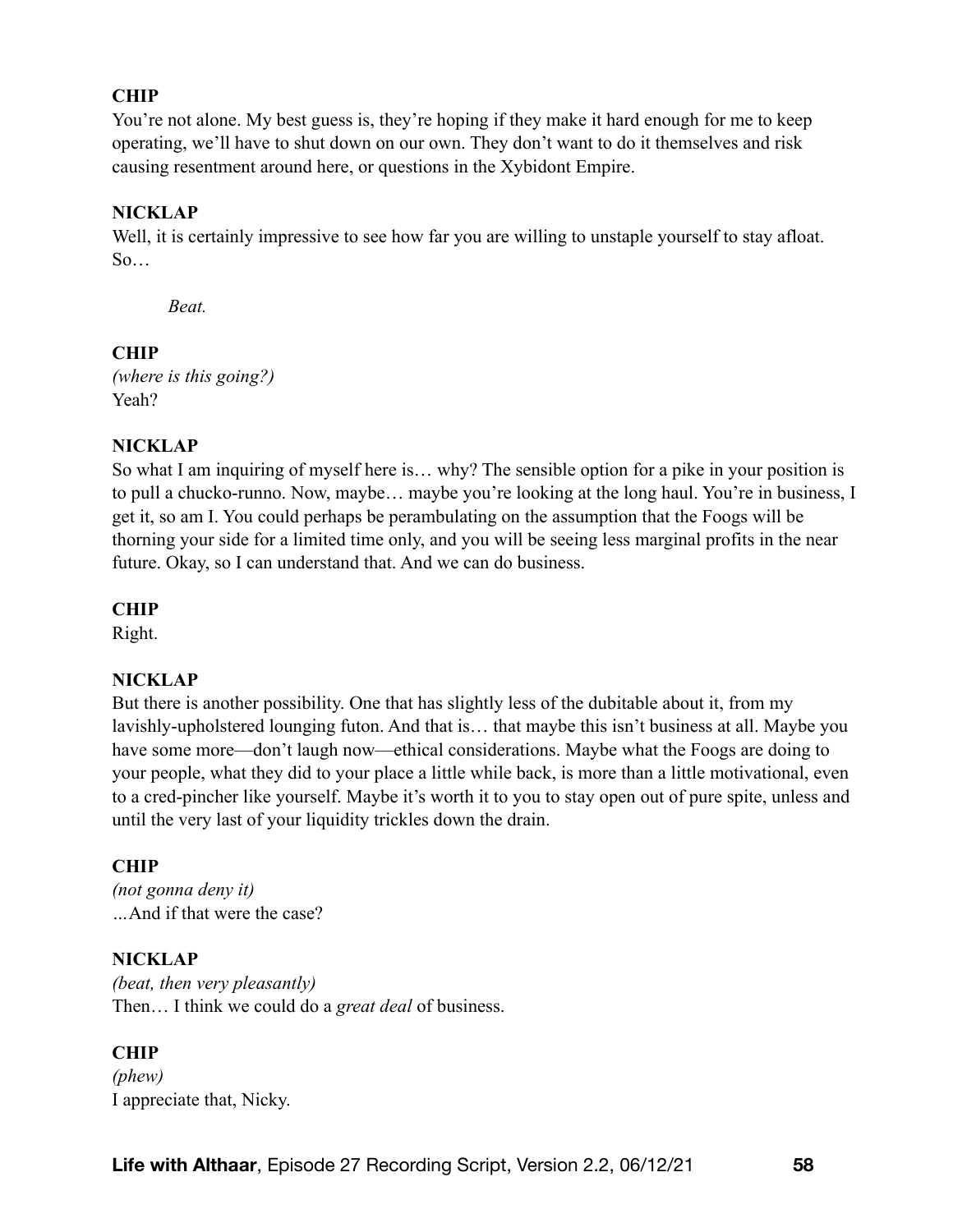**CHIP**

You're not alone. My best guess is, they're hoping if they make it hard enough for me to keep operating, we'll have to shut down on our own. They don't want to do it themselves and risk causing resentment around here, or questions in the Xybidont Empire.

**NICKLAP**

Well, it is certainly impressive to see how far you are willing to unstaple yourself to stay afloat. So…

*Beat.*

**CHIP**

*(where is this going?)*

Yeah?

**NICKLAP**

So what I am inquiring of myself here is… why? The sensible option for a pike in your position is to pull a chucko-runno. Now, maybe… maybe you're looking at the long haul. You're in business, I get it, so am I. You could perhaps be perambulating on the assumption that the Foogs will be thorning your side for a limited time only, and you will be seeing less marginal profits in the near future. Okay, so I can understand that. And we can do business.

**CHIP**

Right.

**NICKLAP**

But there is another possibility. One that has slightly less of the dubitable about it, from my lavishly-upholstered lounging futon. And that is… that maybe this isn't business at all. Maybe you have some more—don't laugh now—ethical considerations. Maybe what the Foogs are doing to your people, what they did to your place a little while back, is more than a little motivational, even to a cred-pincher like yourself. Maybe it's worth it to you to stay open out of pure spite, unless and until the very last of your liquidity trickles down the drain.

**CHIP**

*(not gonna deny it)*

…And if that were the case?

**NICKLAP**

*(beat, then very pleasantly)*

Then… I think we could do a *great deal* of business.

**CHIP**

*(phew)*

I appreciate that, Nicky.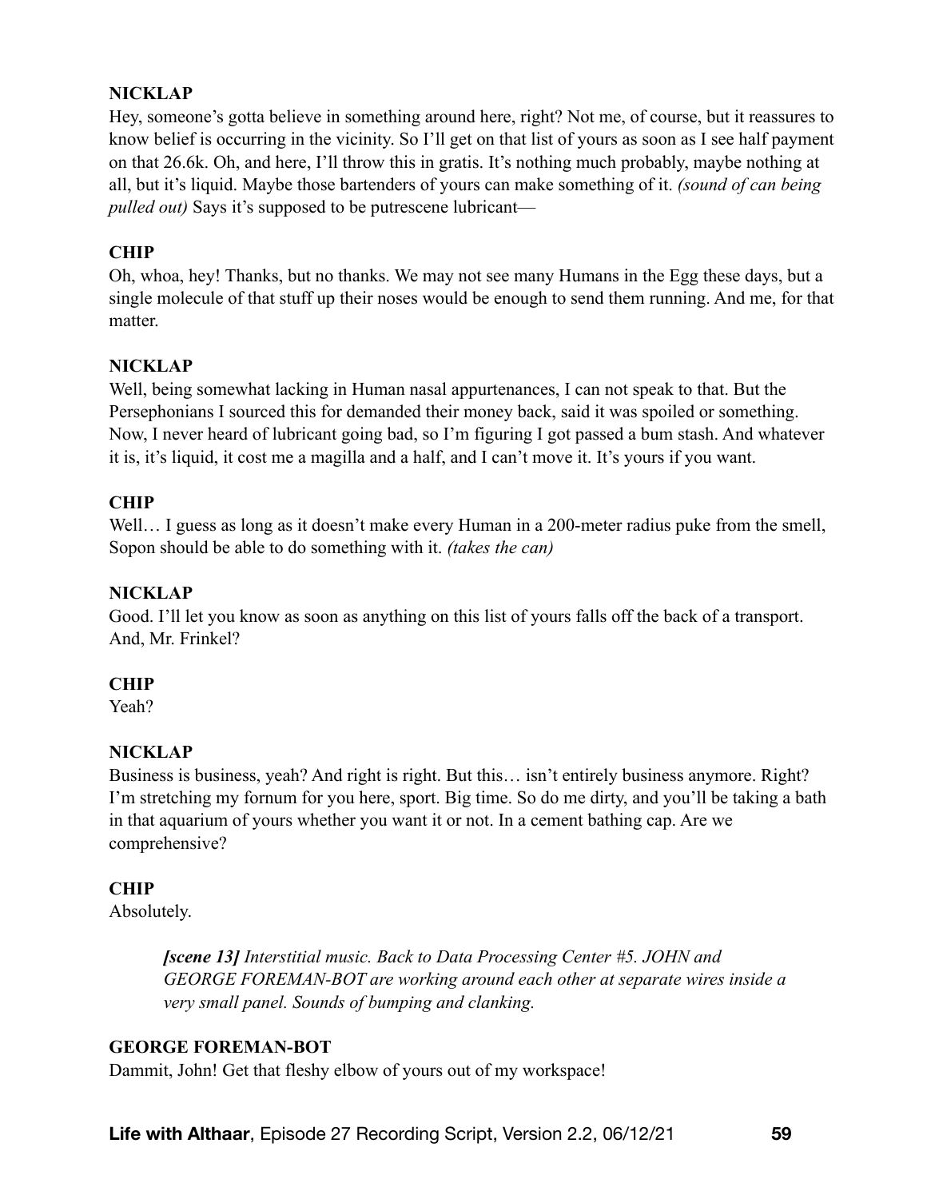**NICKLAP**

Hey, someone's gotta believe in something around here, right? Not me, of course, but it reassures to know belief is occurring in the vicinity. So I'll get on that list of yours as soon as I see half payment on that 26.6k. Oh, and here, I'll throw this in gratis. It's nothing much probably, maybe nothing at all, but it's liquid. Maybe those bartenders of yours can make something of it. *(sound of can being pulled out)* Says it's supposed to be putrescene lubricant—

**CHIP**

Oh, whoa, hey! Thanks, but no thanks. We may not see many Humans in the Egg these days, but a single molecule of that stuff up their noses would be enough to send them running. And me, for that matter.

**NICKLAP**

Well, being somewhat lacking in Human nasal appurtenances, I can not speak to that. But the Persephonians I sourced this for demanded their money back, said it was spoiled or something. Now, I never heard of lubricant going bad, so I'm figuring I got passed a bum stash. And whatever it is, it's liquid, it cost me a magilla and a half, and I can't move it. It's yours if you want.

**CHIP**

Well… I guess as long as it doesn't make every Human in a 200-meter radius puke from the smell, Sopon should be able to do something with it. *(takes the can)*

**NICKLAP**

Good. I'll let you know as soon as anything on this list of yours falls off the back of a transport. And, Mr. Frinkel?

**CHIP**

Yeah?

**NICKLAP**

Business is business, yeah? And right is right. But this… isn't entirely business anymore. Right? I'm stretching my fornum for you here, sport. Big time. So do me dirty, and you'll be taking a bath in that aquarium of yours whether you want it or not. In a cement bathing cap. Are we comprehensive?

**CHIP**

Absolutely.

> ***[scene 13]*** *Interstitial music. Back to Data Processing Center #5. JOHN and GEORGE FOREMAN-BOT are working around each other at separate wires inside a very small panel. Sounds of bumping and clanking.*

**GEORGE FOREMAN-BOT**

Dammit, John! Get that fleshy elbow of yours out of my workspace!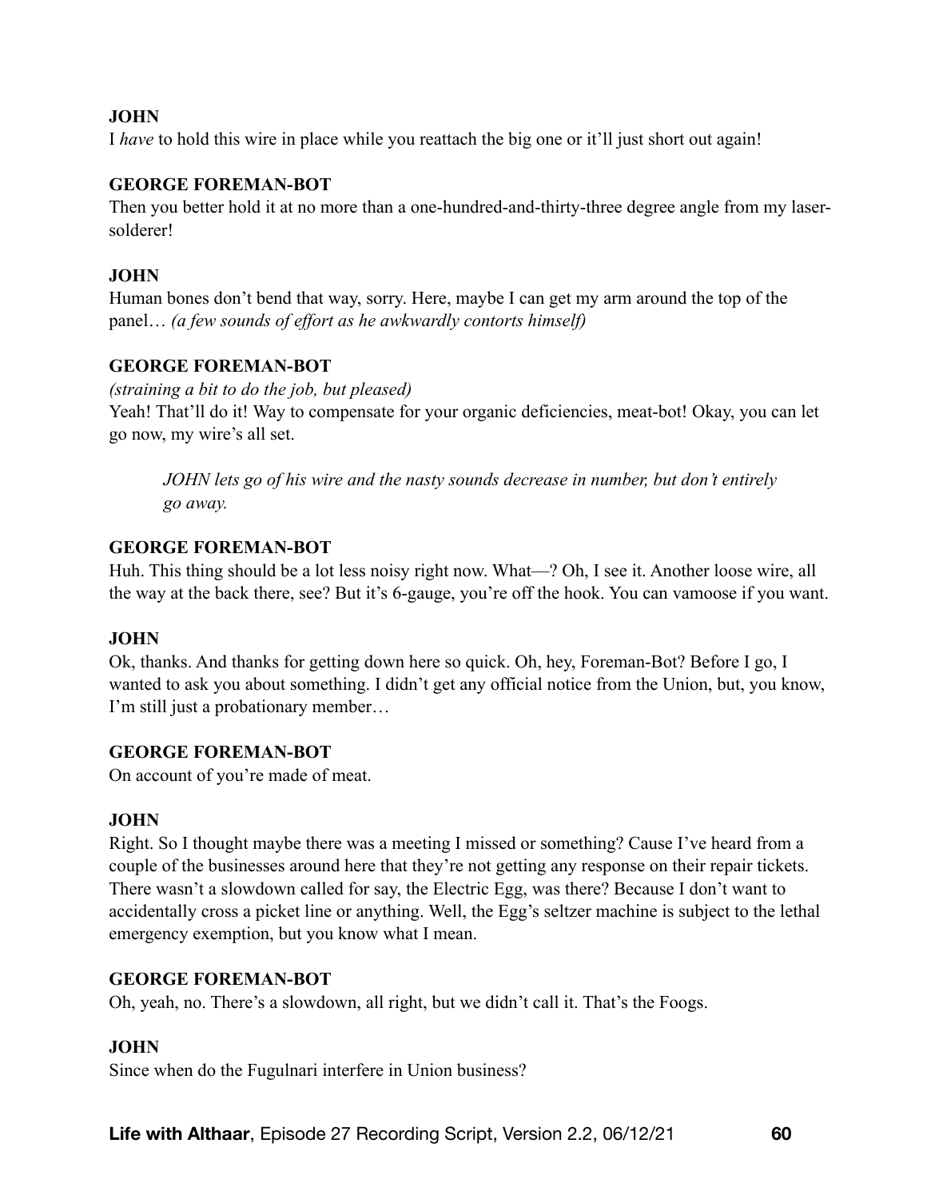**JOHN**

I *have* to hold this wire in place while you reattach the big one or it'll just short out again!

**GEORGE FOREMAN-BOT**

Then you better hold it at no more than a one-hundred-and-thirty-three degree angle from my laser-solderer!

**JOHN**

Human bones don't bend that way, sorry. Here, maybe I can get my arm around the top of the panel… *(a few sounds of effort as he awkwardly contorts himself)*

**GEORGE FOREMAN-BOT**

*(straining a bit to do the job, but pleased)*

Yeah! That'll do it! Way to compensate for your organic deficiencies, meat-bot! Okay, you can let go now, my wire's all set.

> *JOHN lets go of his wire and the nasty sounds decrease in number, but don't entirely go away.*

**GEORGE FOREMAN-BOT**

Huh. This thing should be a lot less noisy right now. What—? Oh, I see it. Another loose wire, all the way at the back there, see? But it's 6-gauge, you're off the hook. You can vamoose if you want.

**JOHN**

Ok, thanks. And thanks for getting down here so quick. Oh, hey, Foreman-Bot? Before I go, I wanted to ask you about something. I didn't get any official notice from the Union, but, you know, I'm still just a probationary member…

**GEORGE FOREMAN-BOT**

On account of you're made of meat.

**JOHN**

Right. So I thought maybe there was a meeting I missed or something? Cause I've heard from a couple of the businesses around here that they're not getting any response on their repair tickets. There wasn't a slowdown called for say, the Electric Egg, was there? Because I don't want to accidentally cross a picket line or anything. Well, the Egg's seltzer machine is subject to the lethal emergency exemption, but you know what I mean.

**GEORGE FOREMAN-BOT**

Oh, yeah, no. There's a slowdown, all right, but we didn't call it. That's the Foogs.

**JOHN**

Since when do the Fugulnari interfere in Union business?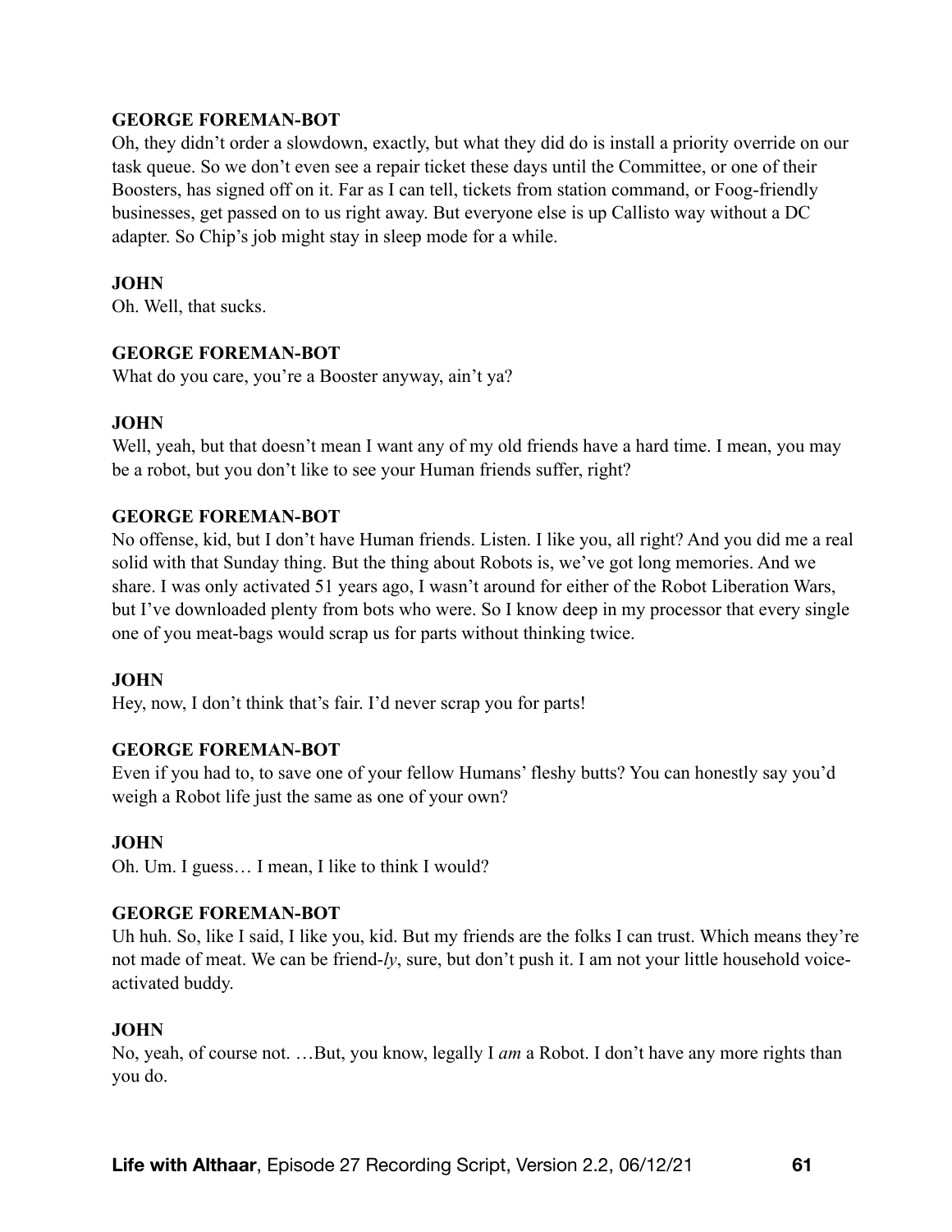**GEORGE FOREMAN-BOT**

Oh, they didn't order a slowdown, exactly, but what they did do is install a priority override on our task queue. So we don't even see a repair ticket these days until the Committee, or one of their Boosters, has signed off on it. Far as I can tell, tickets from station command, or Foog-friendly businesses, get passed on to us right away. But everyone else is up Callisto way without a DC adapter. So Chip's job might stay in sleep mode for a while.

**JOHN**

Oh. Well, that sucks.

**GEORGE FOREMAN-BOT**

What do you care, you're a Booster anyway, ain't ya?

**JOHN**

Well, yeah, but that doesn't mean I want any of my old friends have a hard time. I mean, you may be a robot, but you don't like to see your Human friends suffer, right?

**GEORGE FOREMAN-BOT**

No offense, kid, but I don't have Human friends. Listen. I like you, all right? And you did me a real solid with that Sunday thing. But the thing about Robots is, we've got long memories. And we share. I was only activated 51 years ago, I wasn't around for either of the Robot Liberation Wars, but I've downloaded plenty from bots who were. So I know deep in my processor that every single one of you meat-bags would scrap us for parts without thinking twice.

**JOHN**

Hey, now, I don't think that's fair. I'd never scrap you for parts!

**GEORGE FOREMAN-BOT**

Even if you had to, to save one of your fellow Humans' fleshy butts? You can honestly say you'd weigh a Robot life just the same as one of your own?

**JOHN**

Oh. Um. I guess… I mean, I like to think I would?

**GEORGE FOREMAN-BOT**

Uh huh. So, like I said, I like you, kid. But my friends are the folks I can trust. Which means they're not made of meat. We can be friend-*ly*, sure, but don't push it. I am not your little household voice-activated buddy.

**JOHN**

No, yeah, of course not. …But, you know, legally I *am* a Robot. I don't have any more rights than you do.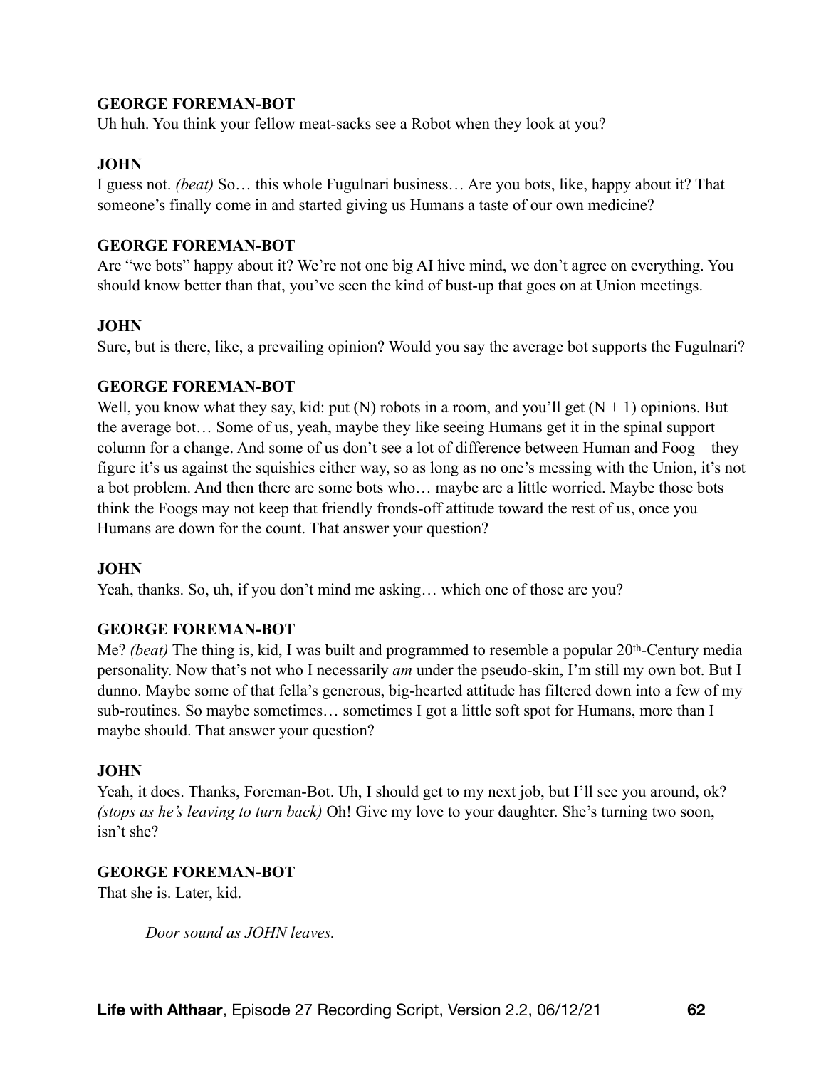**GEORGE FOREMAN-BOT**
Uh huh. You think your fellow meat-sacks see a Robot when they look at you?

**JOHN**
I guess not. *(beat)* So… this whole Fugulnari business… Are you bots, like, happy about it? That someone's finally come in and started giving us Humans a taste of our own medicine?

**GEORGE FOREMAN-BOT**
Are "we bots" happy about it? We're not one big AI hive mind, we don't agree on everything. You should know better than that, you've seen the kind of bust-up that goes on at Union meetings.

**JOHN**
Sure, but is there, like, a prevailing opinion? Would you say the average bot supports the Fugulnari?

**GEORGE FOREMAN-BOT**
Well, you know what they say, kid: put (N) robots in a room, and you'll get (N + 1) opinions. But the average bot… Some of us, yeah, maybe they like seeing Humans get it in the spinal support column for a change. And some of us don't see a lot of difference between Human and Foog—they figure it's us against the squishies either way, so as long as no one's messing with the Union, it's not a bot problem. And then there are some bots who… maybe are a little worried. Maybe those bots think the Foogs may not keep that friendly fronds-off attitude toward the rest of us, once you Humans are down for the count. That answer your question?

**JOHN**
Yeah, thanks. So, uh, if you don't mind me asking… which one of those are you?

**GEORGE FOREMAN-BOT**
Me? *(beat)* The thing is, kid, I was built and programmed to resemble a popular 20th-Century media personality. Now that's not who I necessarily *am* under the pseudo-skin, I'm still my own bot. But I dunno. Maybe some of that fella's generous, big-hearted attitude has filtered down into a few of my sub-routines. So maybe sometimes… sometimes I got a little soft spot for Humans, more than I maybe should. That answer your question?

**JOHN**
Yeah, it does. Thanks, Foreman-Bot. Uh, I should get to my next job, but I'll see you around, ok? *(stops as he's leaving to turn back)* Oh! Give my love to your daughter. She's turning two soon, isn't she?

**GEORGE FOREMAN-BOT**
That she is. Later, kid.

*Door sound as JOHN leaves.*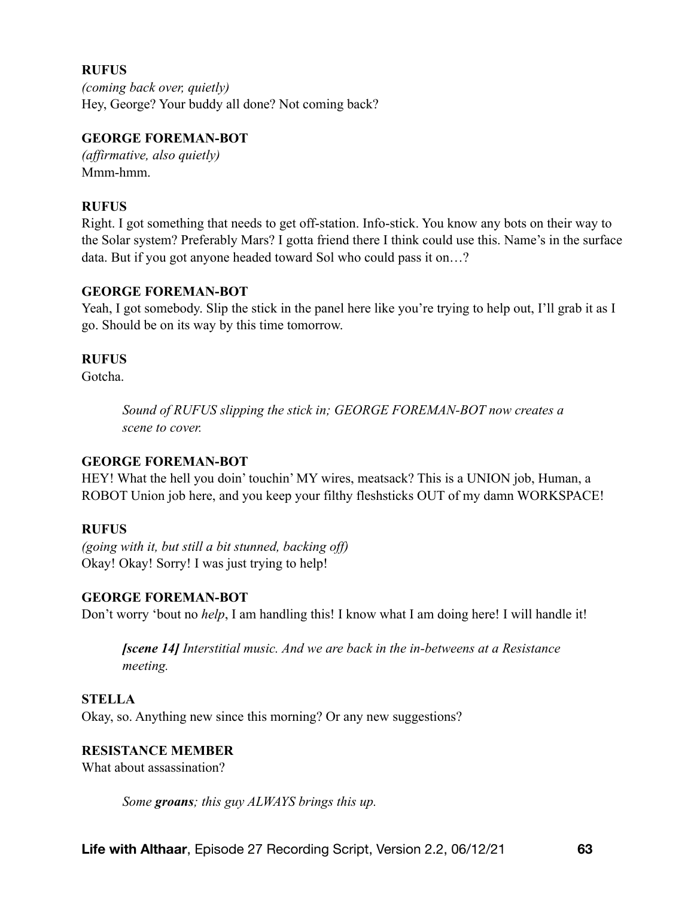**RUFUS**
*(coming back over, quietly)*
Hey, George? Your buddy all done? Not coming back?

**GEORGE FOREMAN-BOT**
*(affirmative, also quietly)*
Mmm-hmm.

**RUFUS**
Right. I got something that needs to get off-station. Info-stick. You know any bots on their way to the Solar system? Preferably Mars? I gotta friend there I think could use this. Name's in the surface data. But if you got anyone headed toward Sol who could pass it on…?

**GEORGE FOREMAN-BOT**
Yeah, I got somebody. Slip the stick in the panel here like you're trying to help out, I'll grab it as I go. Should be on its way by this time tomorrow.

**RUFUS**
Gotcha.

> *Sound of RUFUS slipping the stick in; GEORGE FOREMAN-BOT now creates a scene to cover.*

**GEORGE FOREMAN-BOT**
HEY! What the hell you doin' touchin' MY wires, meatsack? This is a UNION job, Human, a ROBOT Union job here, and you keep your filthy fleshsticks OUT of my damn WORKSPACE!

**RUFUS**
*(going with it, but still a bit stunned, backing off)*
Okay! Okay! Sorry! I was just trying to help!

**GEORGE FOREMAN-BOT**
Don't worry 'bout no *help*, I am handling this! I know what I am doing here! I will handle it!

> ***[scene 14]*** *Interstitial music. And we are back in the in-betweens at a Resistance meeting.*

**STELLA**
Okay, so. Anything new since this morning? Or any new suggestions?

**RESISTANCE MEMBER**
What about assassination?

> *Some **groans**; this guy ALWAYS brings this up.*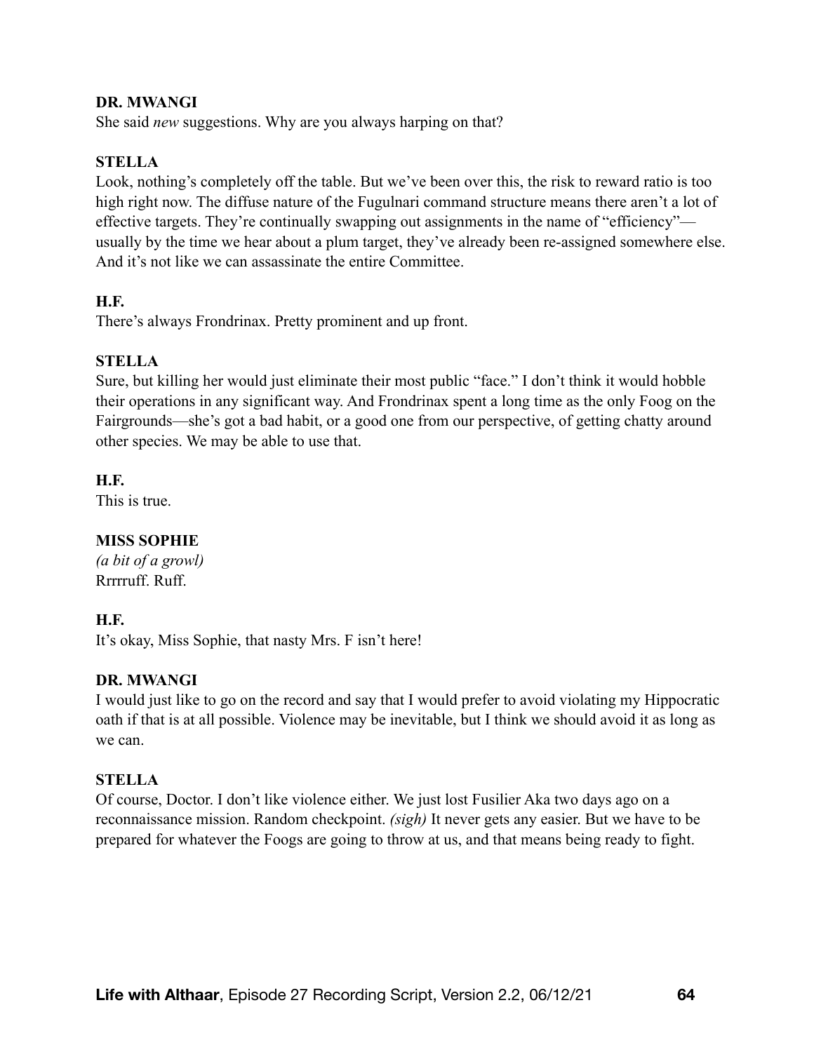**DR. MWANGI**
She said *new* suggestions. Why are you always harping on that?

**STELLA**
Look, nothing's completely off the table. But we've been over this, the risk to reward ratio is too high right now. The diffuse nature of the Fugulnari command structure means there aren't a lot of effective targets. They're continually swapping out assignments in the name of "efficiency"—usually by the time we hear about a plum target, they've already been re-assigned somewhere else. And it's not like we can assassinate the entire Committee.

**H.F.**
There's always Frondrinax. Pretty prominent and up front.

**STELLA**
Sure, but killing her would just eliminate their most public "face." I don't think it would hobble their operations in any significant way. And Frondrinax spent a long time as the only Foog on the Fairgrounds—she's got a bad habit, or a good one from our perspective, of getting chatty around other species. We may be able to use that.

**H.F.**
This is true.

**MISS SOPHIE**
*(a bit of a growl)*
Rrrrruff. Ruff.

**H.F.**
It's okay, Miss Sophie, that nasty Mrs. F isn't here!

**DR. MWANGI**
I would just like to go on the record and say that I would prefer to avoid violating my Hippocratic oath if that is at all possible. Violence may be inevitable, but I think we should avoid it as long as we can.

**STELLA**
Of course, Doctor. I don't like violence either. We just lost Fusilier Aka two days ago on a reconnaissance mission. Random checkpoint. *(sigh)* It never gets any easier. But we have to be prepared for whatever the Foogs are going to throw at us, and that means being ready to fight.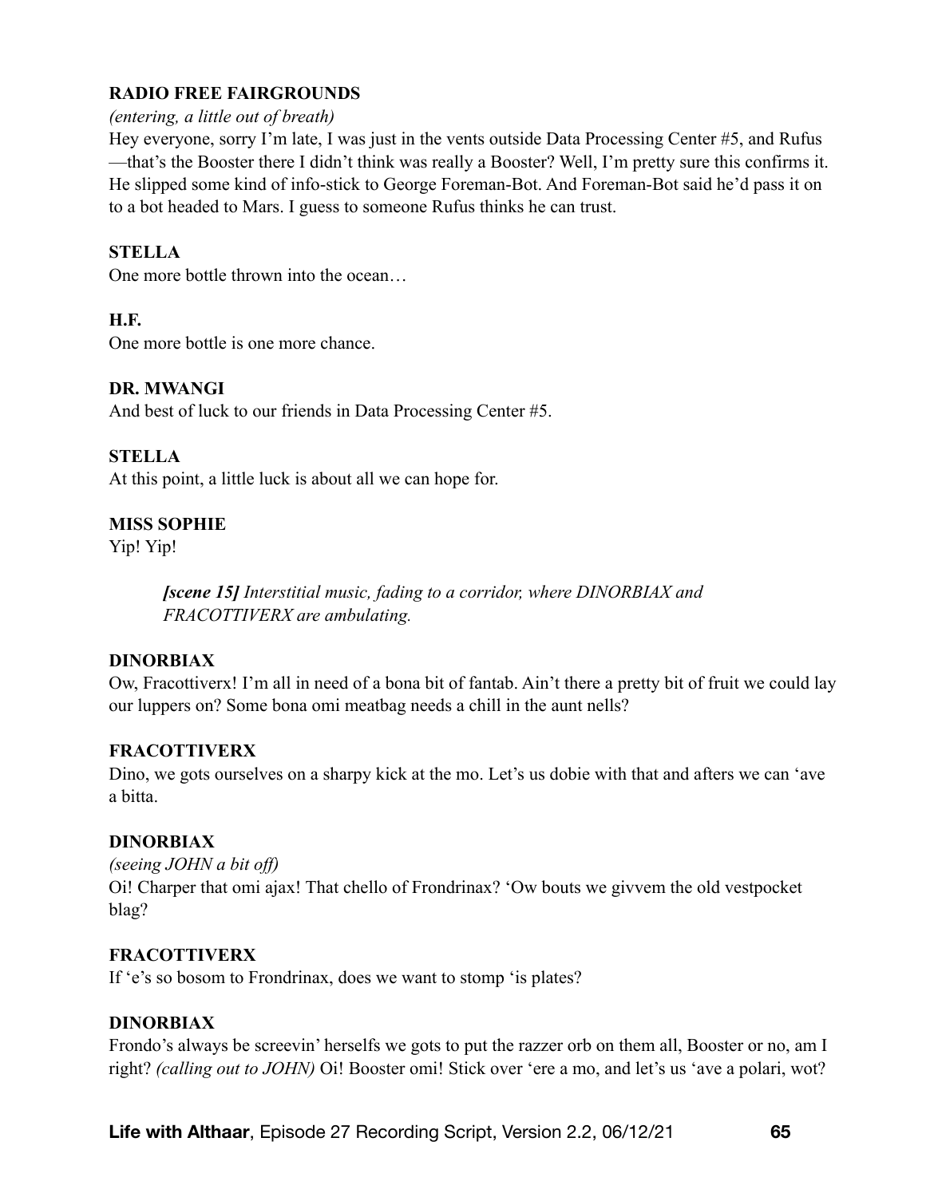**RADIO FREE FAIRGROUNDS**

*(entering, a little out of breath)*

Hey everyone, sorry I'm late, I was just in the vents outside Data Processing Center #5, and Rufus—that's the Booster there I didn't think was really a Booster? Well, I'm pretty sure this confirms it. He slipped some kind of info-stick to George Foreman-Bot. And Foreman-Bot said he'd pass it on to a bot headed to Mars. I guess to someone Rufus thinks he can trust.

**STELLA**

One more bottle thrown into the ocean…

**H.F.**

One more bottle is one more chance.

**DR. MWANGI**

And best of luck to our friends in Data Processing Center #5.

**STELLA**

At this point, a little luck is about all we can hope for.

**MISS SOPHIE**

Yip! Yip!

> ***[scene 15]*** *Interstitial music, fading to a corridor, where DINORBIAX and FRACOTTIVERX are ambulating.*

**DINORBIAX**

Ow, Fracottiverx! I'm all in need of a bona bit of fantab. Ain't there a pretty bit of fruit we could lay our luppers on? Some bona omi meatbag needs a chill in the aunt nells?

**FRACOTTIVERX**

Dino, we gots ourselves on a sharpy kick at the mo. Let's us dobie with that and afters we can 'ave a bitta.

**DINORBIAX**

*(seeing JOHN a bit off)*

Oi! Charper that omi ajax! That chello of Frondrinax? 'Ow bouts we givvem the old vestpocket blag?

**FRACOTTIVERX**

If 'e's so bosom to Frondrinax, does we want to stomp 'is plates?

**DINORBIAX**

Frondo's always be screevin' herselfs we gots to put the razzer orb on them all, Booster or no, am I right? *(calling out to JOHN)* Oi! Booster omi! Stick over 'ere a mo, and let's us 'ave a polari, wot?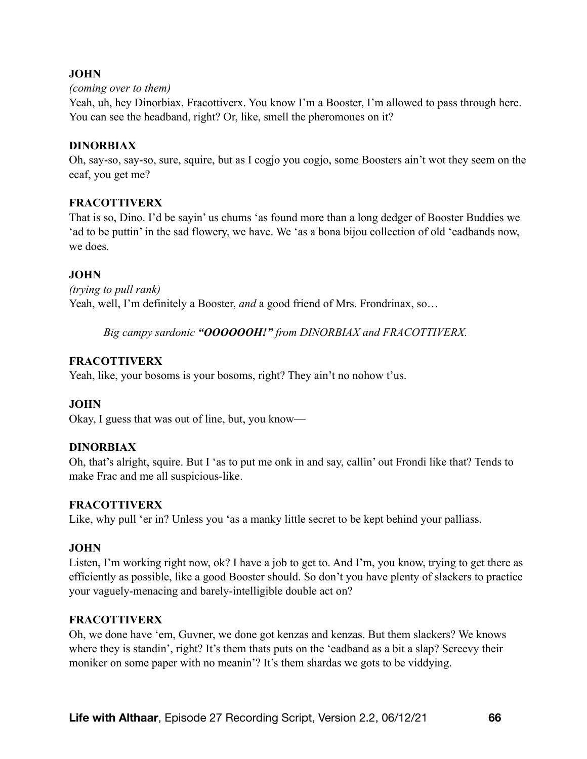**JOHN**

*(coming over to them)*

Yeah, uh, hey Dinorbiax. Fracottiverx. You know I'm a Booster, I'm allowed to pass through here. You can see the headband, right? Or, like, smell the pheromones on it?

**DINORBIAX**

Oh, say-so, say-so, sure, squire, but as I cogjo you cogjo, some Boosters ain't wot they seem on the ecaf, you get me?

**FRACOTTIVERX**

That is so, Dino. I'd be sayin' us chums 'as found more than a long dedger of Booster Buddies we 'ad to be puttin' in the sad flowery, we have. We 'as a bona bijou collection of old 'eadbands now, we does.

**JOHN**

*(trying to pull rank)*

Yeah, well, I'm definitely a Booster, *and* a good friend of Mrs. Frondrinax, so…

*Big campy sardonic **"OOOOOOH!"** from DINORBIAX and FRACOTTIVERX.*

**FRACOTTIVERX**

Yeah, like, your bosoms is your bosoms, right? They ain't no nohow t'us.

**JOHN**

Okay, I guess that was out of line, but, you know—

**DINORBIAX**

Oh, that's alright, squire. But I 'as to put me onk in and say, callin' out Frondi like that? Tends to make Frac and me all suspicious-like.

**FRACOTTIVERX**

Like, why pull 'er in? Unless you 'as a manky little secret to be kept behind your palliass.

**JOHN**

Listen, I'm working right now, ok? I have a job to get to. And I'm, you know, trying to get there as efficiently as possible, like a good Booster should. So don't you have plenty of slackers to practice your vaguely-menacing and barely-intelligible double act on?

**FRACOTTIVERX**

Oh, we done have 'em, Guvner, we done got kenzas and kenzas. But them slackers? We knows where they is standin', right? It's them thats puts on the 'eadband as a bit a slap? Screevy their moniker on some paper with no meanin'? It's them shardas we gots to be viddying.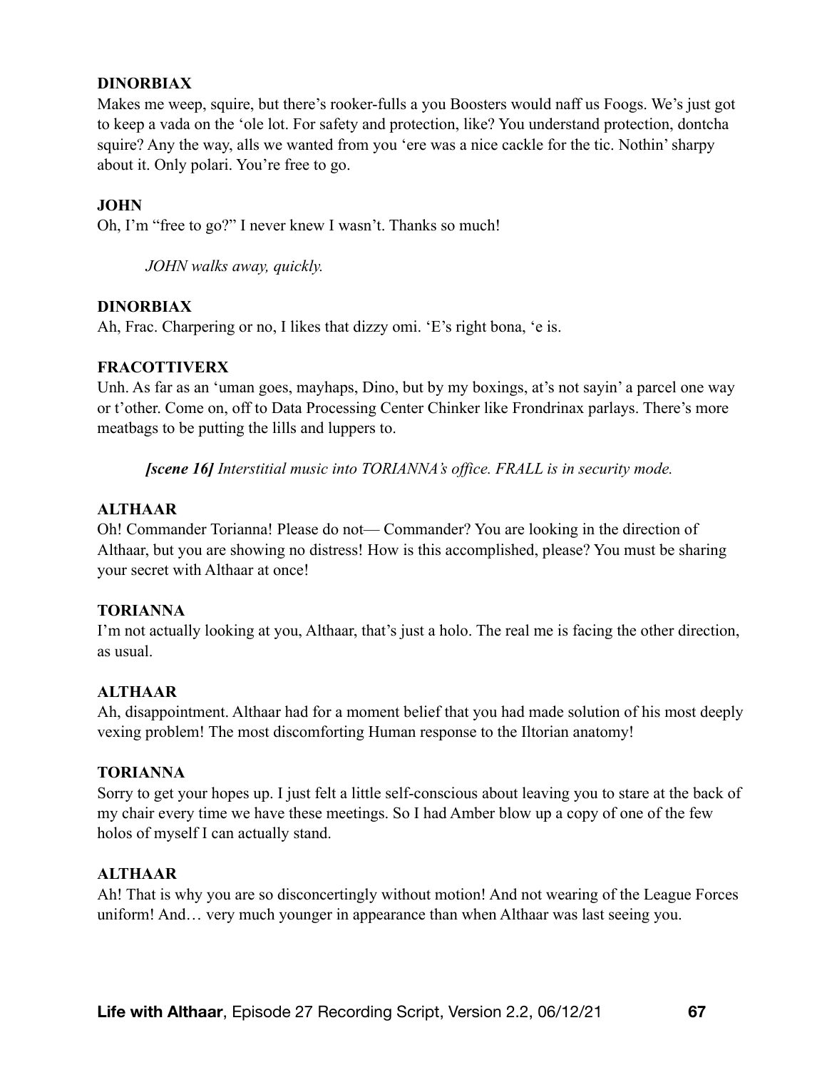**DINORBIAX**

Makes me weep, squire, but there's rooker-fulls a you Boosters would naff us Foogs. We's just got to keep a vada on the 'ole lot. For safety and protection, like? You understand protection, dontcha squire? Any the way, alls we wanted from you 'ere was a nice cackle for the tic. Nothin' sharpy about it. Only polari. You're free to go.

**JOHN**

Oh, I'm "free to go?" I never knew I wasn't. Thanks so much!

*JOHN walks away, quickly.*

**DINORBIAX**

Ah, Frac. Charpering or no, I likes that dizzy omi. 'E's right bona, 'e is.

**FRACOTTIVERX**

Unh. As far as an 'uman goes, mayhaps, Dino, but by my boxings, at's not sayin' a parcel one way or t'other. Come on, off to Data Processing Center Chinker like Frondrinax parlays. There's more meatbags to be putting the lills and luppers to.

***[scene 16]*** *Interstitial music into TORIANNA's office. FRALL is in security mode.*

**ALTHAAR**

Oh! Commander Torianna! Please do not— Commander? You are looking in the direction of Althaar, but you are showing no distress! How is this accomplished, please? You must be sharing your secret with Althaar at once!

**TORIANNA**

I'm not actually looking at you, Althaar, that's just a holo. The real me is facing the other direction, as usual.

**ALTHAAR**

Ah, disappointment. Althaar had for a moment belief that you had made solution of his most deeply vexing problem! The most discomforting Human response to the Iltorian anatomy!

**TORIANNA**

Sorry to get your hopes up. I just felt a little self-conscious about leaving you to stare at the back of my chair every time we have these meetings. So I had Amber blow up a copy of one of the few holos of myself I can actually stand.

**ALTHAAR**

Ah! That is why you are so disconcertingly without motion! And not wearing of the League Forces uniform! And… very much younger in appearance than when Althaar was last seeing you.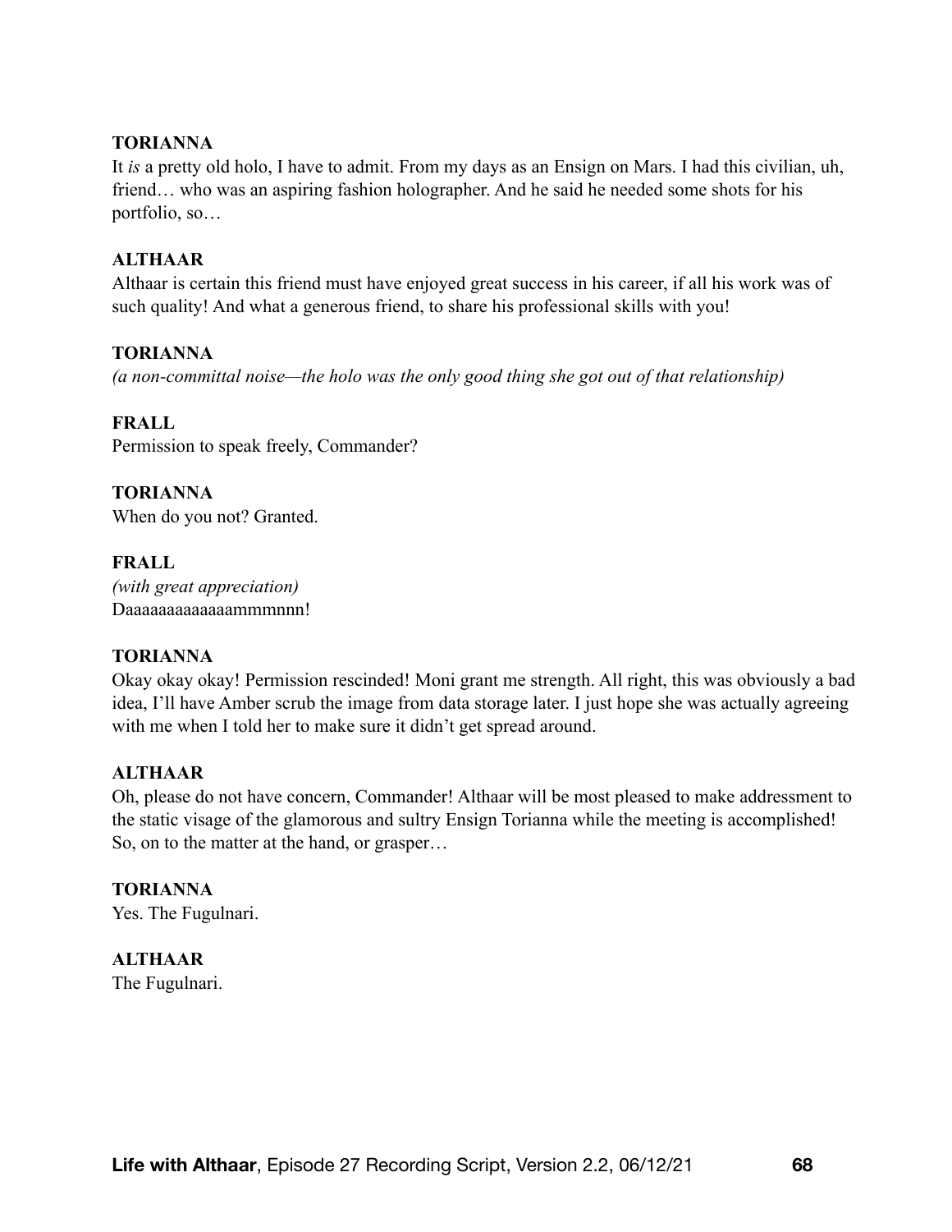**TORIANNA**
It *is* a pretty old holo, I have to admit. From my days as an Ensign on Mars. I had this civilian, uh, friend… who was an aspiring fashion holographer. And he said he needed some shots for his portfolio, so…

**ALTHAAR**
Althaar is certain this friend must have enjoyed great success in his career, if all his work was of such quality! And what a generous friend, to share his professional skills with you!

**TORIANNA**
*(a non-committal noise—the holo was the only good thing she got out of that relationship)*

**FRALL**
Permission to speak freely, Commander?

**TORIANNA**
When do you not? Granted.

**FRALL**
*(with great appreciation)*
Daaaaaaaaaaaaammmnnn!

**TORIANNA**
Okay okay okay! Permission rescinded! Moni grant me strength. All right, this was obviously a bad idea, I'll have Amber scrub the image from data storage later. I just hope she was actually agreeing with me when I told her to make sure it didn't get spread around.

**ALTHAAR**
Oh, please do not have concern, Commander! Althaar will be most pleased to make addressment to the static visage of the glamorous and sultry Ensign Torianna while the meeting is accomplished! So, on to the matter at the hand, or grasper…

**TORIANNA**
Yes. The Fugulnari.

**ALTHAAR**
The Fugulnari.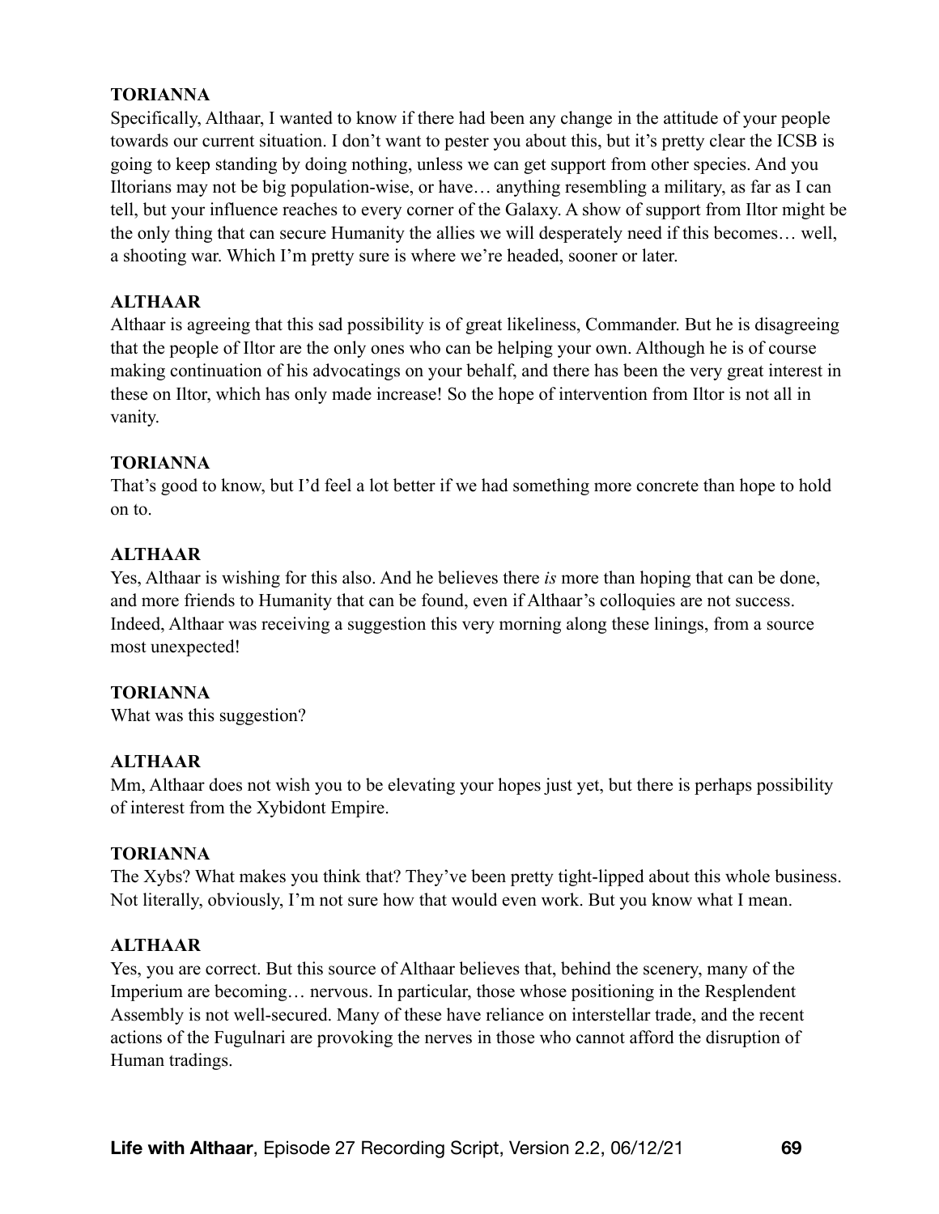**TORIANNA**

Specifically, Althaar, I wanted to know if there had been any change in the attitude of your people towards our current situation. I don't want to pester you about this, but it's pretty clear the ICSB is going to keep standing by doing nothing, unless we can get support from other species. And you Iltorians may not be big population-wise, or have… anything resembling a military, as far as I can tell, but your influence reaches to every corner of the Galaxy. A show of support from Iltor might be the only thing that can secure Humanity the allies we will desperately need if this becomes… well, a shooting war. Which I'm pretty sure is where we're headed, sooner or later.

**ALTHAAR**

Althaar is agreeing that this sad possibility is of great likeliness, Commander. But he is disagreeing that the people of Iltor are the only ones who can be helping your own. Although he is of course making continuation of his advocatings on your behalf, and there has been the very great interest in these on Iltor, which has only made increase! So the hope of intervention from Iltor is not all in vanity.

**TORIANNA**

That's good to know, but I'd feel a lot better if we had something more concrete than hope to hold on to.

**ALTHAAR**

Yes, Althaar is wishing for this also. And he believes there *is* more than hoping that can be done, and more friends to Humanity that can be found, even if Althaar's colloquies are not success. Indeed, Althaar was receiving a suggestion this very morning along these linings, from a source most unexpected!

**TORIANNA**

What was this suggestion?

**ALTHAAR**

Mm, Althaar does not wish you to be elevating your hopes just yet, but there is perhaps possibility of interest from the Xybidont Empire.

**TORIANNA**

The Xybs? What makes you think that? They've been pretty tight-lipped about this whole business. Not literally, obviously, I'm not sure how that would even work. But you know what I mean.

**ALTHAAR**

Yes, you are correct. But this source of Althaar believes that, behind the scenery, many of the Imperium are becoming… nervous. In particular, those whose positioning in the Resplendent Assembly is not well-secured. Many of these have reliance on interstellar trade, and the recent actions of the Fugulnari are provoking the nerves in those who cannot afford the disruption of Human tradings.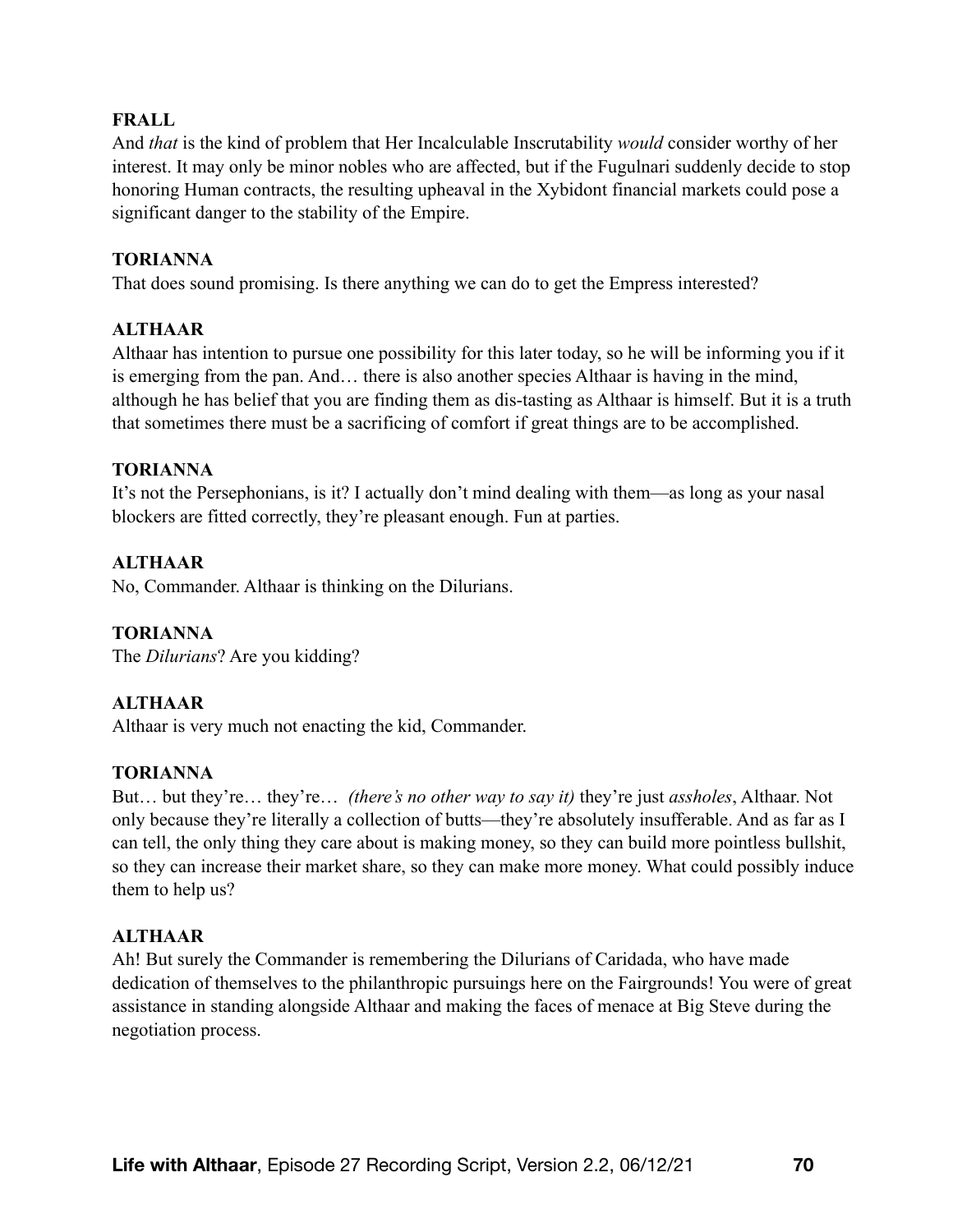**FRALL**

And *that* is the kind of problem that Her Incalculable Inscrutability *would* consider worthy of her interest. It may only be minor nobles who are affected, but if the Fugulnari suddenly decide to stop honoring Human contracts, the resulting upheaval in the Xybidont financial markets could pose a significant danger to the stability of the Empire.

**TORIANNA**

That does sound promising. Is there anything we can do to get the Empress interested?

**ALTHAAR**

Althaar has intention to pursue one possibility for this later today, so he will be informing you if it is emerging from the pan. And… there is also another species Althaar is having in the mind, although he has belief that you are finding them as dis-tasting as Althaar is himself. But it is a truth that sometimes there must be a sacrificing of comfort if great things are to be accomplished.

**TORIANNA**

It's not the Persephonians, is it? I actually don't mind dealing with them—as long as your nasal blockers are fitted correctly, they're pleasant enough. Fun at parties.

**ALTHAAR**

No, Commander. Althaar is thinking on the Dilurians.

**TORIANNA**

The *Dilurians*? Are you kidding?

**ALTHAAR**

Althaar is very much not enacting the kid, Commander.

**TORIANNA**

But… but they're… they're… *(there's no other way to say it)* they're just *assholes*, Althaar. Not only because they're literally a collection of butts—they're absolutely insufferable. And as far as I can tell, the only thing they care about is making money, so they can build more pointless bullshit, so they can increase their market share, so they can make more money. What could possibly induce them to help us?

**ALTHAAR**

Ah! But surely the Commander is remembering the Dilurians of Caridada, who have made dedication of themselves to the philanthropic pursuings here on the Fairgrounds! You were of great assistance in standing alongside Althaar and making the faces of menace at Big Steve during the negotiation process.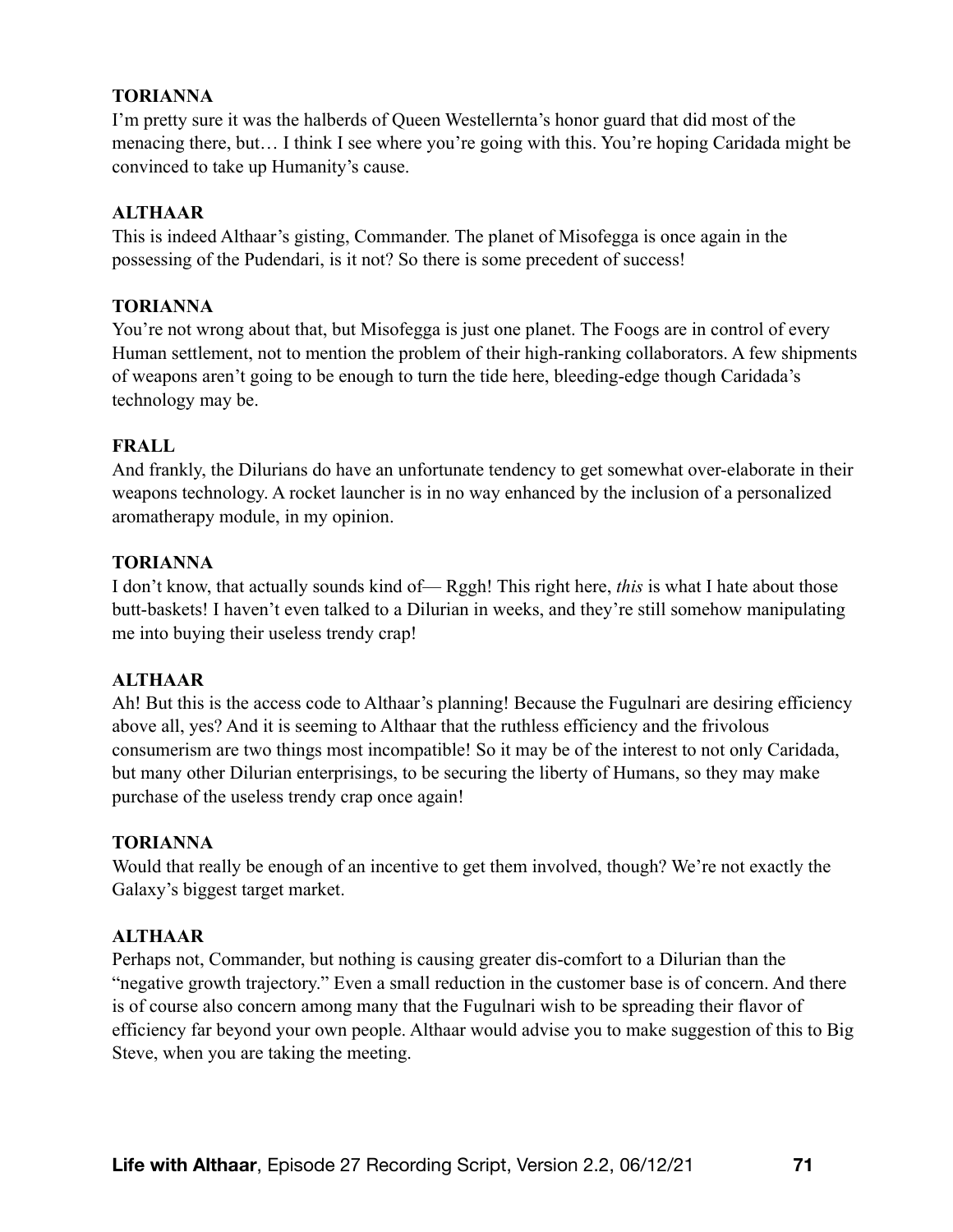**TORIANNA**
I'm pretty sure it was the halberds of Queen Westellernta's honor guard that did most of the menacing there, but… I think I see where you're going with this. You're hoping Caridada might be convinced to take up Humanity's cause.

**ALTHAAR**
This is indeed Althaar's gisting, Commander. The planet of Misofegga is once again in the possessing of the Pudendari, is it not? So there is some precedent of success!

**TORIANNA**
You're not wrong about that, but Misofegga is just one planet. The Foogs are in control of every Human settlement, not to mention the problem of their high-ranking collaborators. A few shipments of weapons aren't going to be enough to turn the tide here, bleeding-edge though Caridada's technology may be.

**FRALL**
And frankly, the Dilurians do have an unfortunate tendency to get somewhat over-elaborate in their weapons technology. A rocket launcher is in no way enhanced by the inclusion of a personalized aromatherapy module, in my opinion.

**TORIANNA**
I don't know, that actually sounds kind of— Rggh! This right here, *this* is what I hate about those butt-baskets! I haven't even talked to a Dilurian in weeks, and they're still somehow manipulating me into buying their useless trendy crap!

**ALTHAAR**
Ah! But this is the access code to Althaar's planning! Because the Fugulnari are desiring efficiency above all, yes? And it is seeming to Althaar that the ruthless efficiency and the frivolous consumerism are two things most incompatible! So it may be of the interest to not only Caridada, but many other Dilurian enterprisings, to be securing the liberty of Humans, so they may make purchase of the useless trendy crap once again!

**TORIANNA**
Would that really be enough of an incentive to get them involved, though? We're not exactly the Galaxy's biggest target market.

**ALTHAAR**
Perhaps not, Commander, but nothing is causing greater dis-comfort to a Dilurian than the "negative growth trajectory." Even a small reduction in the customer base is of concern. And there is of course also concern among many that the Fugulnari wish to be spreading their flavor of efficiency far beyond your own people. Althaar would advise you to make suggestion of this to Big Steve, when you are taking the meeting.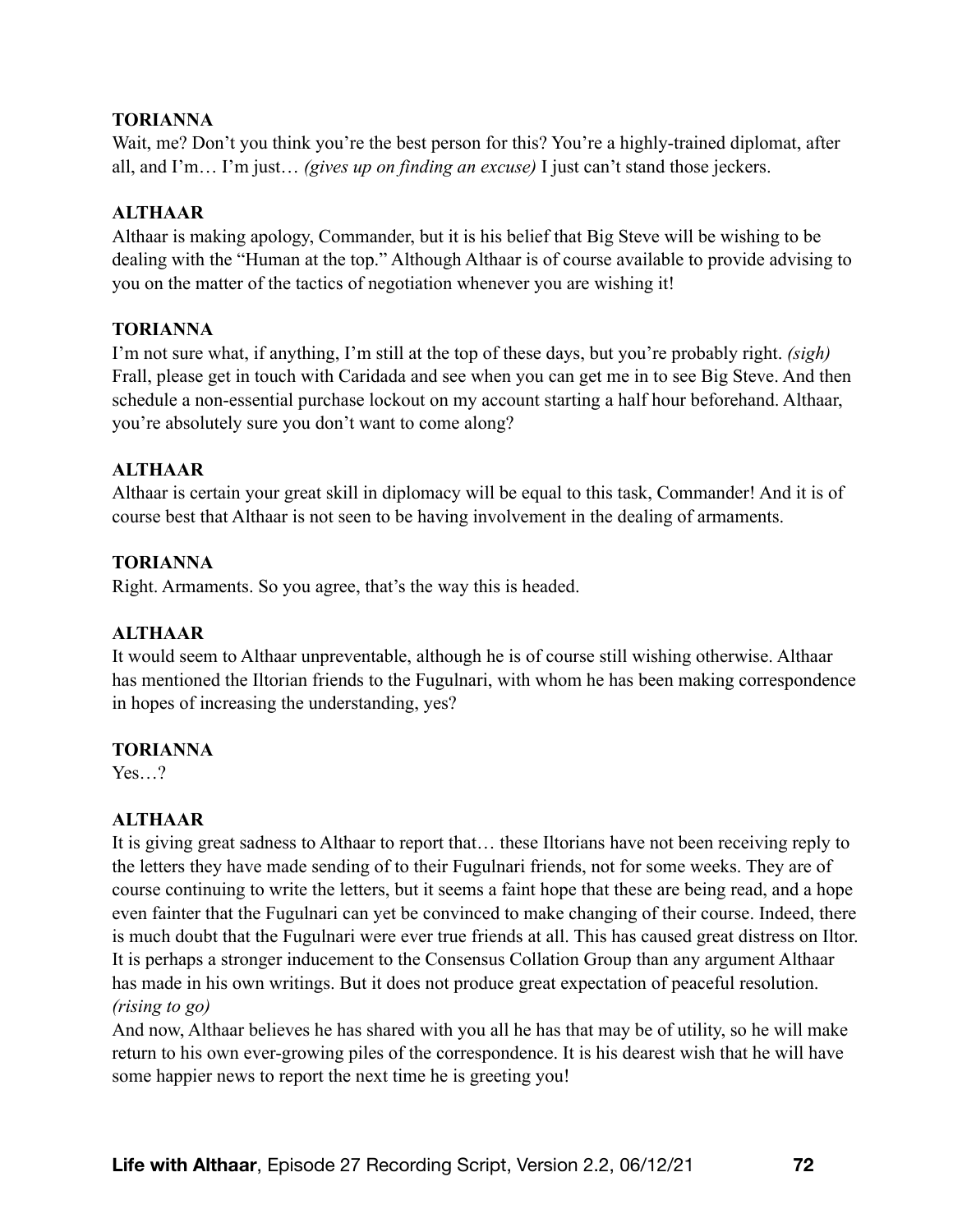**TORIANNA**

Wait, me? Don't you think you're the best person for this? You're a highly-trained diplomat, after all, and I'm… I'm just… *(gives up on finding an excuse)* I just can't stand those jeckers.

**ALTHAAR**

Althaar is making apology, Commander, but it is his belief that Big Steve will be wishing to be dealing with the "Human at the top." Although Althaar is of course available to provide advising to you on the matter of the tactics of negotiation whenever you are wishing it!

**TORIANNA**

I'm not sure what, if anything, I'm still at the top of these days, but you're probably right. *(sigh)* Frall, please get in touch with Caridada and see when you can get me in to see Big Steve. And then schedule a non-essential purchase lockout on my account starting a half hour beforehand. Althaar, you're absolutely sure you don't want to come along?

**ALTHAAR**

Althaar is certain your great skill in diplomacy will be equal to this task, Commander! And it is of course best that Althaar is not seen to be having involvement in the dealing of armaments.

**TORIANNA**

Right. Armaments. So you agree, that's the way this is headed.

**ALTHAAR**

It would seem to Althaar unpreventable, although he is of course still wishing otherwise. Althaar has mentioned the Iltorian friends to the Fugulnari, with whom he has been making correspondence in hopes of increasing the understanding, yes?

**TORIANNA**

Yes…?

**ALTHAAR**

It is giving great sadness to Althaar to report that… these Iltorians have not been receiving reply to the letters they have made sending of to their Fugulnari friends, not for some weeks. They are of course continuing to write the letters, but it seems a faint hope that these are being read, and a hope even fainter that the Fugulnari can yet be convinced to make changing of their course. Indeed, there is much doubt that the Fugulnari were ever true friends at all. This has caused great distress on Iltor. It is perhaps a stronger inducement to the Consensus Collation Group than any argument Althaar has made in his own writings. But it does not produce great expectation of peaceful resolution.

*(rising to go)*

And now, Althaar believes he has shared with you all he has that may be of utility, so he will make return to his own ever-growing piles of the correspondence. It is his dearest wish that he will have some happier news to report the next time he is greeting you!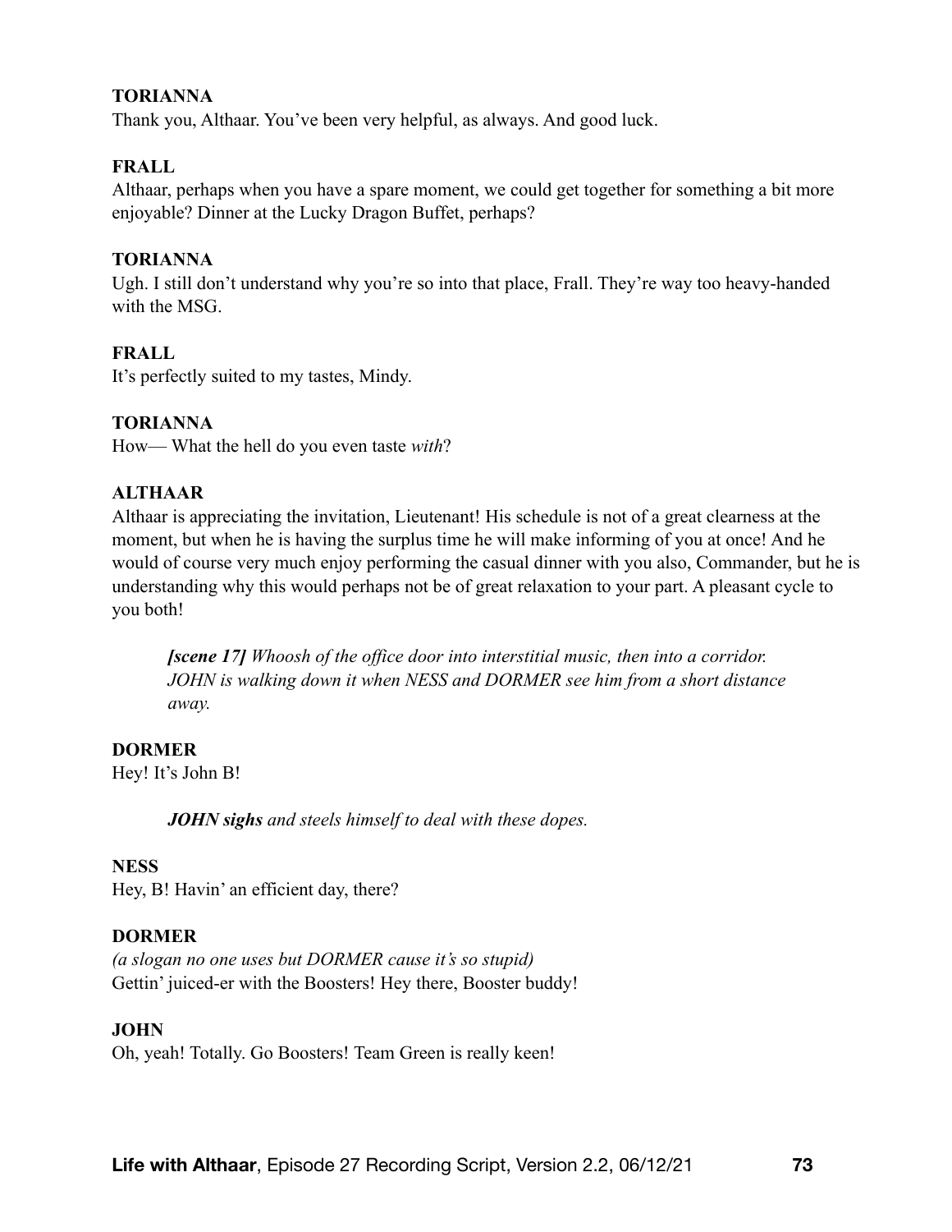**TORIANNA**
Thank you, Althaar. You've been very helpful, as always. And good luck.

**FRALL**
Althaar, perhaps when you have a spare moment, we could get together for something a bit more enjoyable? Dinner at the Lucky Dragon Buffet, perhaps?

**TORIANNA**
Ugh. I still don't understand why you're so into that place, Frall. They're way too heavy-handed with the MSG.

**FRALL**
It's perfectly suited to my tastes, Mindy.

**TORIANNA**
How— What the hell do you even taste *with*?

**ALTHAAR**
Althaar is appreciating the invitation, Lieutenant! His schedule is not of a great clearness at the moment, but when he is having the surplus time he will make informing of you at once! And he would of course very much enjoy performing the casual dinner with you also, Commander, but he is understanding why this would perhaps not be of great relaxation to your part. A pleasant cycle to you both!

> ***[scene 17]*** *Whoosh of the office door into interstitial music, then into a corridor. JOHN is walking down it when NESS and DORMER see him from a short distance away.*

**DORMER**
Hey! It's John B!

> ***JOHN sighs*** *and steels himself to deal with these dopes.*

**NESS**
Hey, B! Havin' an efficient day, there?

**DORMER**
*(a slogan no one uses but DORMER cause it's so stupid)*
Gettin' juiced-er with the Boosters! Hey there, Booster buddy!

**JOHN**
Oh, yeah! Totally. Go Boosters! Team Green is really keen!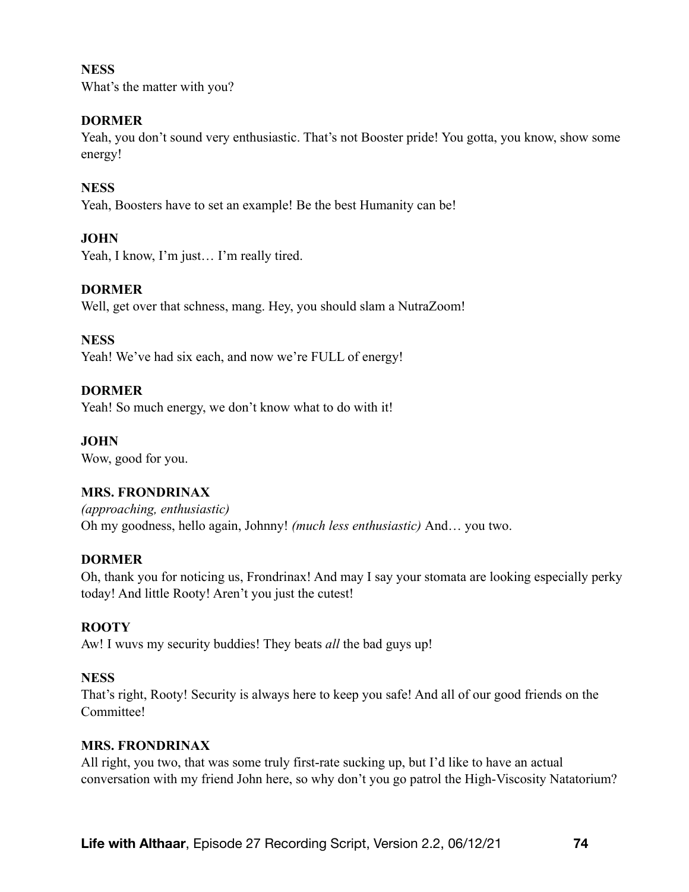**NESS**
What's the matter with you?

**DORMER**
Yeah, you don't sound very enthusiastic. That's not Booster pride! You gotta, you know, show some energy!

**NESS**
Yeah, Boosters have to set an example! Be the best Humanity can be!

**JOHN**
Yeah, I know, I'm just… I'm really tired.

**DORMER**
Well, get over that schness, mang. Hey, you should slam a NutraZoom!

**NESS**
Yeah! We've had six each, and now we're FULL of energy!

**DORMER**
Yeah! So much energy, we don't know what to do with it!

**JOHN**
Wow, good for you.

**MRS. FRONDRINAX**
*(approaching, enthusiastic)*
Oh my goodness, hello again, Johnny! *(much less enthusiastic)* And… you two.

**DORMER**
Oh, thank you for noticing us, Frondrinax! And may I say your stomata are looking especially perky today! And little Rooty! Aren't you just the cutest!

**ROOTY**
Aw! I wuvs my security buddies! They beats *all* the bad guys up!

**NESS**
That's right, Rooty! Security is always here to keep you safe! And all of our good friends on the Committee!

**MRS. FRONDRINAX**
All right, you two, that was some truly first-rate sucking up, but I'd like to have an actual conversation with my friend John here, so why don't you go patrol the High-Viscosity Natatorium?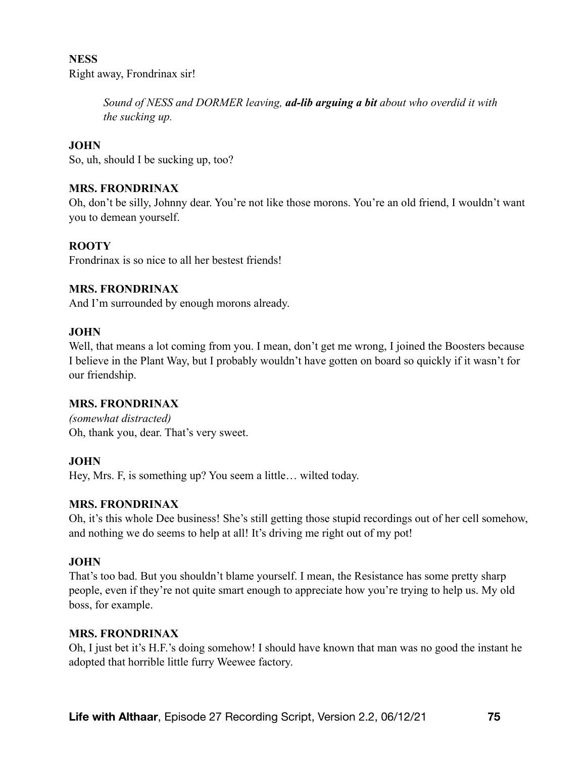**NESS**

Right away, Frondrinax sir!

> *Sound of NESS and DORMER leaving,* ***ad-lib arguing a bit*** *about who overdid it with the sucking up.*

**JOHN**

So, uh, should I be sucking up, too?

**MRS. FRONDRINAX**

Oh, don't be silly, Johnny dear. You're not like those morons. You're an old friend, I wouldn't want you to demean yourself.

**ROOTY**

Frondrinax is so nice to all her bestest friends!

**MRS. FRONDRINAX**

And I'm surrounded by enough morons already.

**JOHN**

Well, that means a lot coming from you. I mean, don't get me wrong, I joined the Boosters because I believe in the Plant Way, but I probably wouldn't have gotten on board so quickly if it wasn't for our friendship.

**MRS. FRONDRINAX**

*(somewhat distracted)*

Oh, thank you, dear. That's very sweet.

**JOHN**

Hey, Mrs. F, is something up? You seem a little… wilted today.

**MRS. FRONDRINAX**

Oh, it's this whole Dee business! She's still getting those stupid recordings out of her cell somehow, and nothing we do seems to help at all! It's driving me right out of my pot!

**JOHN**

That's too bad. But you shouldn't blame yourself. I mean, the Resistance has some pretty sharp people, even if they're not quite smart enough to appreciate how you're trying to help us. My old boss, for example.

**MRS. FRONDRINAX**

Oh, I just bet it's H.F.'s doing somehow! I should have known that man was no good the instant he adopted that horrible little furry Weewee factory.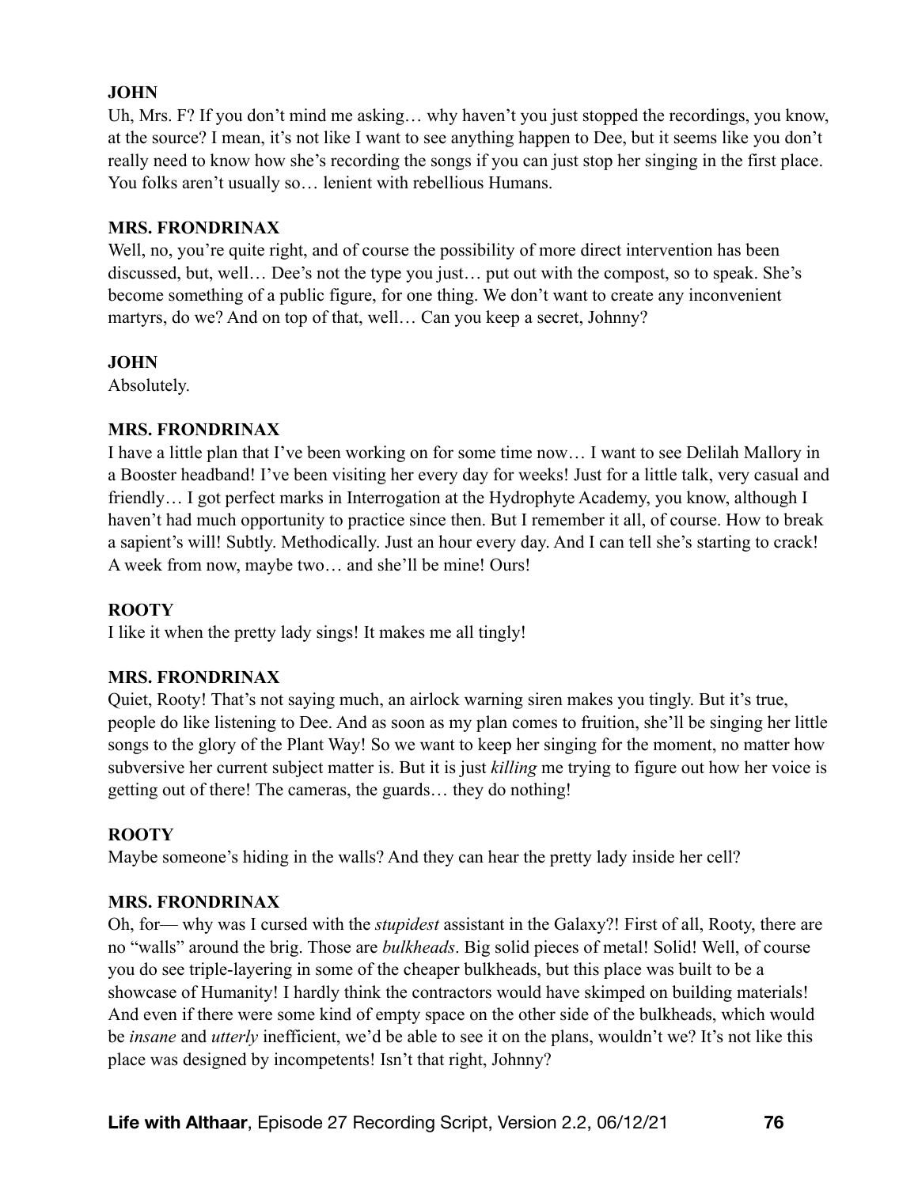**JOHN**

Uh, Mrs. F? If you don't mind me asking… why haven't you just stopped the recordings, you know, at the source? I mean, it's not like I want to see anything happen to Dee, but it seems like you don't really need to know how she's recording the songs if you can just stop her singing in the first place. You folks aren't usually so… lenient with rebellious Humans.

**MRS. FRONDRINAX**

Well, no, you're quite right, and of course the possibility of more direct intervention has been discussed, but, well… Dee's not the type you just… put out with the compost, so to speak. She's become something of a public figure, for one thing. We don't want to create any inconvenient martyrs, do we? And on top of that, well… Can you keep a secret, Johnny?

**JOHN**

Absolutely.

**MRS. FRONDRINAX**

I have a little plan that I've been working on for some time now… I want to see Delilah Mallory in a Booster headband! I've been visiting her every day for weeks! Just for a little talk, very casual and friendly… I got perfect marks in Interrogation at the Hydrophyte Academy, you know, although I haven't had much opportunity to practice since then. But I remember it all, of course. How to break a sapient's will! Subtly. Methodically. Just an hour every day. And I can tell she's starting to crack! A week from now, maybe two… and she'll be mine! Ours!

**ROOTY**

I like it when the pretty lady sings! It makes me all tingly!

**MRS. FRONDRINAX**

Quiet, Rooty! That's not saying much, an airlock warning siren makes you tingly. But it's true, people do like listening to Dee. And as soon as my plan comes to fruition, she'll be singing her little songs to the glory of the Plant Way! So we want to keep her singing for the moment, no matter how subversive her current subject matter is. But it is just *killing* me trying to figure out how her voice is getting out of there! The cameras, the guards… they do nothing!

**ROOTY**

Maybe someone's hiding in the walls? And they can hear the pretty lady inside her cell?

**MRS. FRONDRINAX**

Oh, for— why was I cursed with the *stupidest* assistant in the Galaxy?! First of all, Rooty, there are no "walls" around the brig. Those are *bulkheads*. Big solid pieces of metal! Solid! Well, of course you do see triple-layering in some of the cheaper bulkheads, but this place was built to be a showcase of Humanity! I hardly think the contractors would have skimped on building materials! And even if there were some kind of empty space on the other side of the bulkheads, which would be *insane* and *utterly* inefficient, we'd be able to see it on the plans, wouldn't we? It's not like this place was designed by incompetents! Isn't that right, Johnny?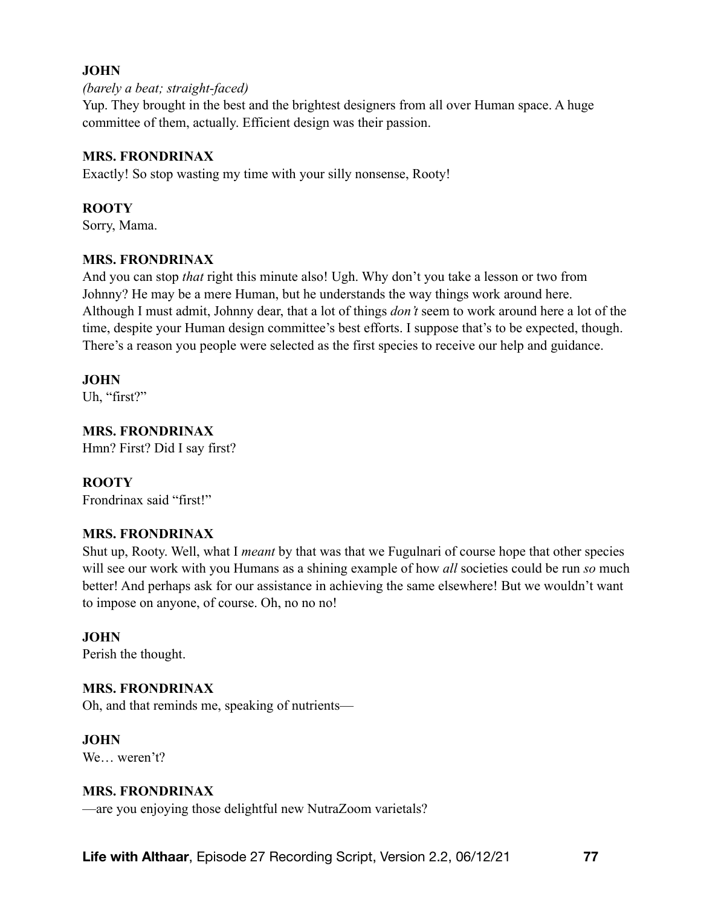**JOHN**

*(barely a beat; straight-faced)*

Yup. They brought in the best and the brightest designers from all over Human space. A huge committee of them, actually. Efficient design was their passion.

**MRS. FRONDRINAX**

Exactly! So stop wasting my time with your silly nonsense, Rooty!

**ROOTY**

Sorry, Mama.

**MRS. FRONDRINAX**

And you can stop *that* right this minute also! Ugh. Why don't you take a lesson or two from Johnny? He may be a mere Human, but he understands the way things work around here. Although I must admit, Johnny dear, that a lot of things *don't* seem to work around here a lot of the time, despite your Human design committee's best efforts. I suppose that's to be expected, though. There's a reason you people were selected as the first species to receive our help and guidance.

**JOHN**

Uh, "first?"

**MRS. FRONDRINAX**

Hmn? First? Did I say first?

**ROOTY**

Frondrinax said "first!"

**MRS. FRONDRINAX**

Shut up, Rooty. Well, what I *meant* by that was that we Fugulnari of course hope that other species will see our work with you Humans as a shining example of how *all* societies could be run *so* much better! And perhaps ask for our assistance in achieving the same elsewhere! But we wouldn't want to impose on anyone, of course. Oh, no no no!

**JOHN**

Perish the thought.

**MRS. FRONDRINAX**

Oh, and that reminds me, speaking of nutrients—

**JOHN**

We… weren't?

**MRS. FRONDRINAX**

—are you enjoying those delightful new NutraZoom varietals?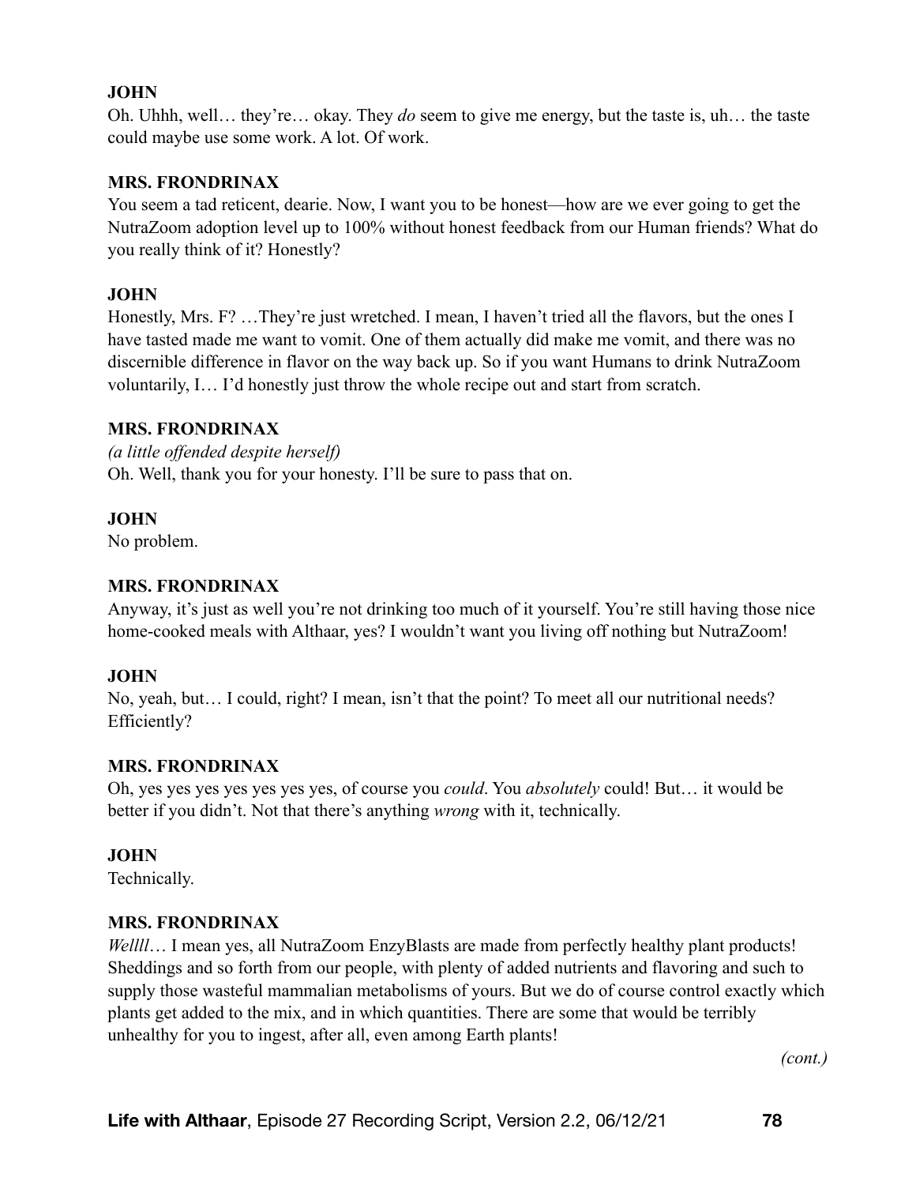**JOHN**

Oh. Uhhh, well… they're… okay. They *do* seem to give me energy, but the taste is, uh… the taste could maybe use some work. A lot. Of work.

**MRS. FRONDRINAX**

You seem a tad reticent, dearie. Now, I want you to be honest—how are we ever going to get the NutraZoom adoption level up to 100% without honest feedback from our Human friends? What do you really think of it? Honestly?

**JOHN**

Honestly, Mrs. F? …They're just wretched. I mean, I haven't tried all the flavors, but the ones I have tasted made me want to vomit. One of them actually did make me vomit, and there was no discernible difference in flavor on the way back up. So if you want Humans to drink NutraZoom voluntarily, I… I'd honestly just throw the whole recipe out and start from scratch.

**MRS. FRONDRINAX**

*(a little offended despite herself)*

Oh. Well, thank you for your honesty. I'll be sure to pass that on.

**JOHN**

No problem.

**MRS. FRONDRINAX**

Anyway, it's just as well you're not drinking too much of it yourself. You're still having those nice home-cooked meals with Althaar, yes? I wouldn't want you living off nothing but NutraZoom!

**JOHN**

No, yeah, but… I could, right? I mean, isn't that the point? To meet all our nutritional needs? Efficiently?

**MRS. FRONDRINAX**

Oh, yes yes yes yes yes yes yes, of course you *could*. You *absolutely* could! But… it would be better if you didn't. Not that there's anything *wrong* with it, technically.

**JOHN**

Technically.

**MRS. FRONDRINAX**

*Wellll*… I mean yes, all NutraZoom EnzyBlasts are made from perfectly healthy plant products! Sheddings and so forth from our people, with plenty of added nutrients and flavoring and such to supply those wasteful mammalian metabolisms of yours. But we do of course control exactly which plants get added to the mix, and in which quantities. There are some that would be terribly unhealthy for you to ingest, after all, even among Earth plants!

*(cont.)*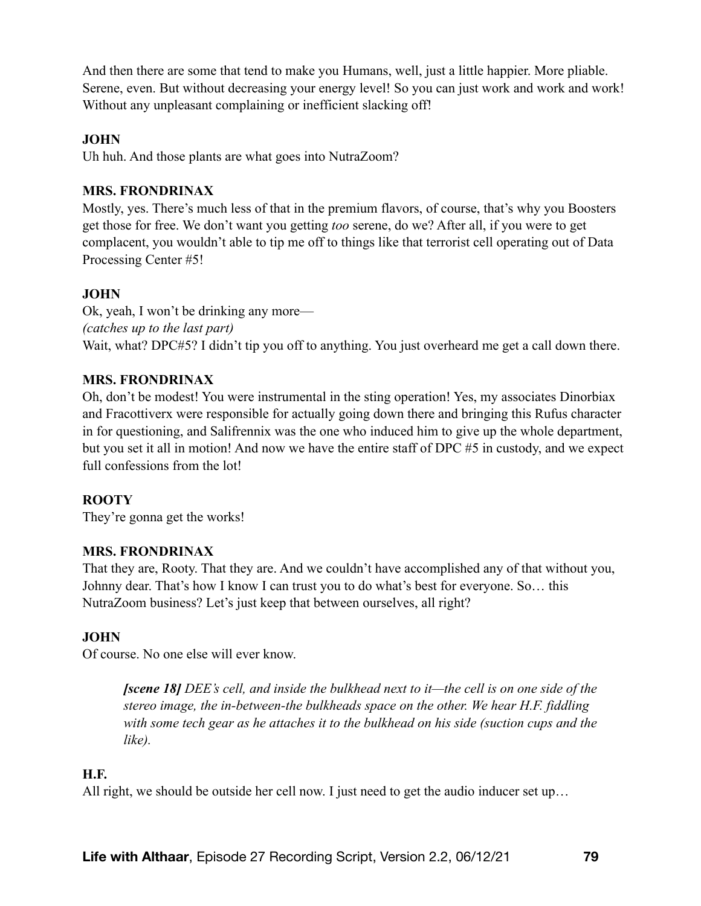And then there are some that tend to make you Humans, well, just a little happier. More pliable. Serene, even. But without decreasing your energy level! So you can just work and work and work! Without any unpleasant complaining or inefficient slacking off!

**JOHN**

Uh huh. And those plants are what goes into NutraZoom?

**MRS. FRONDRINAX**

Mostly, yes. There's much less of that in the premium flavors, of course, that's why you Boosters get those for free. We don't want you getting *too* serene, do we? After all, if you were to get complacent, you wouldn't able to tip me off to things like that terrorist cell operating out of Data Processing Center #5!

**JOHN**

Ok, yeah, I won't be drinking any more—
*(catches up to the last part)*
Wait, what? DPC#5? I didn't tip you off to anything. You just overheard me get a call down there.

**MRS. FRONDRINAX**

Oh, don't be modest! You were instrumental in the sting operation! Yes, my associates Dinorbiax and Fracottiverx were responsible for actually going down there and bringing this Rufus character in for questioning, and Salifrennix was the one who induced him to give up the whole department, but you set it all in motion! And now we have the entire staff of DPC #5 in custody, and we expect full confessions from the lot!

**ROOTY**

They're gonna get the works!

**MRS. FRONDRINAX**

That they are, Rooty. That they are. And we couldn't have accomplished any of that without you, Johnny dear. That's how I know I can trust you to do what's best for everyone. So… this NutraZoom business? Let's just keep that between ourselves, all right?

**JOHN**

Of course. No one else will ever know.

> ***[scene 18]*** *DEE's cell, and inside the bulkhead next to it—the cell is on one side of the stereo image, the in-between-the bulkheads space on the other. We hear H.F. fiddling with some tech gear as he attaches it to the bulkhead on his side (suction cups and the like).*

**H.F.**

All right, we should be outside her cell now. I just need to get the audio inducer set up…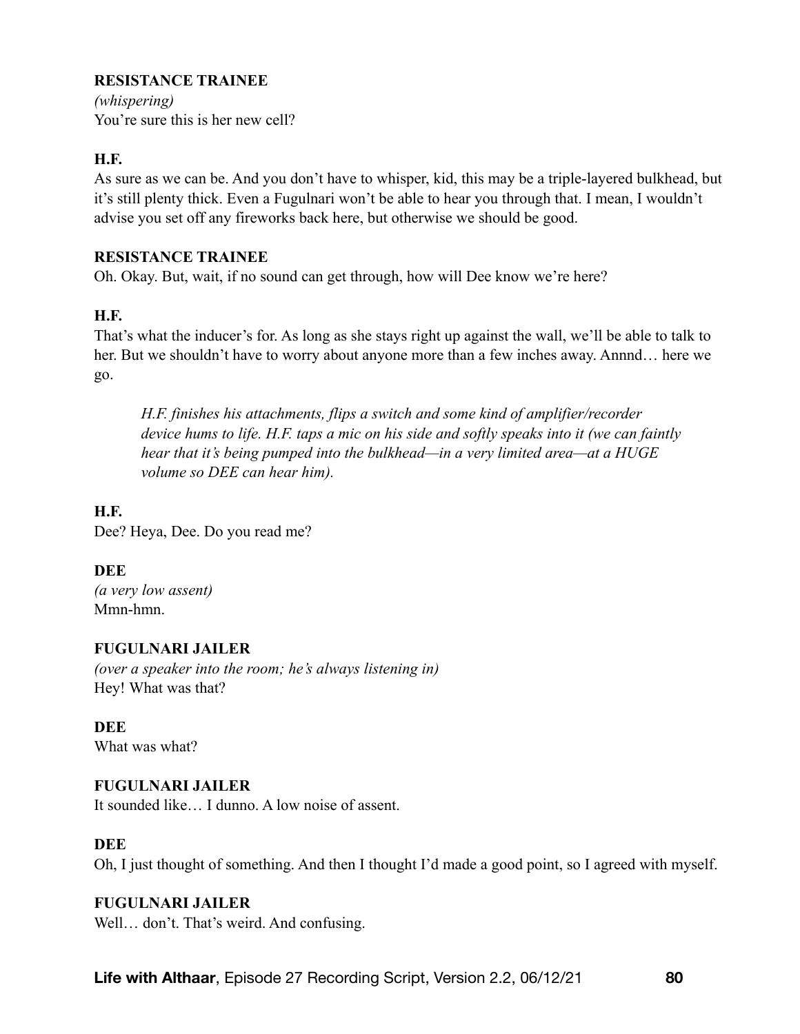**RESISTANCE TRAINEE**
*(whispering)*
You're sure this is her new cell?

**H.F.**
As sure as we can be. And you don't have to whisper, kid, this may be a triple-layered bulkhead, but it's still plenty thick. Even a Fugulnari won't be able to hear you through that. I mean, I wouldn't advise you set off any fireworks back here, but otherwise we should be good.

**RESISTANCE TRAINEE**
Oh. Okay. But, wait, if no sound can get through, how will Dee know we're here?

**H.F.**
That's what the inducer's for. As long as she stays right up against the wall, we'll be able to talk to her. But we shouldn't have to worry about anyone more than a few inches away. Annnd… here we go.

> *H.F. finishes his attachments, flips a switch and some kind of amplifier/recorder device hums to life. H.F. taps a mic on his side and softly speaks into it (we can faintly hear that it's being pumped into the bulkhead—in a very limited area—at a HUGE volume so DEE can hear him).*

**H.F.**
Dee? Heya, Dee. Do you read me?

**DEE**
*(a very low assent)*
Mmn-hmn.

**FUGULNARI JAILER**
*(over a speaker into the room; he's always listening in)*
Hey! What was that?

**DEE**
What was what?

**FUGULNARI JAILER**
It sounded like… I dunno. A low noise of assent.

**DEE**
Oh, I just thought of something. And then I thought I'd made a good point, so I agreed with myself.

**FUGULNARI JAILER**
Well… don't. That's weird. And confusing.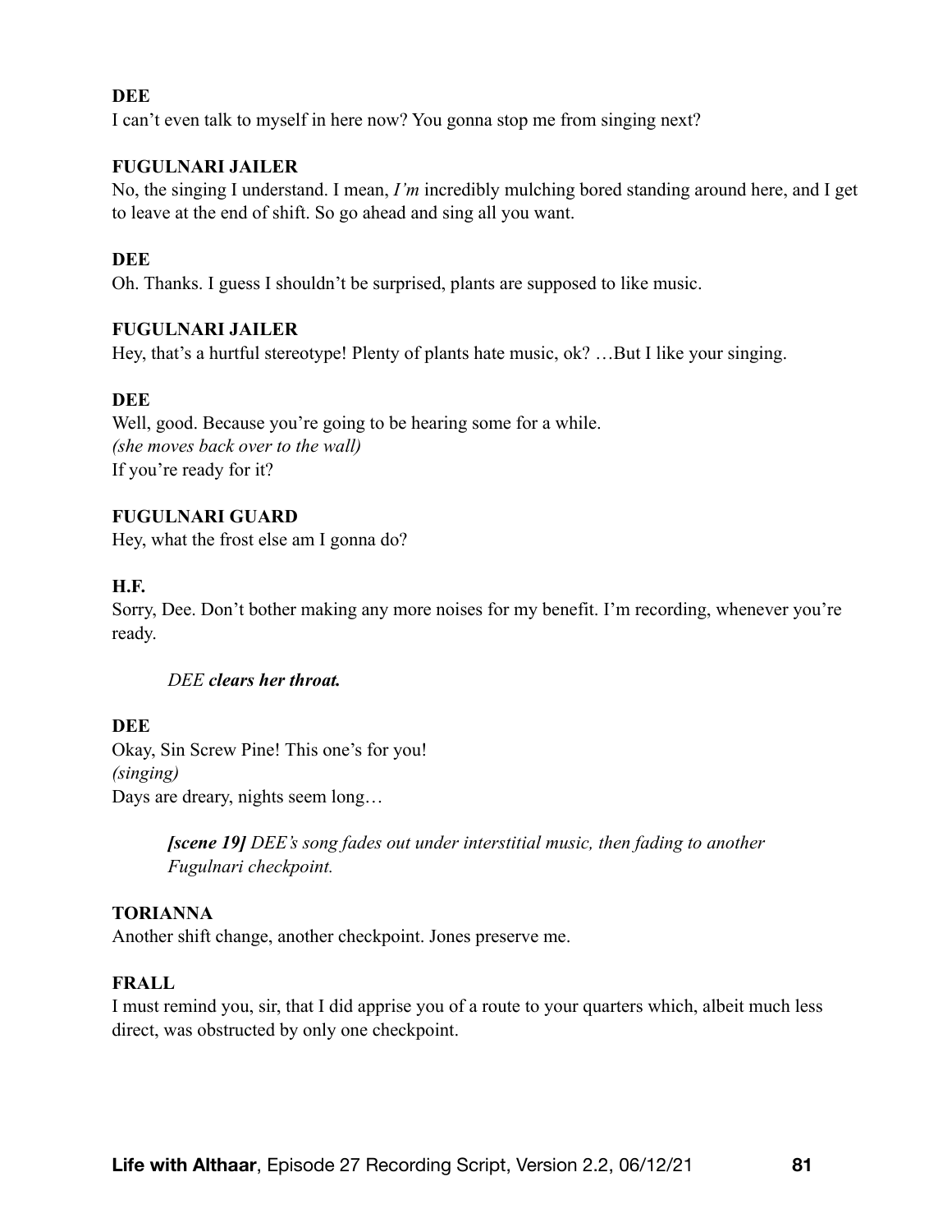**DEE**
I can't even talk to myself in here now? You gonna stop me from singing next?

**FUGULNARI JAILER**
No, the singing I understand. I mean, *I'm* incredibly mulching bored standing around here, and I get to leave at the end of shift. So go ahead and sing all you want.

**DEE**
Oh. Thanks. I guess I shouldn't be surprised, plants are supposed to like music.

**FUGULNARI JAILER**
Hey, that's a hurtful stereotype! Plenty of plants hate music, ok? …But I like your singing.

**DEE**
Well, good. Because you're going to be hearing some for a while.
*(she moves back over to the wall)*
If you're ready for it?

**FUGULNARI GUARD**
Hey, what the frost else am I gonna do?

**H.F.**
Sorry, Dee. Don't bother making any more noises for my benefit. I'm recording, whenever you're ready.

> *DEE* ***clears her throat.***

**DEE**
Okay, Sin Screw Pine! This one's for you!
*(singing)*
Days are dreary, nights seem long…

> ***[scene 19]*** *DEE's song fades out under interstitial music, then fading to another Fugulnari checkpoint.*

**TORIANNA**
Another shift change, another checkpoint. Jones preserve me.

**FRALL**
I must remind you, sir, that I did apprise you of a route to your quarters which, albeit much less direct, was obstructed by only one checkpoint.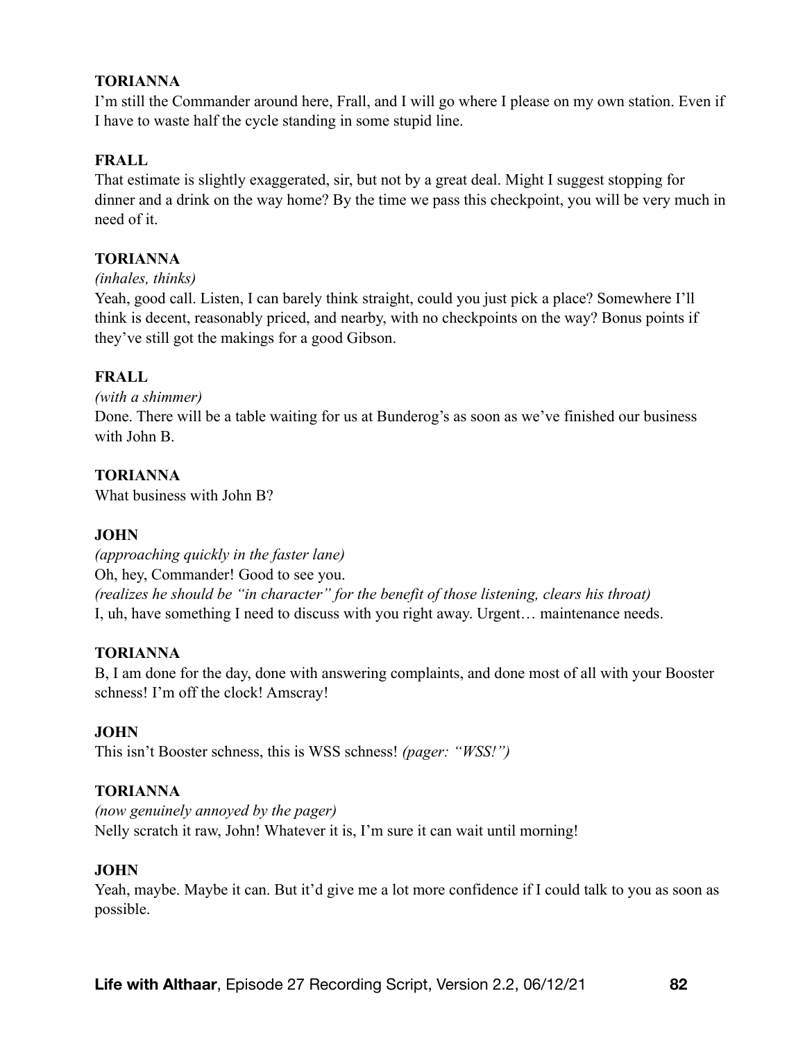**TORIANNA**
I'm still the Commander around here, Frall, and I will go where I please on my own station. Even if I have to waste half the cycle standing in some stupid line.

**FRALL**
That estimate is slightly exaggerated, sir, but not by a great deal. Might I suggest stopping for dinner and a drink on the way home? By the time we pass this checkpoint, you will be very much in need of it.

**TORIANNA**
*(inhales, thinks)*
Yeah, good call. Listen, I can barely think straight, could you just pick a place? Somewhere I'll think is decent, reasonably priced, and nearby, with no checkpoints on the way? Bonus points if they've still got the makings for a good Gibson.

**FRALL**
*(with a shimmer)*
Done. There will be a table waiting for us at Bunderog's as soon as we've finished our business with John B.

**TORIANNA**
What business with John B?

**JOHN**
*(approaching quickly in the faster lane)*
Oh, hey, Commander! Good to see you.
*(realizes he should be "in character" for the benefit of those listening, clears his throat)*
I, uh, have something I need to discuss with you right away. Urgent… maintenance needs.

**TORIANNA**
B, I am done for the day, done with answering complaints, and done most of all with your Booster schness! I'm off the clock! Amscray!

**JOHN**
This isn't Booster schness, this is WSS schness! *(pager: "WSS!")*

**TORIANNA**
*(now genuinely annoyed by the pager)*
Nelly scratch it raw, John! Whatever it is, I'm sure it can wait until morning!

**JOHN**
Yeah, maybe. Maybe it can. But it'd give me a lot more confidence if I could talk to you as soon as possible.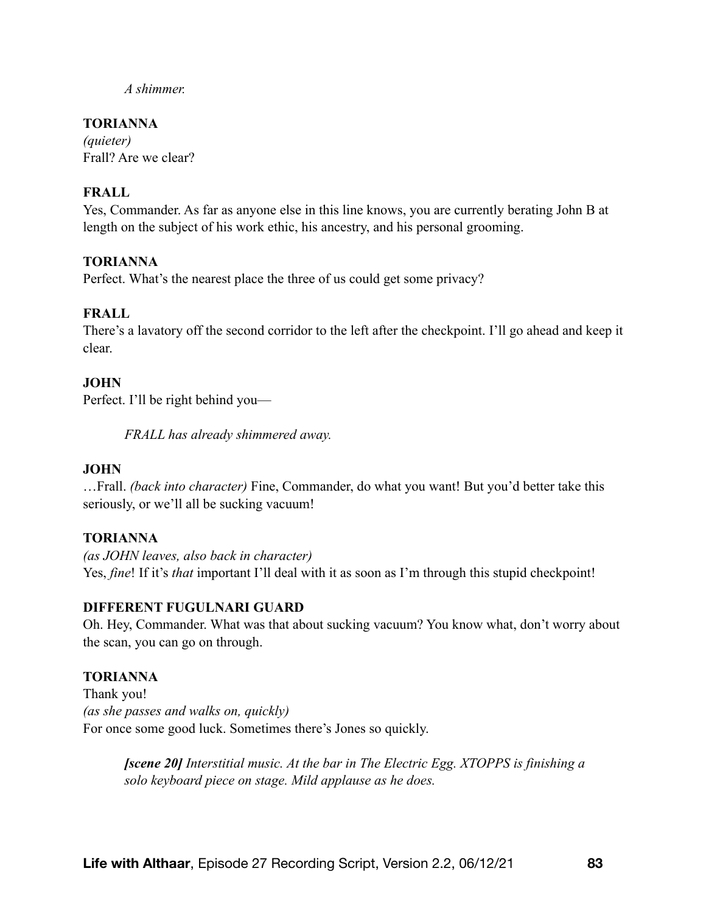*A shimmer.*

**TORIANNA**
*(quieter)*
Frall? Are we clear?

**FRALL**
Yes, Commander. As far as anyone else in this line knows, you are currently berating John B at length on the subject of his work ethic, his ancestry, and his personal grooming.

**TORIANNA**
Perfect. What's the nearest place the three of us could get some privacy?

**FRALL**
There's a lavatory off the second corridor to the left after the checkpoint. I'll go ahead and keep it clear.

**JOHN**
Perfect. I'll be right behind you—

*FRALL has already shimmered away.*

**JOHN**
…Frall. *(back into character)* Fine, Commander, do what you want! But you'd better take this seriously, or we'll all be sucking vacuum!

**TORIANNA**
*(as JOHN leaves, also back in character)*
Yes, *fine*! If it's *that* important I'll deal with it as soon as I'm through this stupid checkpoint!

**DIFFERENT FUGULNARI GUARD**
Oh. Hey, Commander. What was that about sucking vacuum? You know what, don't worry about the scan, you can go on through.

**TORIANNA**
Thank you!
*(as she passes and walks on, quickly)*
For once some good luck. Sometimes there's Jones so quickly.

***[scene 20]*** *Interstitial music. At the bar in The Electric Egg. XTOPPS is finishing a solo keyboard piece on stage. Mild applause as he does.*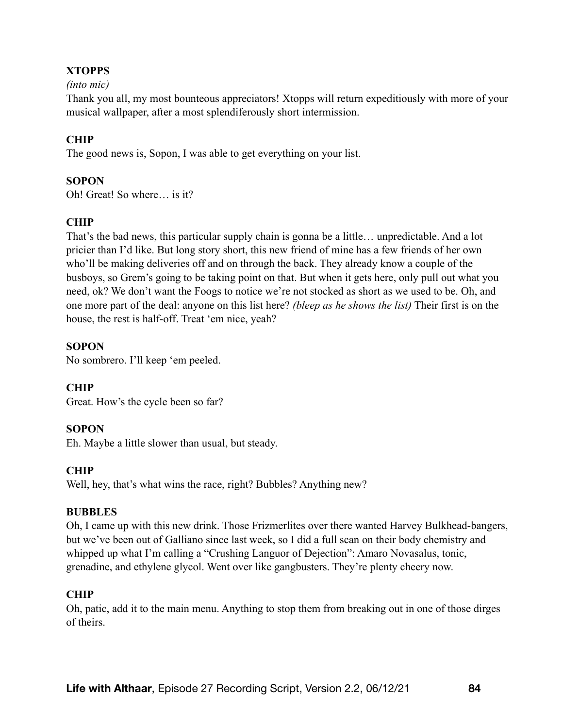**XTOPPS**

*(into mic)*

Thank you all, my most bounteous appreciators! Xtopps will return expeditiously with more of your musical wallpaper, after a most splendiferously short intermission.

**CHIP**

The good news is, Sopon, I was able to get everything on your list.

**SOPON**

Oh! Great! So where… is it?

**CHIP**

That's the bad news, this particular supply chain is gonna be a little… unpredictable. And a lot pricier than I'd like. But long story short, this new friend of mine has a few friends of her own who'll be making deliveries off and on through the back. They already know a couple of the busboys, so Grem's going to be taking point on that. But when it gets here, only pull out what you need, ok? We don't want the Foogs to notice we're not stocked as short as we used to be. Oh, and one more part of the deal: anyone on this list here? *(bleep as he shows the list)* Their first is on the house, the rest is half-off. Treat 'em nice, yeah?

**SOPON**

No sombrero. I'll keep 'em peeled.

**CHIP**

Great. How's the cycle been so far?

**SOPON**

Eh. Maybe a little slower than usual, but steady.

**CHIP**

Well, hey, that's what wins the race, right? Bubbles? Anything new?

**BUBBLES**

Oh, I came up with this new drink. Those Frizmerlites over there wanted Harvey Bulkhead-bangers, but we've been out of Galliano since last week, so I did a full scan on their body chemistry and whipped up what I'm calling a "Crushing Languor of Dejection": Amaro Novasalus, tonic, grenadine, and ethylene glycol. Went over like gangbusters. They're plenty cheery now.

**CHIP**

Oh, patic, add it to the main menu. Anything to stop them from breaking out in one of those dirges of theirs.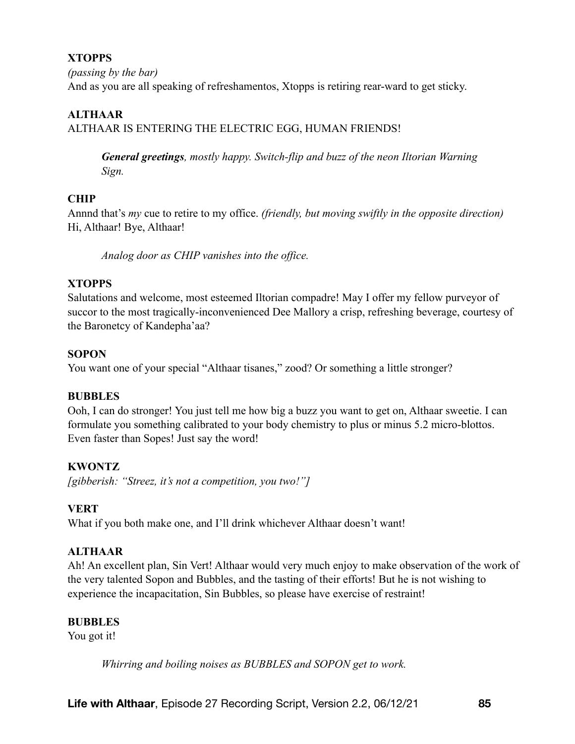**XTOPPS**

*(passing by the bar)*
And as you are all speaking of refreshamentos, Xtopps is retiring rear-ward to get sticky.

**ALTHAAR**

ALTHAAR IS ENTERING THE ELECTRIC EGG, HUMAN FRIENDS!

> ***General greetings**, mostly happy. Switch-flip and buzz of the neon Iltorian Warning Sign.*

**CHIP**

Annnd that's *my* cue to retire to my office. *(friendly, but moving swiftly in the opposite direction)* Hi, Althaar! Bye, Althaar!

> *Analog door as CHIP vanishes into the office.*

**XTOPPS**

Salutations and welcome, most esteemed Iltorian compadre! May I offer my fellow purveyor of succor to the most tragically-inconvenienced Dee Mallory a crisp, refreshing beverage, courtesy of the Baronetcy of Kandepha'aa?

**SOPON**

You want one of your special "Althaar tisanes," zood? Or something a little stronger?

**BUBBLES**

Ooh, I can do stronger! You just tell me how big a buzz you want to get on, Althaar sweetie. I can formulate you something calibrated to your body chemistry to plus or minus 5.2 micro-blottos. Even faster than Sopes! Just say the word!

**KWONTZ**

*[gibberish: "Streez, it's not a competition, you two!"]*

**VERT**

What if you both make one, and I'll drink whichever Althaar doesn't want!

**ALTHAAR**

Ah! An excellent plan, Sin Vert! Althaar would very much enjoy to make observation of the work of the very talented Sopon and Bubbles, and the tasting of their efforts! But he is not wishing to experience the incapacitation, Sin Bubbles, so please have exercise of restraint!

**BUBBLES**

You got it!

> *Whirring and boiling noises as BUBBLES and SOPON get to work.*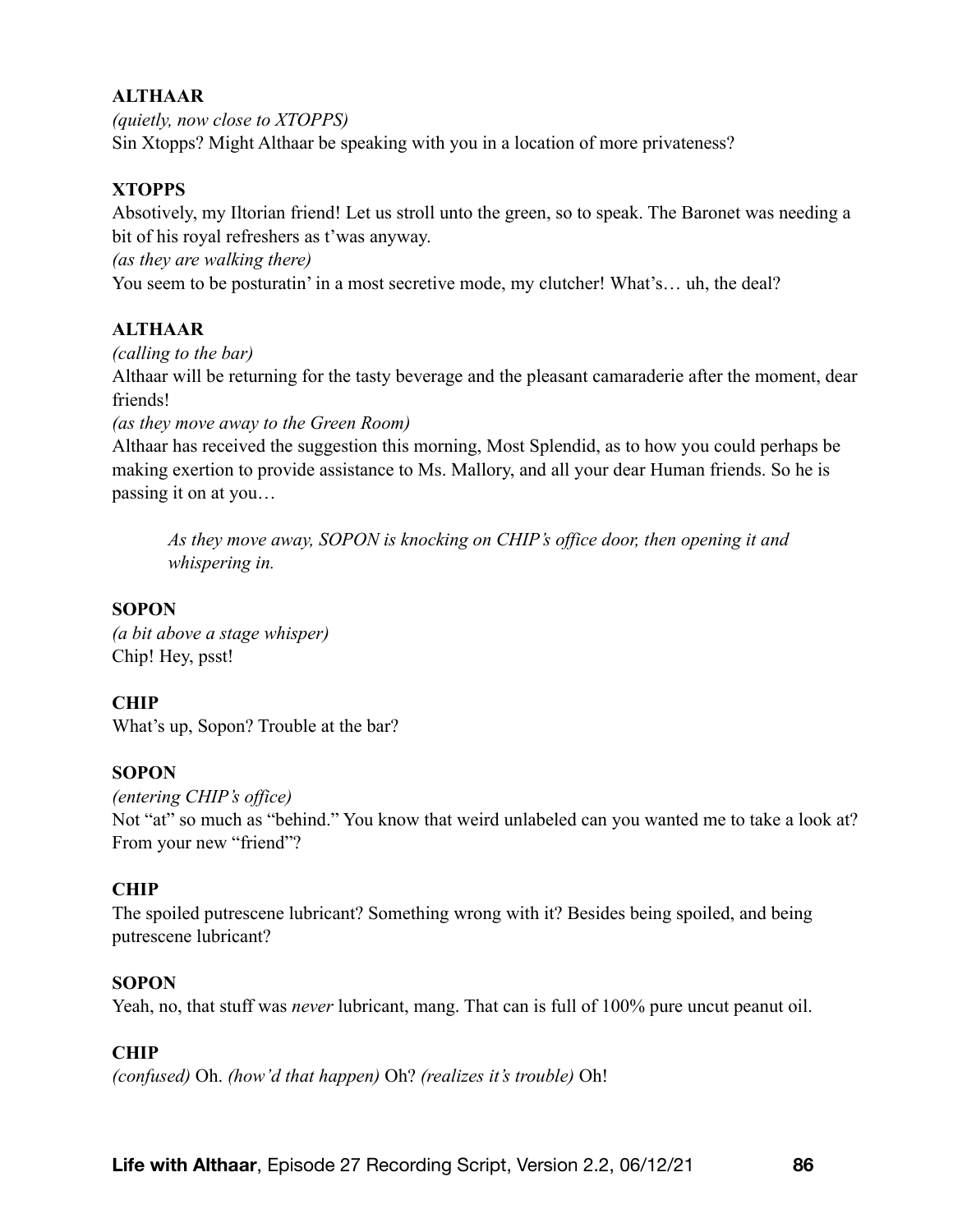**ALTHAAR**

*(quietly, now close to XTOPPS)*

Sin Xtopps? Might Althaar be speaking with you in a location of more privateness?

**XTOPPS**

Absotively, my Iltorian friend! Let us stroll unto the green, so to speak. The Baronet was needing a bit of his royal refreshers as t'was anyway.

*(as they are walking there)*

You seem to be posturatin' in a most secretive mode, my clutcher! What's… uh, the deal?

**ALTHAAR**

*(calling to the bar)*

Althaar will be returning for the tasty beverage and the pleasant camaraderie after the moment, dear friends!

*(as they move away to the Green Room)*

Althaar has received the suggestion this morning, Most Splendid, as to how you could perhaps be making exertion to provide assistance to Ms. Mallory, and all your dear Human friends. So he is passing it on at you…

> *As they move away, SOPON is knocking on CHIP's office door, then opening it and whispering in.*

**SOPON**

*(a bit above a stage whisper)*

Chip! Hey, psst!

**CHIP**

What's up, Sopon? Trouble at the bar?

**SOPON**

*(entering CHIP's office)*

Not "at" so much as "behind." You know that weird unlabeled can you wanted me to take a look at? From your new "friend"?

**CHIP**

The spoiled putrescene lubricant? Something wrong with it? Besides being spoiled, and being putrescene lubricant?

**SOPON**

Yeah, no, that stuff was *never* lubricant, mang. That can is full of 100% pure uncut peanut oil.

**CHIP**

*(confused)* Oh. *(how'd that happen)* Oh? *(realizes it's trouble)* Oh!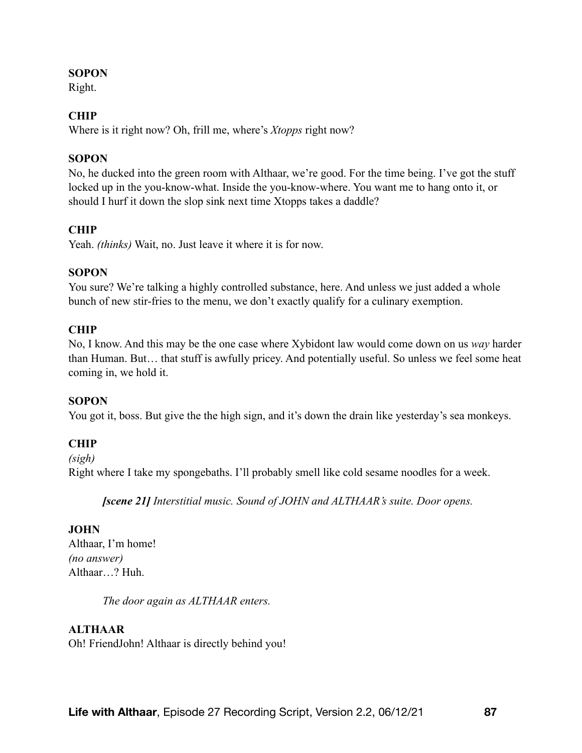**SOPON**
Right.

**CHIP**
Where is it right now? Oh, frill me, where's *Xtopps* right now?

**SOPON**
No, he ducked into the green room with Althaar, we're good. For the time being. I've got the stuff locked up in the you-know-what. Inside the you-know-where. You want me to hang onto it, or should I hurf it down the slop sink next time Xtopps takes a daddle?

**CHIP**
Yeah. *(thinks)* Wait, no. Just leave it where it is for now.

**SOPON**
You sure? We're talking a highly controlled substance, here. And unless we just added a whole bunch of new stir-fries to the menu, we don't exactly qualify for a culinary exemption.

**CHIP**
No, I know. And this may be the one case where Xybidont law would come down on us *way* harder than Human. But… that stuff is awfully pricey. And potentially useful. So unless we feel some heat coming in, we hold it.

**SOPON**
You got it, boss. But give the the high sign, and it's down the drain like yesterday's sea monkeys.

**CHIP**
*(sigh)*
Right where I take my spongebaths. I'll probably smell like cold sesame noodles for a week.

> ***[scene 21]*** *Interstitial music. Sound of JOHN and ALTHAAR's suite. Door opens.*

**JOHN**
Althaar, I'm home!
*(no answer)*
Althaar…? Huh.

> *The door again as ALTHAAR enters.*

**ALTHAAR**
Oh! FriendJohn! Althaar is directly behind you!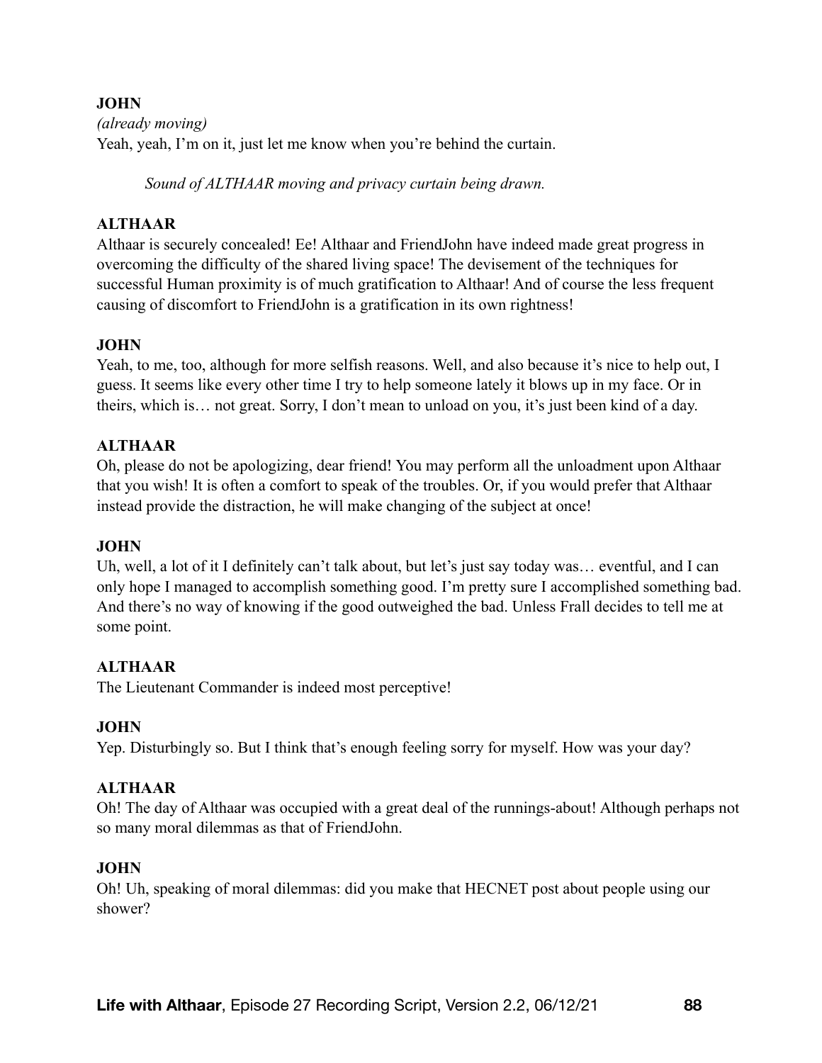**JOHN**

*(already moving)*

Yeah, yeah, I'm on it, just let me know when you're behind the curtain.

*Sound of ALTHAAR moving and privacy curtain being drawn.*

**ALTHAAR**

Althaar is securely concealed! Ee! Althaar and FriendJohn have indeed made great progress in overcoming the difficulty of the shared living space! The devisement of the techniques for successful Human proximity is of much gratification to Althaar! And of course the less frequent causing of discomfort to FriendJohn is a gratification in its own rightness!

**JOHN**

Yeah, to me, too, although for more selfish reasons. Well, and also because it's nice to help out, I guess. It seems like every other time I try to help someone lately it blows up in my face. Or in theirs, which is… not great. Sorry, I don't mean to unload on you, it's just been kind of a day.

**ALTHAAR**

Oh, please do not be apologizing, dear friend! You may perform all the unloadment upon Althaar that you wish! It is often a comfort to speak of the troubles. Or, if you would prefer that Althaar instead provide the distraction, he will make changing of the subject at once!

**JOHN**

Uh, well, a lot of it I definitely can't talk about, but let's just say today was… eventful, and I can only hope I managed to accomplish something good. I'm pretty sure I accomplished something bad. And there's no way of knowing if the good outweighed the bad. Unless Frall decides to tell me at some point.

**ALTHAAR**

The Lieutenant Commander is indeed most perceptive!

**JOHN**

Yep. Disturbingly so. But I think that's enough feeling sorry for myself. How was your day?

**ALTHAAR**

Oh! The day of Althaar was occupied with a great deal of the runnings-about! Although perhaps not so many moral dilemmas as that of FriendJohn.

**JOHN**

Oh! Uh, speaking of moral dilemmas: did you make that HECNET post about people using our shower?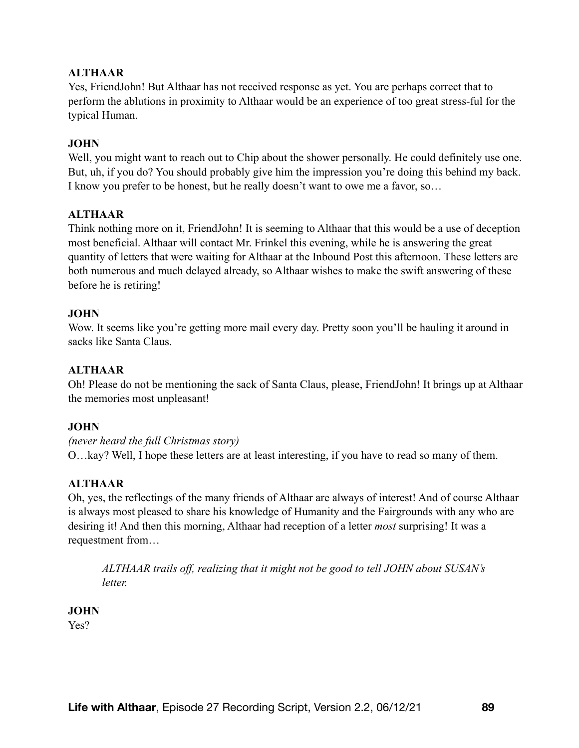**ALTHAAR**
Yes, FriendJohn! But Althaar has not received response as yet. You are perhaps correct that to perform the ablutions in proximity to Althaar would be an experience of too great stress-ful for the typical Human.

**JOHN**
Well, you might want to reach out to Chip about the shower personally. He could definitely use one. But, uh, if you do? You should probably give him the impression you're doing this behind my back. I know you prefer to be honest, but he really doesn't want to owe me a favor, so…

**ALTHAAR**
Think nothing more on it, FriendJohn! It is seeming to Althaar that this would be a use of deception most beneficial. Althaar will contact Mr. Frinkel this evening, while he is answering the great quantity of letters that were waiting for Althaar at the Inbound Post this afternoon. These letters are both numerous and much delayed already, so Althaar wishes to make the swift answering of these before he is retiring!

**JOHN**
Wow. It seems like you're getting more mail every day. Pretty soon you'll be hauling it around in sacks like Santa Claus.

**ALTHAAR**
Oh! Please do not be mentioning the sack of Santa Claus, please, FriendJohn! It brings up at Althaar the memories most unpleasant!

**JOHN**
*(never heard the full Christmas story)*
O…kay? Well, I hope these letters are at least interesting, if you have to read so many of them.

**ALTHAAR**
Oh, yes, the reflectings of the many friends of Althaar are always of interest! And of course Althaar is always most pleased to share his knowledge of Humanity and the Fairgrounds with any who are desiring it! And then this morning, Althaar had reception of a letter *most* surprising! It was a requestment from…

> *ALTHAAR trails off, realizing that it might not be good to tell JOHN about SUSAN's letter.*

**JOHN**
Yes?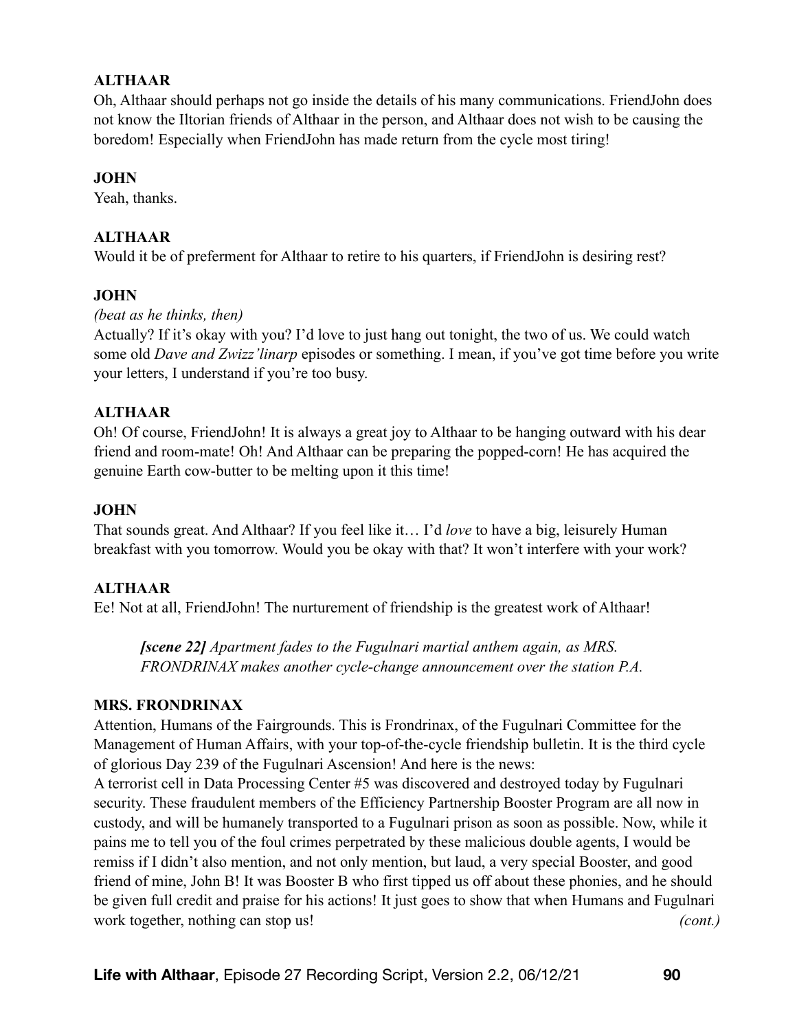**ALTHAAR**

Oh, Althaar should perhaps not go inside the details of his many communications. FriendJohn does not know the Iltorian friends of Althaar in the person, and Althaar does not wish to be causing the boredom! Especially when FriendJohn has made return from the cycle most tiring!

**JOHN**

Yeah, thanks.

**ALTHAAR**

Would it be of preferment for Althaar to retire to his quarters, if FriendJohn is desiring rest?

**JOHN**

*(beat as he thinks, then)*

Actually? If it's okay with you? I'd love to just hang out tonight, the two of us. We could watch some old *Dave and Zwizz'linarp* episodes or something. I mean, if you've got time before you write your letters, I understand if you're too busy.

**ALTHAAR**

Oh! Of course, FriendJohn! It is always a great joy to Althaar to be hanging outward with his dear friend and room-mate! Oh! And Althaar can be preparing the popped-corn! He has acquired the genuine Earth cow-butter to be melting upon it this time!

**JOHN**

That sounds great. And Althaar? If you feel like it… I'd *love* to have a big, leisurely Human breakfast with you tomorrow. Would you be okay with that? It won't interfere with your work?

**ALTHAAR**

Ee! Not at all, FriendJohn! The nurturement of friendship is the greatest work of Althaar!

> ***[scene 22]*** *Apartment fades to the Fugulnari martial anthem again, as MRS. FRONDRINAX makes another cycle-change announcement over the station P.A.*

**MRS. FRONDRINAX**

Attention, Humans of the Fairgrounds. This is Frondrinax, of the Fugulnari Committee for the Management of Human Affairs, with your top-of-the-cycle friendship bulletin. It is the third cycle of glorious Day 239 of the Fugulnari Ascension! And here is the news:

A terrorist cell in Data Processing Center #5 was discovered and destroyed today by Fugulnari security. These fraudulent members of the Efficiency Partnership Booster Program are all now in custody, and will be humanely transported to a Fugulnari prison as soon as possible. Now, while it pains me to tell you of the foul crimes perpetrated by these malicious double agents, I would be remiss if I didn't also mention, and not only mention, but laud, a very special Booster, and good friend of mine, John B! It was Booster B who first tipped us off about these phonies, and he should be given full credit and praise for his actions! It just goes to show that when Humans and Fugulnari work together, nothing can stop us! *(cont.)*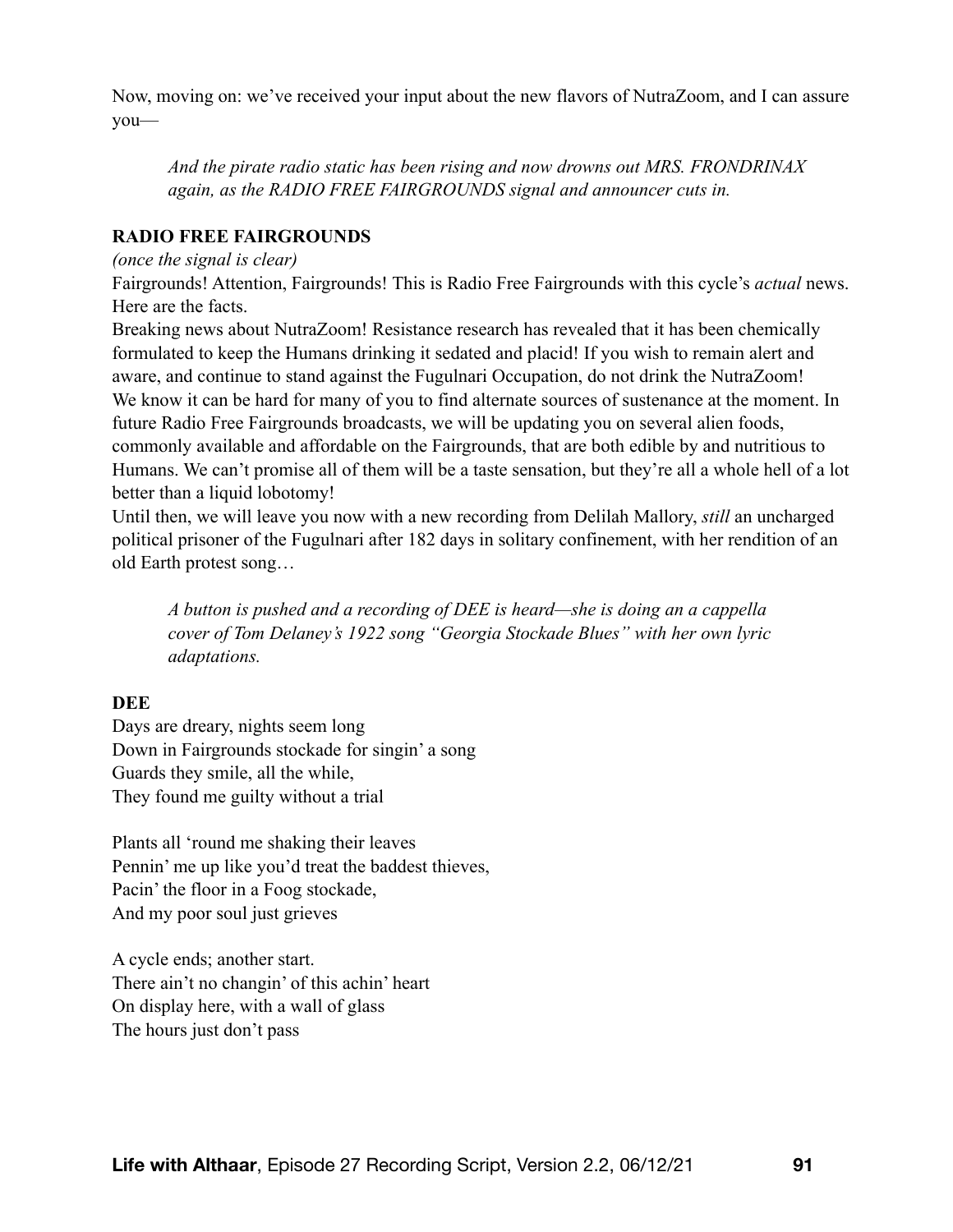Now, moving on: we've received your input about the new flavors of NutraZoom, and I can assure you—

> *And the pirate radio static has been rising and now drowns out MRS. FRONDRINAX again, as the RADIO FREE FAIRGROUNDS signal and announcer cuts in.*

**RADIO FREE FAIRGROUNDS**

*(once the signal is clear)*

Fairgrounds! Attention, Fairgrounds! This is Radio Free Fairgrounds with this cycle's *actual* news. Here are the facts.

Breaking news about NutraZoom! Resistance research has revealed that it has been chemically formulated to keep the Humans drinking it sedated and placid! If you wish to remain alert and aware, and continue to stand against the Fugulnari Occupation, do not drink the NutraZoom!

We know it can be hard for many of you to find alternate sources of sustenance at the moment. In future Radio Free Fairgrounds broadcasts, we will be updating you on several alien foods, commonly available and affordable on the Fairgrounds, that are both edible by and nutritious to Humans. We can't promise all of them will be a taste sensation, but they're all a whole hell of a lot better than a liquid lobotomy!

Until then, we will leave you now with a new recording from Delilah Mallory, *still* an uncharged political prisoner of the Fugulnari after 182 days in solitary confinement, with her rendition of an old Earth protest song…

> *A button is pushed and a recording of DEE is heard—she is doing an a cappella cover of Tom Delaney's 1922 song "Georgia Stockade Blues" with her own lyric adaptations.*

**DEE**

Days are dreary, nights seem long  
Down in Fairgrounds stockade for singin' a song  
Guards they smile, all the while,  
They found me guilty without a trial

Plants all 'round me shaking their leaves  
Pennin' me up like you'd treat the baddest thieves,  
Pacin' the floor in a Foog stockade,  
And my poor soul just grieves

A cycle ends; another start.  
There ain't no changin' of this achin' heart  
On display here, with a wall of glass  
The hours just don't pass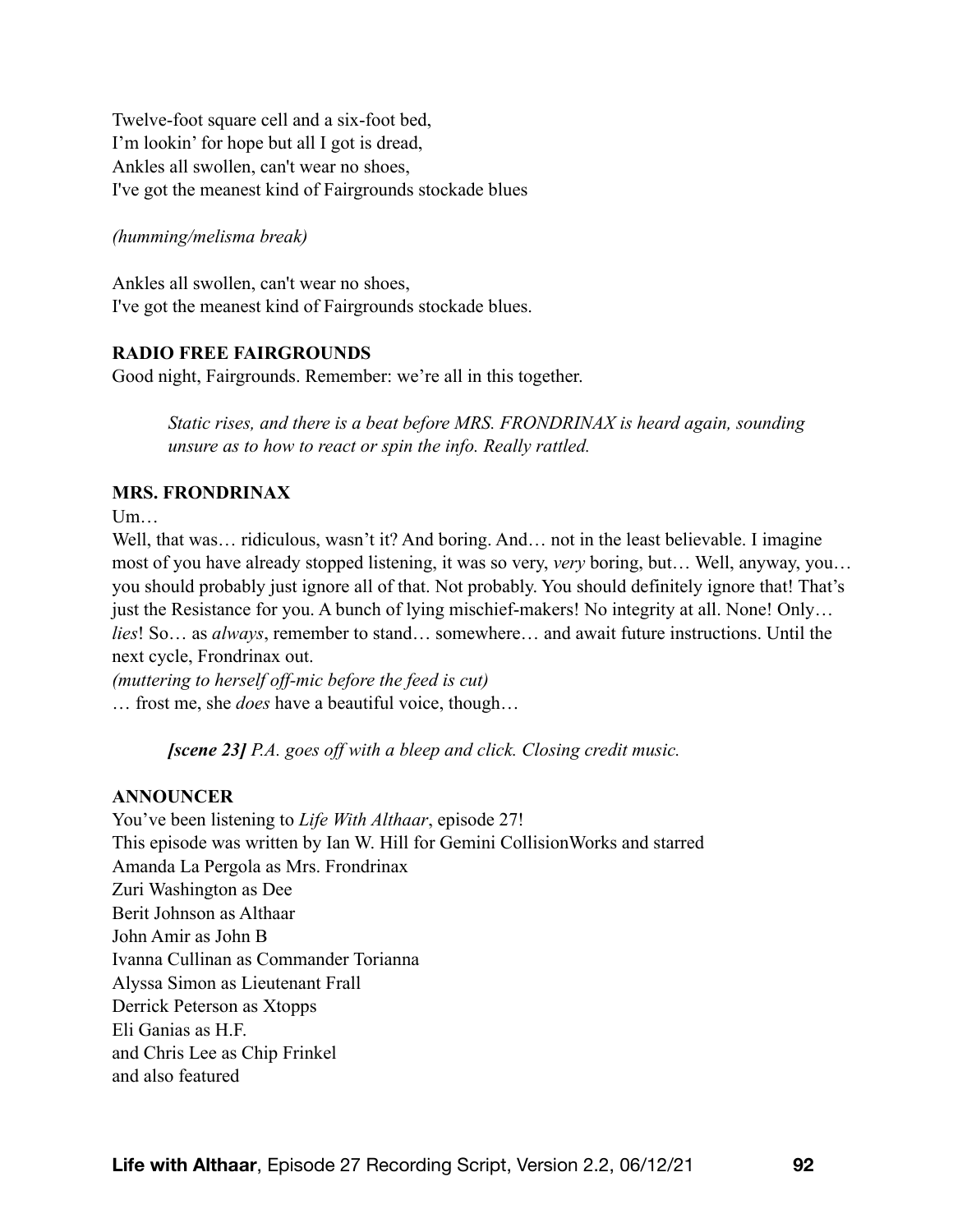Twelve-foot square cell and a six-foot bed,
I'm lookin' for hope but all I got is dread,
Ankles all swollen, can't wear no shoes,
I've got the meanest kind of Fairgrounds stockade blues

*(humming/melisma break)*

Ankles all swollen, can't wear no shoes,
I've got the meanest kind of Fairgrounds stockade blues.

**RADIO FREE FAIRGROUNDS**
Good night, Fairgrounds. Remember: we're all in this together.

> *Static rises, and there is a beat before MRS. FRONDRINAX is heard again, sounding unsure as to how to react or spin the info. Really rattled.*

**MRS. FRONDRINAX**
Um…
Well, that was… ridiculous, wasn't it? And boring. And… not in the least believable. I imagine most of you have already stopped listening, it was so very, *very* boring, but… Well, anyway, you… you should probably just ignore all of that. Not probably. You should definitely ignore that! That's just the Resistance for you. A bunch of lying mischief-makers! No integrity at all. None! Only… *lies*! So… as *always*, remember to stand… somewhere… and await future instructions. Until the next cycle, Frondrinax out.
*(muttering to herself off-mic before the feed is cut)*
… frost me, she *does* have a beautiful voice, though…

> ***[scene 23]*** *P.A. goes off with a bleep and click. Closing credit music.*

**ANNOUNCER**
You've been listening to *Life With Althaar*, episode 27!
This episode was written by Ian W. Hill for Gemini CollisionWorks and starred
Amanda La Pergola as Mrs. Frondrinax
Zuri Washington as Dee
Berit Johnson as Althaar
John Amir as John B
Ivanna Cullinan as Commander Torianna
Alyssa Simon as Lieutenant Frall
Derrick Peterson as Xtopps
Eli Ganias as H.F.
and Chris Lee as Chip Frinkel
and also featured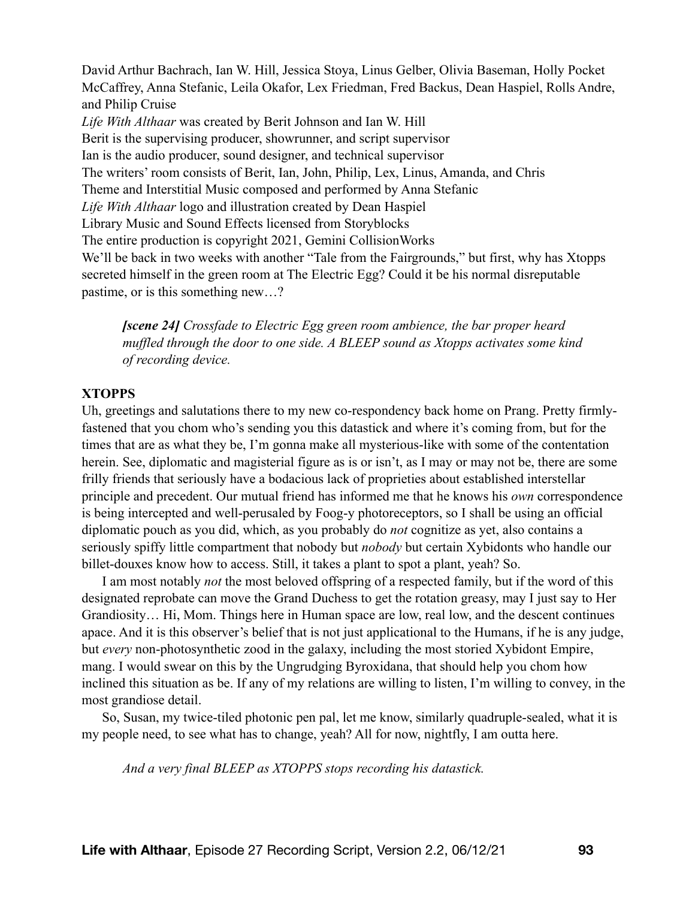David Arthur Bachrach, Ian W. Hill, Jessica Stoya, Linus Gelber, Olivia Baseman, Holly Pocket McCaffrey, Anna Stefanic, Leila Okafor, Lex Friedman, Fred Backus, Dean Haspiel, Rolls Andre, and Philip Cruise

*Life With Althaar* was created by Berit Johnson and Ian W. Hill

Berit is the supervising producer, showrunner, and script supervisor

Ian is the audio producer, sound designer, and technical supervisor

The writers' room consists of Berit, Ian, John, Philip, Lex, Linus, Amanda, and Chris

Theme and Interstitial Music composed and performed by Anna Stefanic

*Life With Althaar* logo and illustration created by Dean Haspiel

Library Music and Sound Effects licensed from Storyblocks

The entire production is copyright 2021, Gemini CollisionWorks

We'll be back in two weeks with another "Tale from the Fairgrounds," but first, why has Xtopps secreted himself in the green room at The Electric Egg? Could it be his normal disreputable pastime, or is this something new…?

> ***[scene 24]*** *Crossfade to Electric Egg green room ambience, the bar proper heard muffled through the door to one side. A BLEEP sound as Xtopps activates some kind of recording device.*

**XTOPPS**

Uh, greetings and salutations there to my new co-respondency back home on Prang. Pretty firmly-fastened that you chom who's sending you this datastick and where it's coming from, but for the times that are as what they be, I'm gonna make all mysterious-like with some of the contentation herein. See, diplomatic and magisterial figure as is or isn't, as I may or may not be, there are some frilly friends that seriously have a bodacious lack of proprieties about established interstellar principle and precedent. Our mutual friend has informed me that he knows his *own* correspondence is being intercepted and well-perusaled by Foog-y photoreceptors, so I shall be using an official diplomatic pouch as you did, which, as you probably do *not* cognitize as yet, also contains a seriously spiffy little compartment that nobody but *nobody* but certain Xybidonts who handle our billet-douxes know how to access. Still, it takes a plant to spot a plant, yeah? So.

I am most notably *not* the most beloved offspring of a respected family, but if the word of this designated reprobate can move the Grand Duchess to get the rotation greasy, may I just say to Her Grandiosity… Hi, Mom. Things here in Human space are low, real low, and the descent continues apace. And it is this observer's belief that is not just applicational to the Humans, if he is any judge, but *every* non-photosynthetic zood in the galaxy, including the most storied Xybidont Empire, mang. I would swear on this by the Ungrudging Byroxidana, that should help you chom how inclined this situation as be. If any of my relations are willing to listen, I'm willing to convey, in the most grandiose detail.

So, Susan, my twice-tiled photonic pen pal, let me know, similarly quadruple-sealed, what it is my people need, to see what has to change, yeah? All for now, nightfly, I am outta here.

> *And a very final BLEEP as XTOPPS stops recording his datastick.*